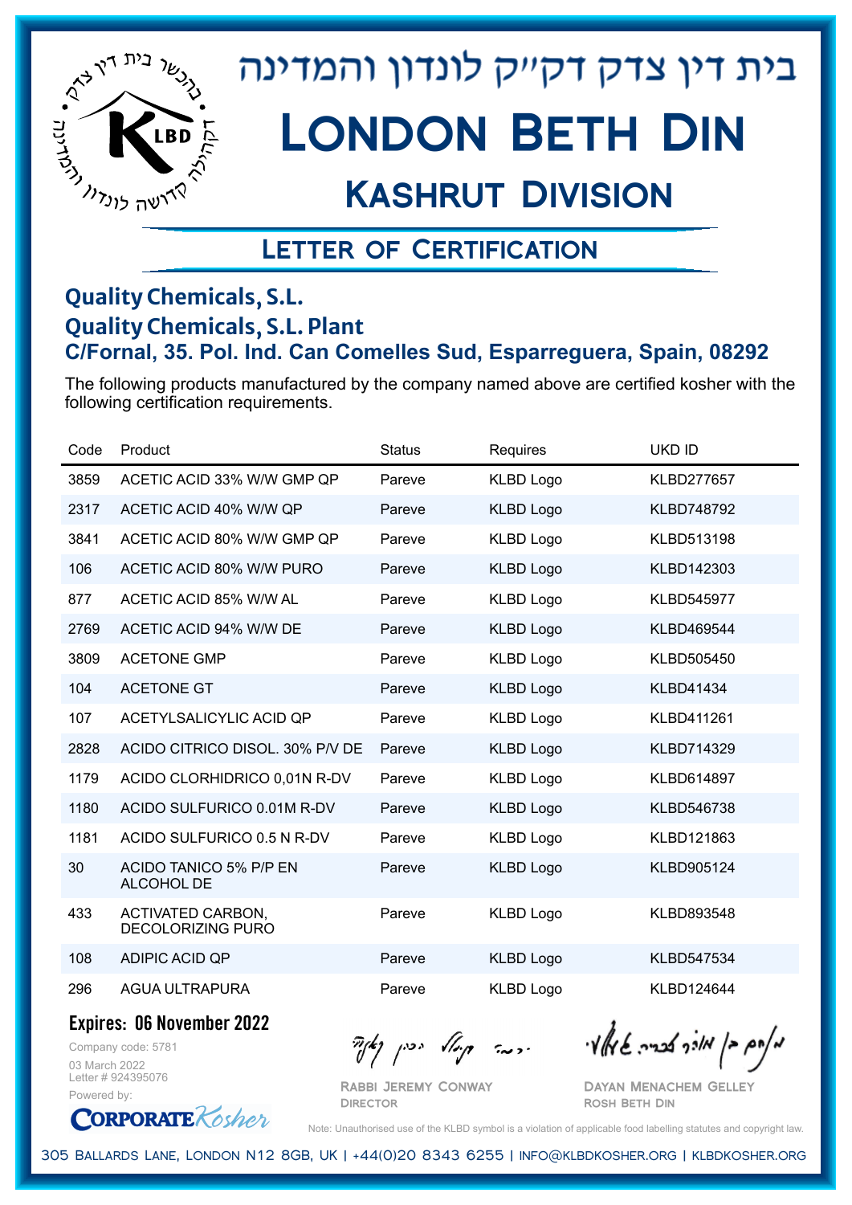# בית דין צדק דקי"ק לונדון והמדינה

# London Beth Din

## Kashrut Division

### Letter of Certification

**Quality Chemicals, S.L.**
**Quality Chemicals, S.L. Plant**
**C/Fornal, 35. Pol. Ind. Can Comelles Sud, Esparreguera, Spain, 08292**

The following products manufactured by the company named above are certified kosher with the following certification requirements.

| Code | Product | Status | Requires | UKD ID |
|---|---|---|---|---|
| 3859 | ACETIC ACID 33% W/W GMP QP | Pareve | KLBD Logo | KLBD277657 |
| 2317 | ACETIC ACID 40% W/W QP | Pareve | KLBD Logo | KLBD748792 |
| 3841 | ACETIC ACID 80% W/W GMP QP | Pareve | KLBD Logo | KLBD513198 |
| 106 | ACETIC ACID 80% W/W PURO | Pareve | KLBD Logo | KLBD142303 |
| 877 | ACETIC ACID 85% W/W AL | Pareve | KLBD Logo | KLBD545977 |
| 2769 | ACETIC ACID 94% W/W DE | Pareve | KLBD Logo | KLBD469544 |
| 3809 | ACETONE GMP | Pareve | KLBD Logo | KLBD505450 |
| 104 | ACETONE GT | Pareve | KLBD Logo | KLBD41434 |
| 107 | ACETYLSALICYLIC ACID QP | Pareve | KLBD Logo | KLBD411261 |
| 2828 | ACIDO CITRICO DISOL. 30% P/V DE | Pareve | KLBD Logo | KLBD714329 |
| 1179 | ACIDO CLORHIDRICO 0,01N R-DV | Pareve | KLBD Logo | KLBD614897 |
| 1180 | ACIDO SULFURICO 0.01M R-DV | Pareve | KLBD Logo | KLBD546738 |
| 1181 | ACIDO SULFURICO 0.5 N R-DV | Pareve | KLBD Logo | KLBD121863 |
| 30 | ACIDO TANICO 5% P/P EN ALCOHOL DE | Pareve | KLBD Logo | KLBD905124 |
| 433 | ACTIVATED CARBON, DECOLORIZING PURO | Pareve | KLBD Logo | KLBD893548 |
| 108 | ADIPIC ACID QP | Pareve | KLBD Logo | KLBD547534 |
| 296 | AGUA ULTRAPURA | Pareve | KLBD Logo | KLBD124644 |

**Expires: 06 November 2022**

Company code: 5781
03 March 2022
Letter # 924395076
Powered by: CorporateKosher

Rabbi Jeremy Conway
Director

Dayan Menachem Gelley
Rosh Beth Din

Note: Unauthorised use of the KLBD symbol is a violation of applicable food labelling statutes and copyright law.

305 Ballards Lane, London N12 8GB, UK | +44(0)20 8343 6255 | info@klbdkosher.org | klbdkosher.org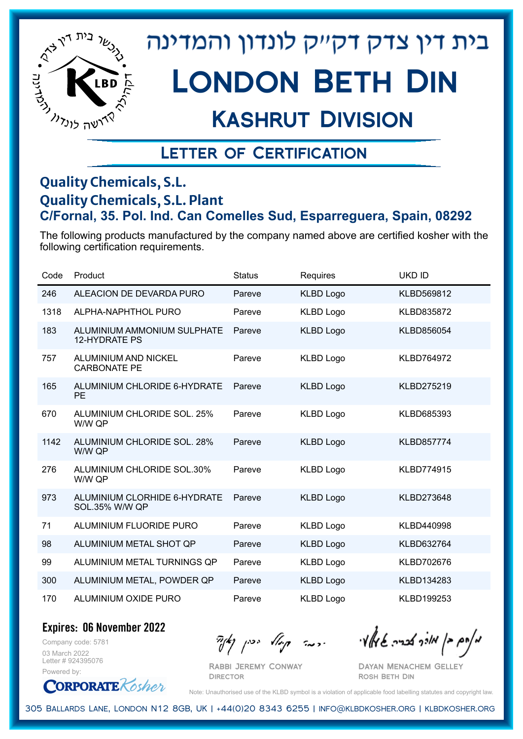בית דין צדק דק"ק לונדון והמדינה

# London Beth Din

## Kashrut Division

### Letter of Certification

**Quality Chemicals, S.L.**
**Quality Chemicals, S.L. Plant**
**C/Fornal, 35. Pol. Ind. Can Comelles Sud, Esparreguera, Spain, 08292**

The following products manufactured by the company named above are certified kosher with the following certification requirements.

| Code | Product | Status | Requires | UKD ID |
|---|---|---|---|---|
| 246 | ALEACION DE DEVARDA PURO | Pareve | KLBD Logo | KLBD569812 |
| 1318 | ALPHA-NAPHTHOL PURO | Pareve | KLBD Logo | KLBD835872 |
| 183 | ALUMINIUM AMMONIUM SULPHATE 12-HYDRATE PS | Pareve | KLBD Logo | KLBD856054 |
| 757 | ALUMINIUM AND NICKEL CARBONATE PE | Pareve | KLBD Logo | KLBD764972 |
| 165 | ALUMINIUM CHLORIDE 6-HYDRATE PE | Pareve | KLBD Logo | KLBD275219 |
| 670 | ALUMINIUM CHLORIDE SOL. 25% W/W QP | Pareve | KLBD Logo | KLBD685393 |
| 1142 | ALUMINIUM CHLORIDE SOL. 28% W/W QP | Pareve | KLBD Logo | KLBD857774 |
| 276 | ALUMINIUM CHLORIDE SOL.30% W/W QP | Pareve | KLBD Logo | KLBD774915 |
| 973 | ALUMINIUM CLORHIDE 6-HYDRATE SOL.35% W/W QP | Pareve | KLBD Logo | KLBD273648 |
| 71 | ALUMINIUM FLUORIDE PURO | Pareve | KLBD Logo | KLBD440998 |
| 98 | ALUMINIUM METAL SHOT QP | Pareve | KLBD Logo | KLBD632764 |
| 99 | ALUMINIUM METAL TURNINGS QP | Pareve | KLBD Logo | KLBD702676 |
| 300 | ALUMINIUM METAL, POWDER QP | Pareve | KLBD Logo | KLBD134283 |
| 170 | ALUMINIUM OXIDE PURO | Pareve | KLBD Logo | KLBD199253 |

**Expires: 06 November 2022**

Company code: 5781
03 March 2022
Letter # 924395076
Powered by: CorporateKosher

Rabbi Jeremy Conway
Director

Dayan Menachem Gelley
Rosh Beth Din

Note: Unauthorised use of the KLBD symbol is a violation of applicable food labelling statutes and copyright law.

305 Ballards Lane, London N12 8GB, UK | +44(0)20 8343 6255 | info@klbdkosher.org | klbdkosher.org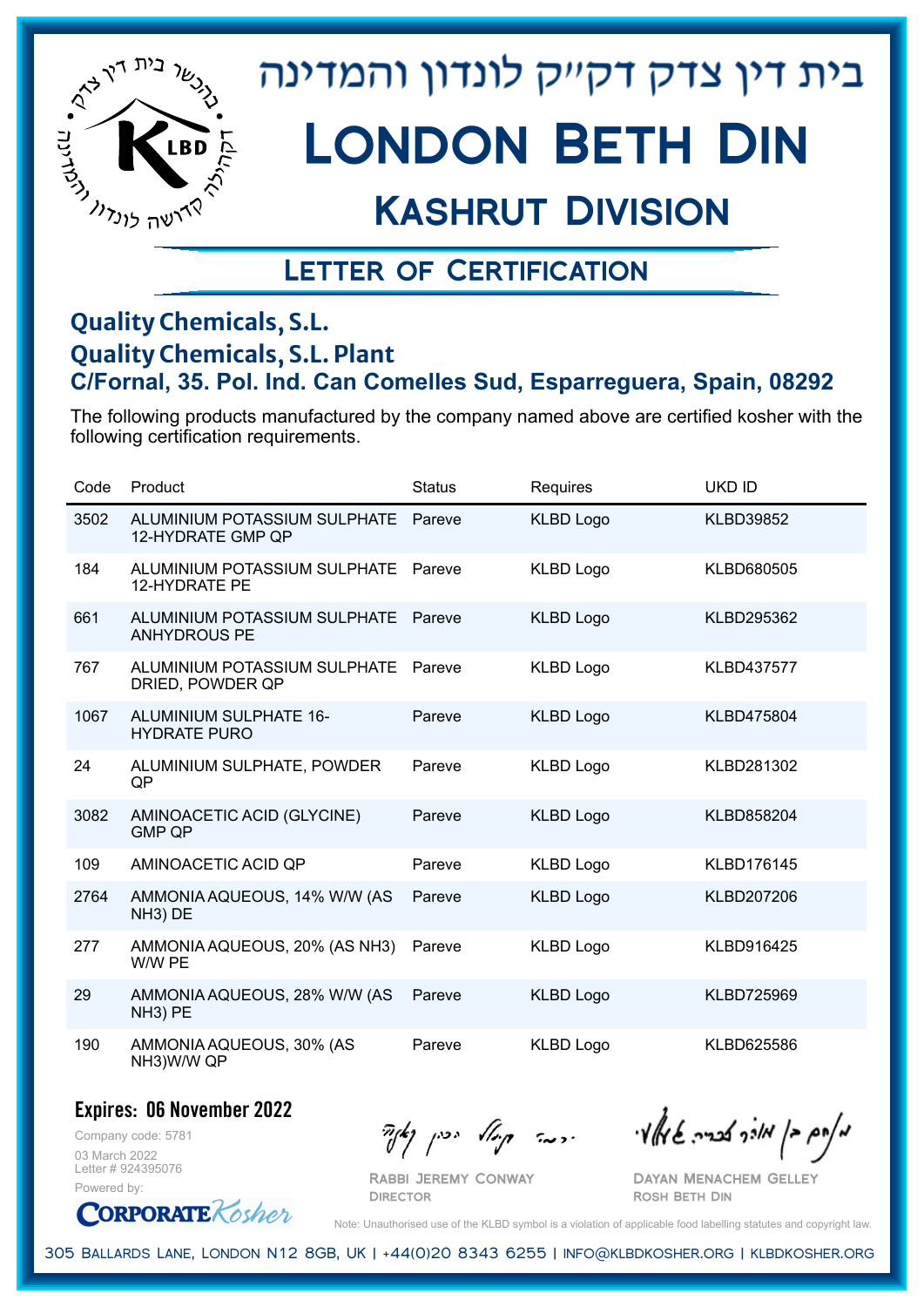# בית דין צדק דק״ק לונדון והמדינה

# London Beth Din

## Kashrut Division

### Letter of Certification

**Quality Chemicals, S.L.**
**Quality Chemicals, S.L. Plant**
**C/Fornal, 35. Pol. Ind. Can Comelles Sud, Esparreguera, Spain, 08292**

The following products manufactured by the company named above are certified kosher with the following certification requirements.

| Code | Product | Status | Requires | UKD ID |
|---|---|---|---|---|
| 3502 | ALUMINIUM POTASSIUM SULPHATE 12-HYDRATE GMP QP | Pareve | KLBD Logo | KLBD39852 |
| 184 | ALUMINIUM POTASSIUM SULPHATE 12-HYDRATE PE | Pareve | KLBD Logo | KLBD680505 |
| 661 | ALUMINIUM POTASSIUM SULPHATE ANHYDROUS PE | Pareve | KLBD Logo | KLBD295362 |
| 767 | ALUMINIUM POTASSIUM SULPHATE DRIED, POWDER QP | Pareve | KLBD Logo | KLBD437577 |
| 1067 | ALUMINIUM SULPHATE 16-HYDRATE PURO | Pareve | KLBD Logo | KLBD475804 |
| 24 | ALUMINIUM SULPHATE, POWDER QP | Pareve | KLBD Logo | KLBD281302 |
| 3082 | AMINOACETIC ACID (GLYCINE) GMP QP | Pareve | KLBD Logo | KLBD858204 |
| 109 | AMINOACETIC ACID QP | Pareve | KLBD Logo | KLBD176145 |
| 2764 | AMMONIA AQUEOUS, 14% W/W (AS NH3) DE | Pareve | KLBD Logo | KLBD207206 |
| 277 | AMMONIA AQUEOUS, 20% (AS NH3) W/W PE | Pareve | KLBD Logo | KLBD916425 |
| 29 | AMMONIA AQUEOUS, 28% W/W (AS NH3) PE | Pareve | KLBD Logo | KLBD725969 |
| 190 | AMMONIA AQUEOUS, 30% (AS NH3)W/W QP | Pareve | KLBD Logo | KLBD625586 |

**Expires: 06 November 2022**

Company code: 5781
03 March 2022
Letter # 924395076
Powered by: CorporateKosher

Rabbi Jeremy Conway
Director

Dayan Menachem Gelley
Rosh Beth Din

Note: Unauthorised use of the KLBD symbol is a violation of applicable food labelling statutes and copyright law.

305 Ballards Lane, London N12 8GB, UK | +44(0)20 8343 6255 | info@klbdkosher.org | klbdkosher.org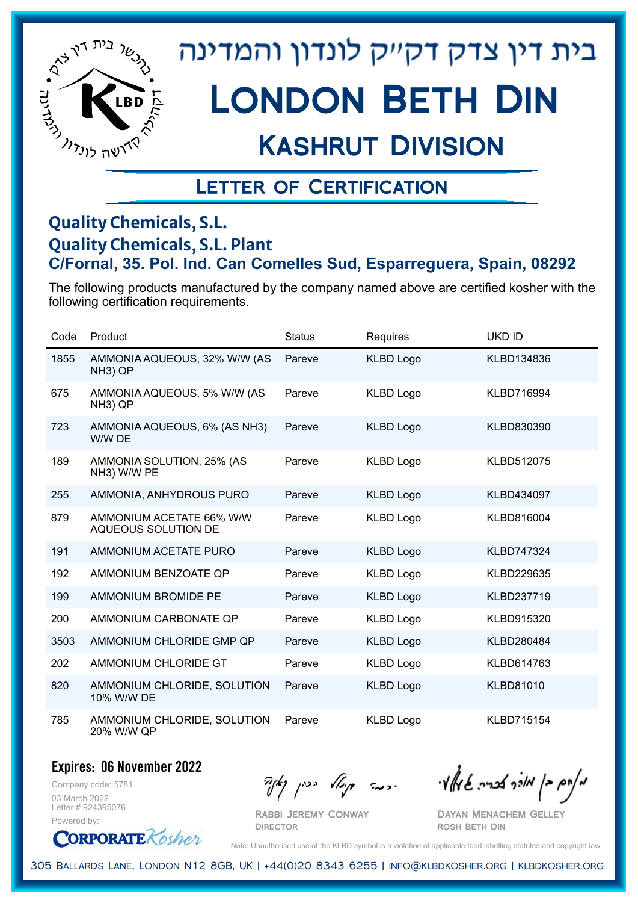בית דין צדק דק"ק לונדון והמדינה

# London Beth Din

## Kashrut Division

### Letter of Certification

**Quality Chemicals, S.L.**
**Quality Chemicals, S.L. Plant**
**C/Fornal, 35. Pol. Ind. Can Comelles Sud, Esparreguera, Spain, 08292**

The following products manufactured by the company named above are certified kosher with the following certification requirements.

| Code | Product | Status | Requires | UKD ID |
|---|---|---|---|---|
| 1855 | AMMONIA AQUEOUS, 32% W/W (AS NH3) QP | Pareve | KLBD Logo | KLBD134836 |
| 675 | AMMONIA AQUEOUS, 5% W/W (AS NH3) QP | Pareve | KLBD Logo | KLBD716994 |
| 723 | AMMONIA AQUEOUS, 6% (AS NH3) W/W DE | Pareve | KLBD Logo | KLBD830390 |
| 189 | AMMONIA SOLUTION, 25% (AS NH3) W/W PE | Pareve | KLBD Logo | KLBD512075 |
| 255 | AMMONIA, ANHYDROUS PURO | Pareve | KLBD Logo | KLBD434097 |
| 879 | AMMONIUM ACETATE 66% W/W AQUEOUS SOLUTION DE | Pareve | KLBD Logo | KLBD816004 |
| 191 | AMMONIUM ACETATE PURO | Pareve | KLBD Logo | KLBD747324 |
| 192 | AMMONIUM BENZOATE QP | Pareve | KLBD Logo | KLBD229635 |
| 199 | AMMONIUM BROMIDE PE | Pareve | KLBD Logo | KLBD237719 |
| 200 | AMMONIUM CARBONATE QP | Pareve | KLBD Logo | KLBD915320 |
| 3503 | AMMONIUM CHLORIDE GMP QP | Pareve | KLBD Logo | KLBD280484 |
| 202 | AMMONIUM CHLORIDE GT | Pareve | KLBD Logo | KLBD614763 |
| 820 | AMMONIUM CHLORIDE, SOLUTION 10% W/W DE | Pareve | KLBD Logo | KLBD81010 |
| 785 | AMMONIUM CHLORIDE, SOLUTION 20% W/W QP | Pareve | KLBD Logo | KLBD715154 |

**Expires: 06 November 2022**

Company code: 5781
03 March 2022
Letter # 924395076
Powered by: CorporateKosher

Rabbi Jeremy Conway
Director

Dayan Menachem Gelley
Rosh Beth Din

Note: Unauthorised use of the KLBD symbol is a violation of applicable food labelling statutes and copyright law.

305 Ballards Lane, London N12 8GB, UK | +44(0)20 8343 6255 | info@klbdkosher.org | klbdkosher.org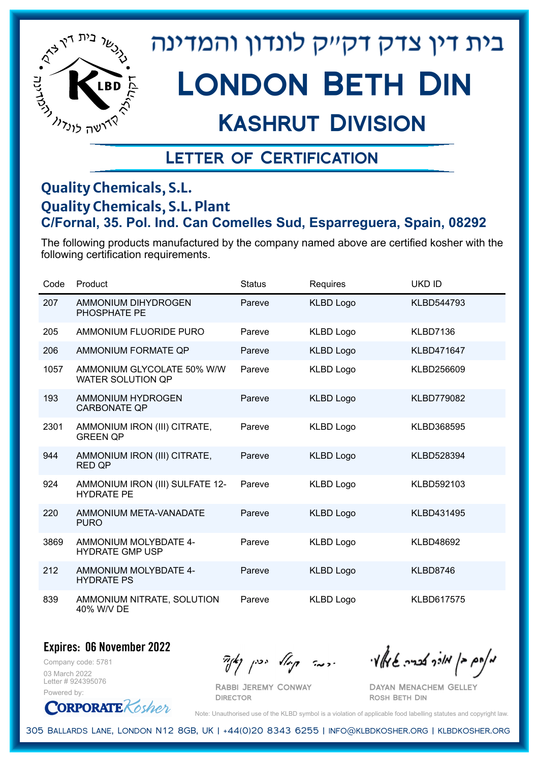# בית דין צדק דק"ק לונדון והמדינה

# London Beth Din

## Kashrut Division

### Letter of Certification

**Quality Chemicals, S.L.**
**Quality Chemicals, S.L. Plant**
**C/Fornal, 35. Pol. Ind. Can Comelles Sud, Esparreguera, Spain, 08292**

The following products manufactured by the company named above are certified kosher with the following certification requirements.

| Code | Product | Status | Requires | UKD ID |
|---|---|---|---|---|
| 207 | AMMONIUM DIHYDROGEN PHOSPHATE PE | Pareve | KLBD Logo | KLBD544793 |
| 205 | AMMONIUM FLUORIDE PURO | Pareve | KLBD Logo | KLBD7136 |
| 206 | AMMONIUM FORMATE QP | Pareve | KLBD Logo | KLBD471647 |
| 1057 | AMMONIUM GLYCOLATE 50% W/W WATER SOLUTION QP | Pareve | KLBD Logo | KLBD256609 |
| 193 | AMMONIUM HYDROGEN CARBONATE QP | Pareve | KLBD Logo | KLBD779082 |
| 2301 | AMMONIUM IRON (III) CITRATE, GREEN QP | Pareve | KLBD Logo | KLBD368595 |
| 944 | AMMONIUM IRON (III) CITRATE, RED QP | Pareve | KLBD Logo | KLBD528394 |
| 924 | AMMONIUM IRON (III) SULFATE 12-HYDRATE PE | Pareve | KLBD Logo | KLBD592103 |
| 220 | AMMONIUM META-VANADATE PURO | Pareve | KLBD Logo | KLBD431495 |
| 3869 | AMMONIUM MOLYBDATE 4-HYDRATE GMP USP | Pareve | KLBD Logo | KLBD48692 |
| 212 | AMMONIUM MOLYBDATE 4-HYDRATE PS | Pareve | KLBD Logo | KLBD8746 |
| 839 | AMMONIUM NITRATE, SOLUTION 40% W/V DE | Pareve | KLBD Logo | KLBD617575 |

**Expires: 06 November 2022**

Company code: 5781
03 March 2022
Letter # 924395076
Powered by: CorporateKosher

Rabbi Jeremy Conway
Director

Dayan Menachem Gelley
Rosh Beth Din

Note: Unauthorised use of the KLBD symbol is a violation of applicable food labelling statutes and copyright law.

305 Ballards Lane, London N12 8GB, UK | +44(0)20 8343 6255 | info@klbdkosher.org | klbdkosher.org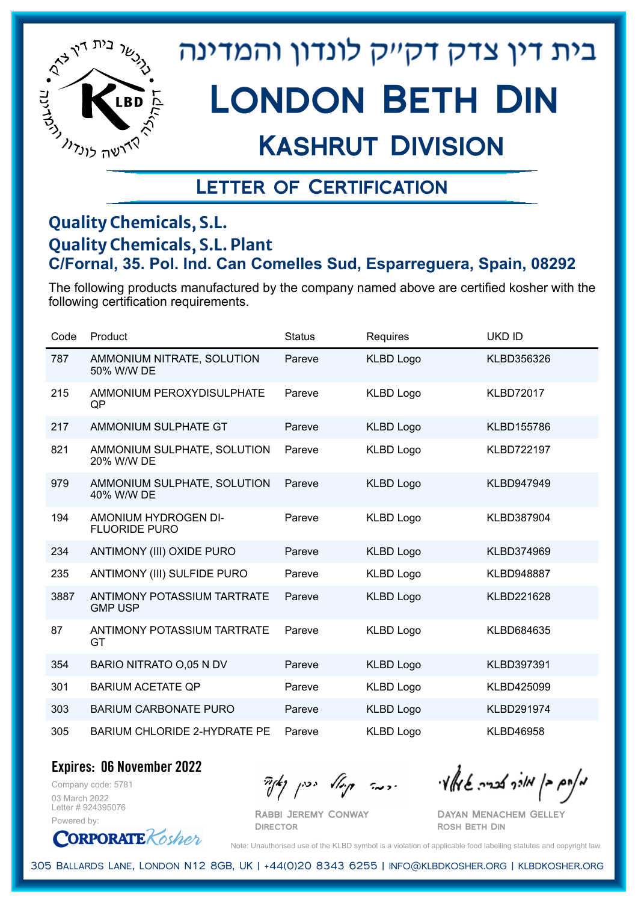# בית דין צדק דק"ק לונדון והמדינה

# London Beth Din

## Kashrut Division

## Letter of Certification

### Quality Chemicals, S.L.
### Quality Chemicals, S.L. Plant
### C/Fornal, 35. Pol. Ind. Can Comelles Sud, Esparreguera, Spain, 08292

The following products manufactured by the company named above are certified kosher with the following certification requirements.

| Code | Product | Status | Requires | UKD ID |
|---|---|---|---|---|
| 787 | AMMONIUM NITRATE, SOLUTION 50% W/W DE | Pareve | KLBD Logo | KLBD356326 |
| 215 | AMMONIUM PEROXYDISULPHATE QP | Pareve | KLBD Logo | KLBD72017 |
| 217 | AMMONIUM SULPHATE GT | Pareve | KLBD Logo | KLBD155786 |
| 821 | AMMONIUM SULPHATE, SOLUTION 20% W/W DE | Pareve | KLBD Logo | KLBD722197 |
| 979 | AMMONIUM SULPHATE, SOLUTION 40% W/W DE | Pareve | KLBD Logo | KLBD947949 |
| 194 | AMONIUM HYDROGEN DI-FLUORIDE PURO | Pareve | KLBD Logo | KLBD387904 |
| 234 | ANTIMONY (III) OXIDE PURO | Pareve | KLBD Logo | KLBD374969 |
| 235 | ANTIMONY (III) SULFIDE PURO | Pareve | KLBD Logo | KLBD948887 |
| 3887 | ANTIMONY POTASSIUM TARTRATE GMP USP | Pareve | KLBD Logo | KLBD221628 |
| 87 | ANTIMONY POTASSIUM TARTRATE GT | Pareve | KLBD Logo | KLBD684635 |
| 354 | BARIO NITRATO O,05 N DV | Pareve | KLBD Logo | KLBD397391 |
| 301 | BARIUM ACETATE QP | Pareve | KLBD Logo | KLBD425099 |
| 303 | BARIUM CARBONATE PURO | Pareve | KLBD Logo | KLBD291974 |
| 305 | BARIUM CHLORIDE 2-HYDRATE PE | Pareve | KLBD Logo | KLBD46958 |

**Expires: 06 November 2022**

Company code: 5781
03 March 2022
Letter # 924395076
Powered by: CorporateKosher

Rabbi Jeremy Conway
Director

Dayan Menachem Gelley
Rosh Beth Din

Note: Unauthorised use of the KLBD symbol is a violation of applicable food labelling statutes and copyright law.

305 Ballards Lane, London N12 8GB, UK | +44(0)20 8343 6255 | info@klbdkosher.org | klbdkosher.org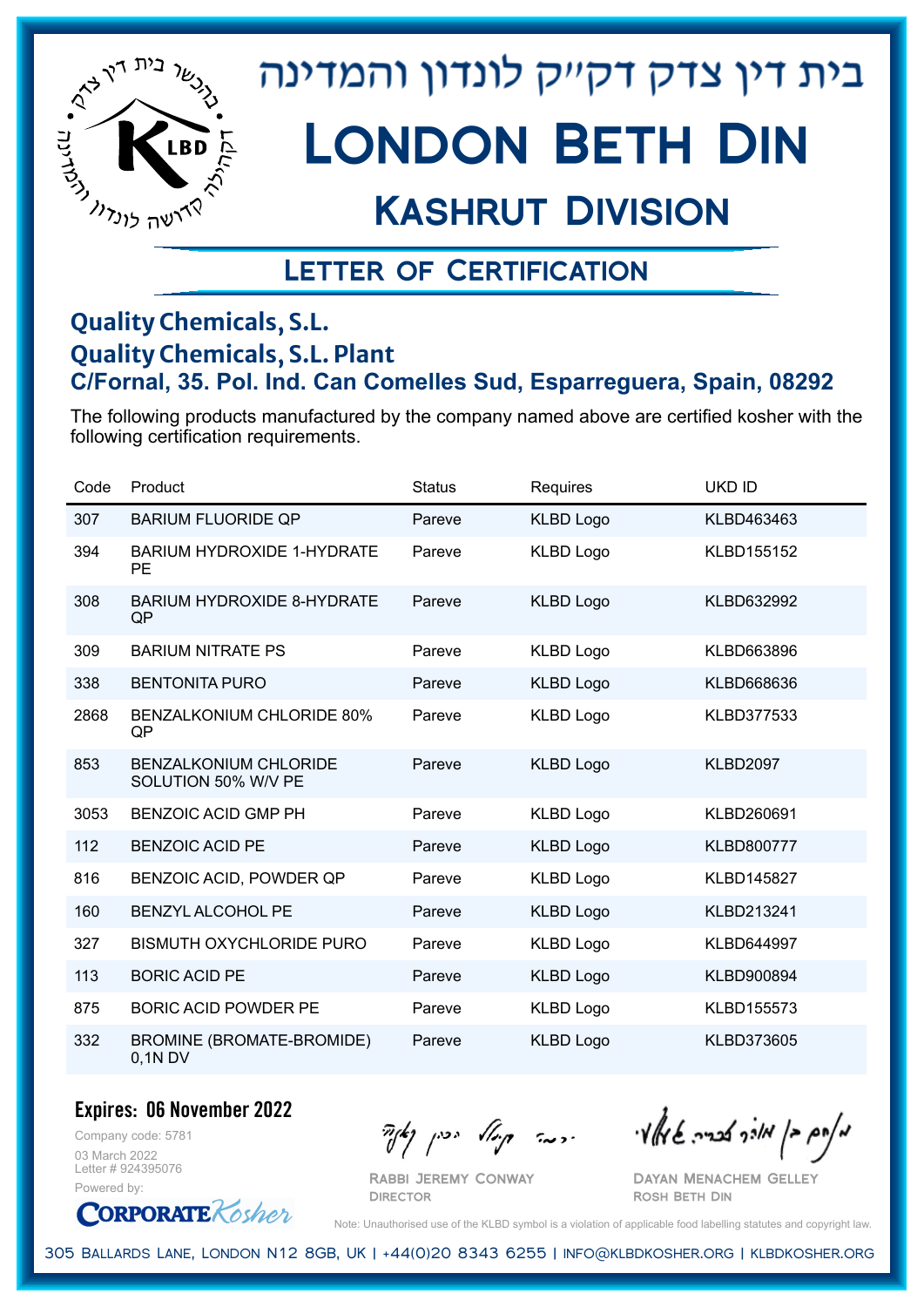# בית דין צדק דקי"ק לונדון והמדינה

# London Beth Din

## Kashrut Division

### Letter of Certification

**Quality Chemicals, S.L.**
**Quality Chemicals, S.L. Plant**
**C/Fornal, 35. Pol. Ind. Can Comelles Sud, Esparreguera, Spain, 08292**

The following products manufactured by the company named above are certified kosher with the following certification requirements.

| Code | Product | Status | Requires | UKD ID |
|---|---|---|---|---|
| 307 | BARIUM FLUORIDE QP | Pareve | KLBD Logo | KLBD463463 |
| 394 | BARIUM HYDROXIDE 1-HYDRATE PE | Pareve | KLBD Logo | KLBD155152 |
| 308 | BARIUM HYDROXIDE 8-HYDRATE QP | Pareve | KLBD Logo | KLBD632992 |
| 309 | BARIUM NITRATE PS | Pareve | KLBD Logo | KLBD663896 |
| 338 | BENTONITA PURO | Pareve | KLBD Logo | KLBD668636 |
| 2868 | BENZALKONIUM CHLORIDE 80% QP | Pareve | KLBD Logo | KLBD377533 |
| 853 | BENZALKONIUM CHLORIDE SOLUTION 50% W/V PE | Pareve | KLBD Logo | KLBD2097 |
| 3053 | BENZOIC ACID GMP PH | Pareve | KLBD Logo | KLBD260691 |
| 112 | BENZOIC ACID PE | Pareve | KLBD Logo | KLBD800777 |
| 816 | BENZOIC ACID, POWDER QP | Pareve | KLBD Logo | KLBD145827 |
| 160 | BENZYL ALCOHOL PE | Pareve | KLBD Logo | KLBD213241 |
| 327 | BISMUTH OXYCHLORIDE PURO | Pareve | KLBD Logo | KLBD644997 |
| 113 | BORIC ACID PE | Pareve | KLBD Logo | KLBD900894 |
| 875 | BORIC ACID POWDER PE | Pareve | KLBD Logo | KLBD155573 |
| 332 | BROMINE (BROMATE-BROMIDE) 0,1N DV | Pareve | KLBD Logo | KLBD373605 |

**Expires: 06 November 2022**

Company code: 5781
03 March 2022
Letter # 924395076
Powered by: CorporateKosher

Rabbi Jeremy Conway
Director

Dayan Menachem Gelley
Rosh Beth Din

Note: Unauthorised use of the KLBD symbol is a violation of applicable food labelling statutes and copyright law.

305 Ballards Lane, London N12 8GB, UK | +44(0)20 8343 6255 | info@klbdkosher.org | klbdkosher.org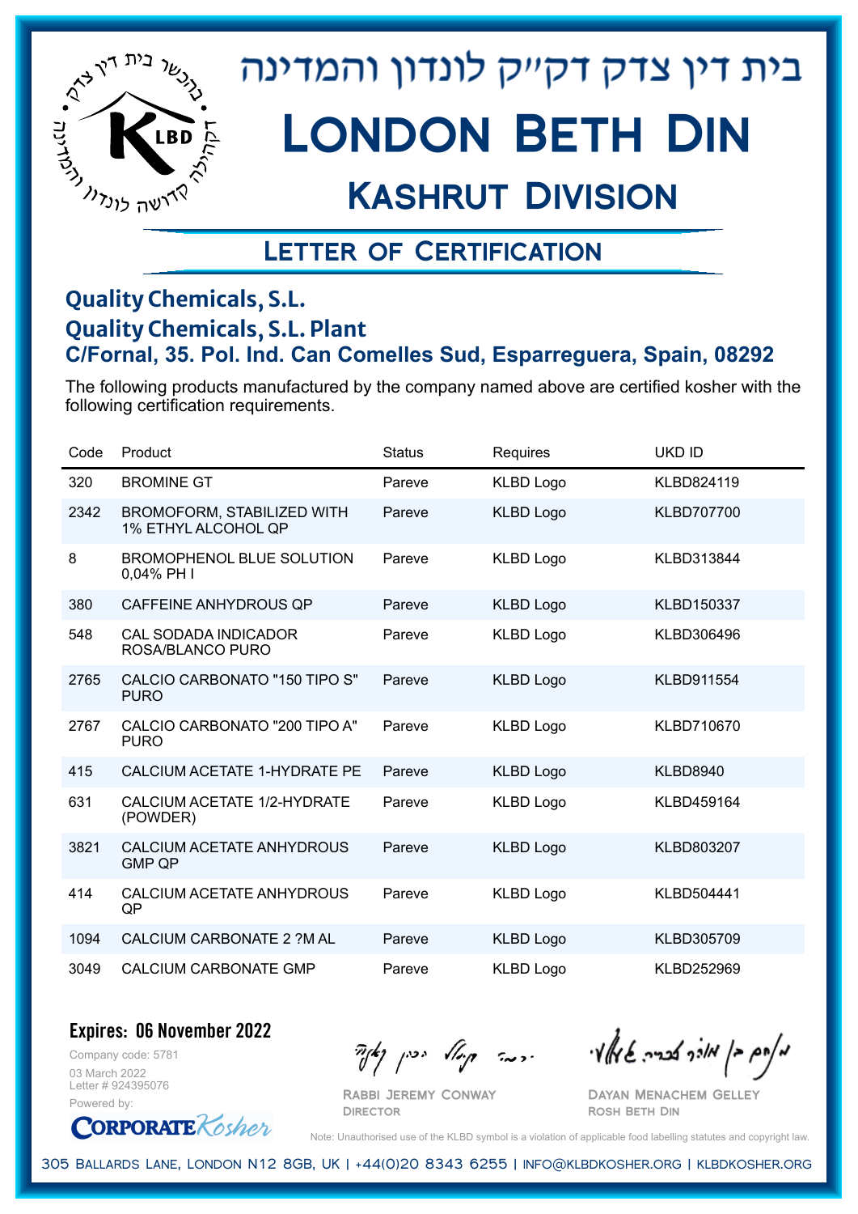# בית דין צדק דק"ק לונדון והמדינה

# London Beth Din

## Kashrut Division

### Letter of Certification

**Quality Chemicals, S.L.**
**Quality Chemicals, S.L. Plant**
**C/Fornal, 35. Pol. Ind. Can Comelles Sud, Esparreguera, Spain, 08292**

The following products manufactured by the company named above are certified kosher with the following certification requirements.

| Code | Product | Status | Requires | UKD ID |
|---|---|---|---|---|
| 320 | BROMINE GT | Pareve | KLBD Logo | KLBD824119 |
| 2342 | BROMOFORM, STABILIZED WITH 1% ETHYL ALCOHOL QP | Pareve | KLBD Logo | KLBD707700 |
| 8 | BROMOPHENOL BLUE SOLUTION 0,04% PH I | Pareve | KLBD Logo | KLBD313844 |
| 380 | CAFFEINE ANHYDROUS QP | Pareve | KLBD Logo | KLBD150337 |
| 548 | CAL SODADA INDICADOR ROSA/BLANCO PURO | Pareve | KLBD Logo | KLBD306496 |
| 2765 | CALCIO CARBONATO "150 TIPO S" PURO | Pareve | KLBD Logo | KLBD911554 |
| 2767 | CALCIO CARBONATO "200 TIPO A" PURO | Pareve | KLBD Logo | KLBD710670 |
| 415 | CALCIUM ACETATE 1-HYDRATE PE | Pareve | KLBD Logo | KLBD8940 |
| 631 | CALCIUM ACETATE 1/2-HYDRATE (POWDER) | Pareve | KLBD Logo | KLBD459164 |
| 3821 | CALCIUM ACETATE ANHYDROUS GMP QP | Pareve | KLBD Logo | KLBD803207 |
| 414 | CALCIUM ACETATE ANHYDROUS QP | Pareve | KLBD Logo | KLBD504441 |
| 1094 | CALCIUM CARBONATE 2 ?M AL | Pareve | KLBD Logo | KLBD305709 |
| 3049 | CALCIUM CARBONATE GMP | Pareve | KLBD Logo | KLBD252969 |

**Expires: 06 November 2022**

Company code: 5781
03 March 2022
Letter # 924395076
Powered by: CorporateKosher

Rabbi Jeremy Conway
Director

Dayan Menachem Gelley
Rosh Beth Din

Note: Unauthorised use of the KLBD symbol is a violation of applicable food labelling statutes and copyright law.

305 Ballards Lane, London N12 8GB, UK | +44(0)20 8343 6255 | info@klbdkosher.org | klbdkosher.org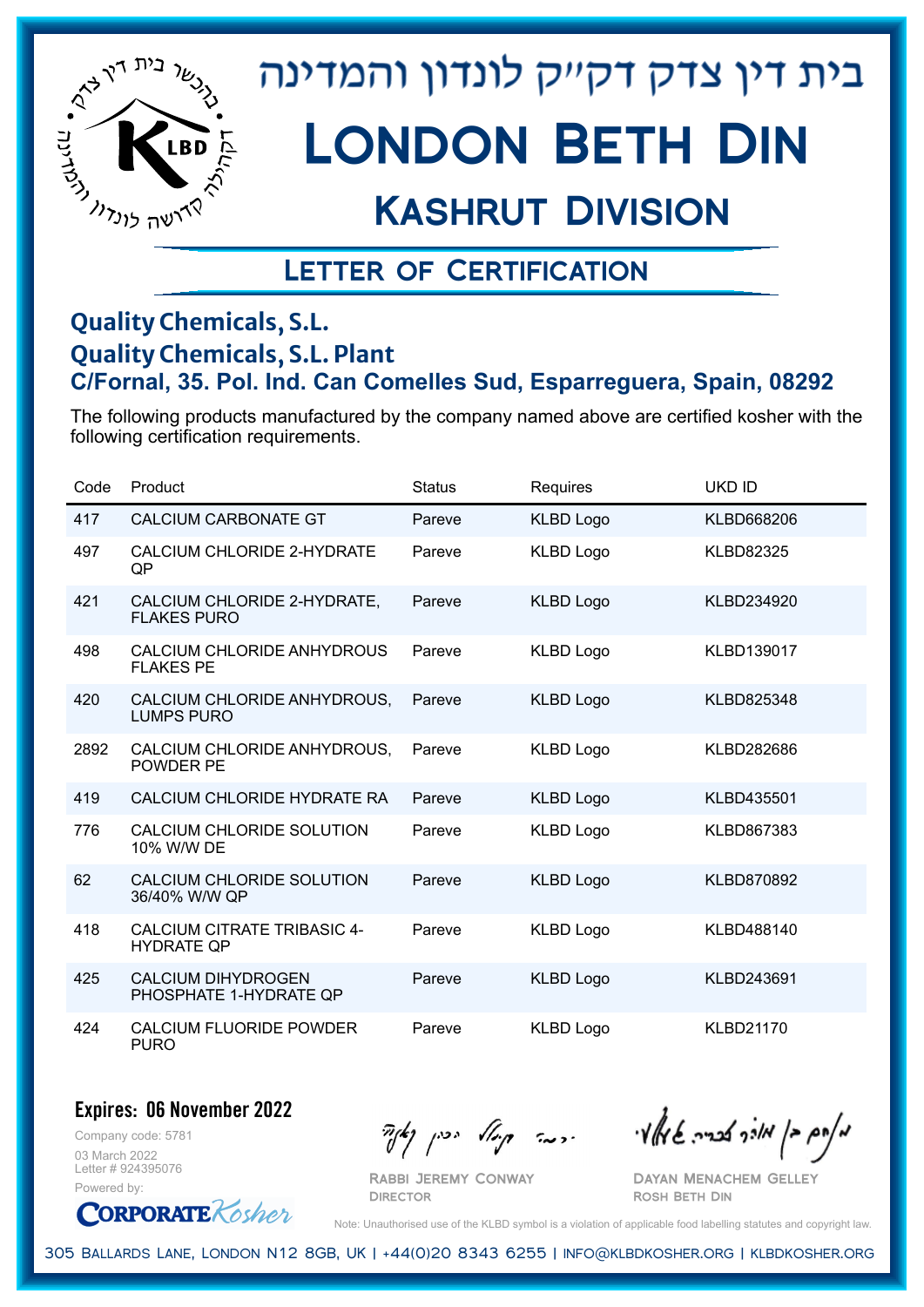# בית דין צדק דקײק לונדון והמדינה

# London Beth Din

## Kashrut Division

### Letter of Certification

**Quality Chemicals, S.L.**
**Quality Chemicals, S.L. Plant**
**C/Fornal, 35. Pol. Ind. Can Comelles Sud, Esparreguera, Spain, 08292**

The following products manufactured by the company named above are certified kosher with the following certification requirements.

| Code | Product | Status | Requires | UKD ID |
|---|---|---|---|---|
| 417 | CALCIUM CARBONATE GT | Pareve | KLBD Logo | KLBD668206 |
| 497 | CALCIUM CHLORIDE 2-HYDRATE QP | Pareve | KLBD Logo | KLBD82325 |
| 421 | CALCIUM CHLORIDE 2-HYDRATE, FLAKES PURO | Pareve | KLBD Logo | KLBD234920 |
| 498 | CALCIUM CHLORIDE ANHYDROUS FLAKES PE | Pareve | KLBD Logo | KLBD139017 |
| 420 | CALCIUM CHLORIDE ANHYDROUS, LUMPS PURO | Pareve | KLBD Logo | KLBD825348 |
| 2892 | CALCIUM CHLORIDE ANHYDROUS, POWDER PE | Pareve | KLBD Logo | KLBD282686 |
| 419 | CALCIUM CHLORIDE HYDRATE RA | Pareve | KLBD Logo | KLBD435501 |
| 776 | CALCIUM CHLORIDE SOLUTION 10% W/W DE | Pareve | KLBD Logo | KLBD867383 |
| 62 | CALCIUM CHLORIDE SOLUTION 36/40% W/W QP | Pareve | KLBD Logo | KLBD870892 |
| 418 | CALCIUM CITRATE TRIBASIC 4-HYDRATE QP | Pareve | KLBD Logo | KLBD488140 |
| 425 | CALCIUM DIHYDROGEN PHOSPHATE 1-HYDRATE QP | Pareve | KLBD Logo | KLBD243691 |
| 424 | CALCIUM FLUORIDE POWDER PURO | Pareve | KLBD Logo | KLBD21170 |

**Expires: 06 November 2022**

Company code: 5781
03 March 2022
Letter # 924395076
Powered by: CorporateKosher

Rabbi Jeremy Conway
Director

Dayan Menachem Gelley
Rosh Beth Din

Note: Unauthorised use of the KLBD symbol is a violation of applicable food labelling statutes and copyright law.

305 Ballards Lane, London N12 8GB, UK | +44(0)20 8343 6255 | info@klbdkosher.org | klbdkosher.org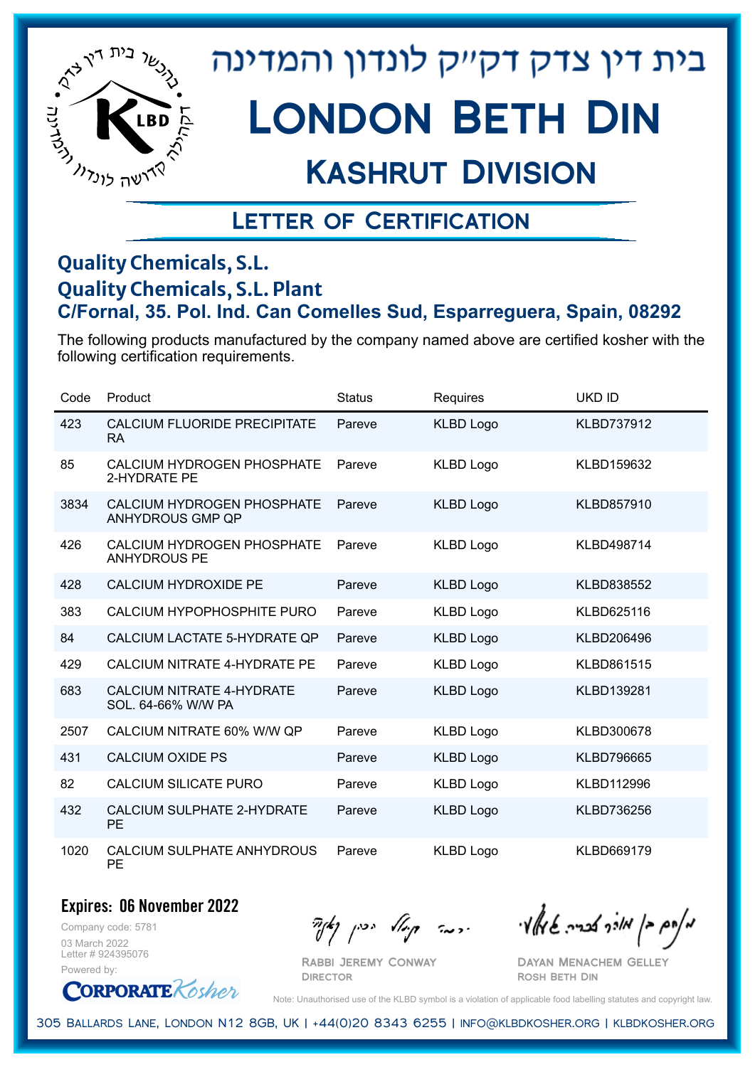# בית דין צדק דק"ק לונדון והמדינה

# London Beth Din

## Kashrut Division

### Letter of Certification

**Quality Chemicals, S.L.**
**Quality Chemicals, S.L. Plant**
**C/Fornal, 35. Pol. Ind. Can Comelles Sud, Esparreguera, Spain, 08292**

The following products manufactured by the company named above are certified kosher with the following certification requirements.

| Code | Product | Status | Requires | UKD ID |
|---|---|---|---|---|
| 423 | CALCIUM FLUORIDE PRECIPITATE RA | Pareve | KLBD Logo | KLBD737912 |
| 85 | CALCIUM HYDROGEN PHOSPHATE 2-HYDRATE PE | Pareve | KLBD Logo | KLBD159632 |
| 3834 | CALCIUM HYDROGEN PHOSPHATE ANHYDROUS GMP QP | Pareve | KLBD Logo | KLBD857910 |
| 426 | CALCIUM HYDROGEN PHOSPHATE ANHYDROUS PE | Pareve | KLBD Logo | KLBD498714 |
| 428 | CALCIUM HYDROXIDE PE | Pareve | KLBD Logo | KLBD838552 |
| 383 | CALCIUM HYPOPHOSPHITE PURO | Pareve | KLBD Logo | KLBD625116 |
| 84 | CALCIUM LACTATE 5-HYDRATE QP | Pareve | KLBD Logo | KLBD206496 |
| 429 | CALCIUM NITRATE 4-HYDRATE PE | Pareve | KLBD Logo | KLBD861515 |
| 683 | CALCIUM NITRATE 4-HYDRATE SOL. 64-66% W/W PA | Pareve | KLBD Logo | KLBD139281 |
| 2507 | CALCIUM NITRATE 60% W/W QP | Pareve | KLBD Logo | KLBD300678 |
| 431 | CALCIUM OXIDE PS | Pareve | KLBD Logo | KLBD796665 |
| 82 | CALCIUM SILICATE PURO | Pareve | KLBD Logo | KLBD112996 |
| 432 | CALCIUM SULPHATE 2-HYDRATE PE | Pareve | KLBD Logo | KLBD736256 |
| 1020 | CALCIUM SULPHATE ANHYDROUS PE | Pareve | KLBD Logo | KLBD669179 |

**Expires: 06 November 2022**

Company code: 5781
03 March 2022
Letter # 924395076
Powered by: CorporateKosher

Rabbi Jeremy Conway
Director

Dayan Menachem Gelley
Rosh Beth Din

Note: Unauthorised use of the KLBD symbol is a violation of applicable food labelling statutes and copyright law.

305 Ballards Lane, London N12 8GB, UK | +44(0)20 8343 6255 | info@klbdkosher.org | klbdkosher.org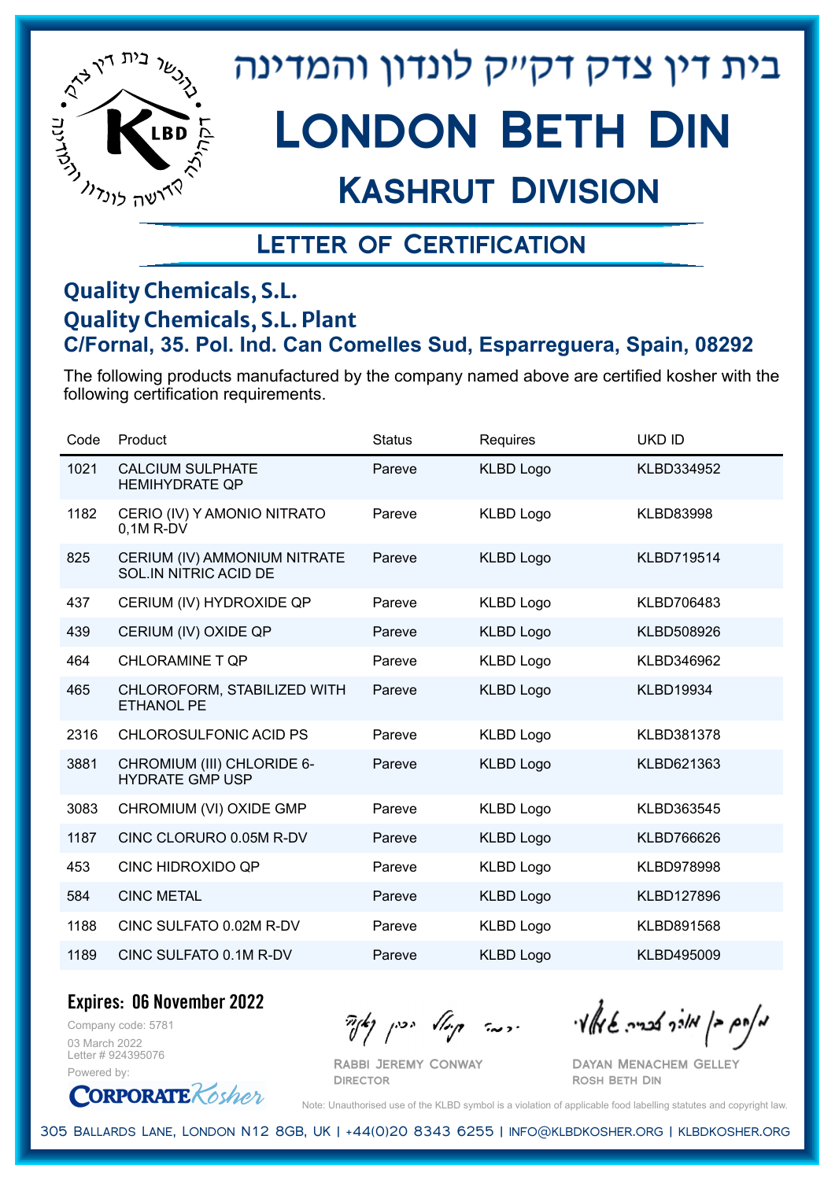# בית דין צדק דקי"ק לונדון והמדינה

# London Beth Din

## Kashrut Division

### Letter of Certification

**Quality Chemicals, S.L.**
**Quality Chemicals, S.L. Plant**
**C/Fornal, 35. Pol. Ind. Can Comelles Sud, Esparreguera, Spain, 08292**

The following products manufactured by the company named above are certified kosher with the following certification requirements.

| Code | Product | Status | Requires | UKD ID |
|---|---|---|---|---|
| 1021 | CALCIUM SULPHATE HEMIHYDRATE QP | Pareve | KLBD Logo | KLBD334952 |
| 1182 | CERIO (IV) Y AMONIO NITRATO 0,1M R-DV | Pareve | KLBD Logo | KLBD83998 |
| 825 | CERIUM (IV) AMMONIUM NITRATE SOL.IN NITRIC ACID DE | Pareve | KLBD Logo | KLBD719514 |
| 437 | CERIUM (IV) HYDROXIDE QP | Pareve | KLBD Logo | KLBD706483 |
| 439 | CERIUM (IV) OXIDE QP | Pareve | KLBD Logo | KLBD508926 |
| 464 | CHLORAMINE T QP | Pareve | KLBD Logo | KLBD346962 |
| 465 | CHLOROFORM, STABILIZED WITH ETHANOL PE | Pareve | KLBD Logo | KLBD19934 |
| 2316 | CHLOROSULFONIC ACID PS | Pareve | KLBD Logo | KLBD381378 |
| 3881 | CHROMIUM (III) CHLORIDE 6-HYDRATE GMP USP | Pareve | KLBD Logo | KLBD621363 |
| 3083 | CHROMIUM (VI) OXIDE GMP | Pareve | KLBD Logo | KLBD363545 |
| 1187 | CINC CLORURO 0.05M R-DV | Pareve | KLBD Logo | KLBD766626 |
| 453 | CINC HIDROXIDO QP | Pareve | KLBD Logo | KLBD978998 |
| 584 | CINC METAL | Pareve | KLBD Logo | KLBD127896 |
| 1188 | CINC SULFATO 0.02M R-DV | Pareve | KLBD Logo | KLBD891568 |
| 1189 | CINC SULFATO 0.1M R-DV | Pareve | KLBD Logo | KLBD495009 |

**Expires: 06 November 2022**

Company code: 5781
03 March 2022
Letter # 924395076
Powered by: CorporateKosher

Rabbi Jeremy Conway
Director

Dayan Menachem Gelley
Rosh Beth Din

Note: Unauthorised use of the KLBD symbol is a violation of applicable food labelling statutes and copyright law.

305 Ballards Lane, London N12 8GB, UK | +44(0)20 8343 6255 | info@klbdkosher.org | klbdkosher.org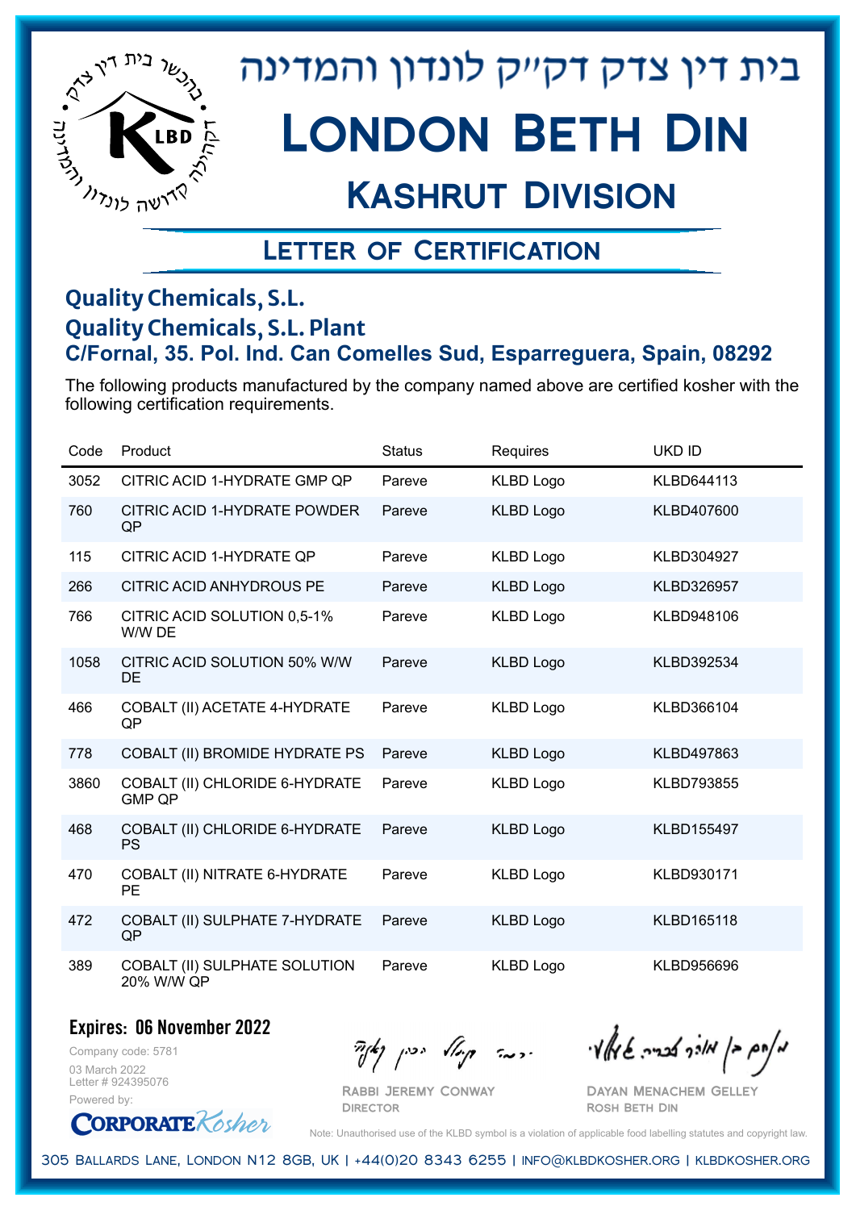# בית דין צדק דקי"ק לונדון והמדינה

# London Beth Din

## Kashrut Division

### Letter of Certification

**Quality Chemicals, S.L.**
**Quality Chemicals, S.L. Plant**
**C/Fornal, 35. Pol. Ind. Can Comelles Sud, Esparreguera, Spain, 08292**

The following products manufactured by the company named above are certified kosher with the following certification requirements.

| Code | Product | Status | Requires | UKD ID |
|---|---|---|---|---|
| 3052 | CITRIC ACID 1-HYDRATE GMP QP | Pareve | KLBD Logo | KLBD644113 |
| 760 | CITRIC ACID 1-HYDRATE POWDER QP | Pareve | KLBD Logo | KLBD407600 |
| 115 | CITRIC ACID 1-HYDRATE QP | Pareve | KLBD Logo | KLBD304927 |
| 266 | CITRIC ACID ANHYDROUS PE | Pareve | KLBD Logo | KLBD326957 |
| 766 | CITRIC ACID SOLUTION 0,5-1% W/W DE | Pareve | KLBD Logo | KLBD948106 |
| 1058 | CITRIC ACID SOLUTION 50% W/W DE | Pareve | KLBD Logo | KLBD392534 |
| 466 | COBALT (II) ACETATE 4-HYDRATE QP | Pareve | KLBD Logo | KLBD366104 |
| 778 | COBALT (II) BROMIDE HYDRATE PS | Pareve | KLBD Logo | KLBD497863 |
| 3860 | COBALT (II) CHLORIDE 6-HYDRATE GMP QP | Pareve | KLBD Logo | KLBD793855 |
| 468 | COBALT (II) CHLORIDE 6-HYDRATE PS | Pareve | KLBD Logo | KLBD155497 |
| 470 | COBALT (II) NITRATE 6-HYDRATE PE | Pareve | KLBD Logo | KLBD930171 |
| 472 | COBALT (II) SULPHATE 7-HYDRATE QP | Pareve | KLBD Logo | KLBD165118 |
| 389 | COBALT (II) SULPHATE SOLUTION 20% W/W QP | Pareve | KLBD Logo | KLBD956696 |

**Expires: 06 November 2022**

Company code: 5781
03 March 2022
Letter # 924395076

Powered by: CorporateKosher

Rabbi Jeremy Conway
Director

Dayan Menachem Gelley
Rosh Beth Din

Note: Unauthorised use of the KLBD symbol is a violation of applicable food labelling statutes and copyright law.

305 Ballards Lane, London N12 8GB, UK | +44(0)20 8343 6255 | info@klbdkosher.org | klbdkosher.org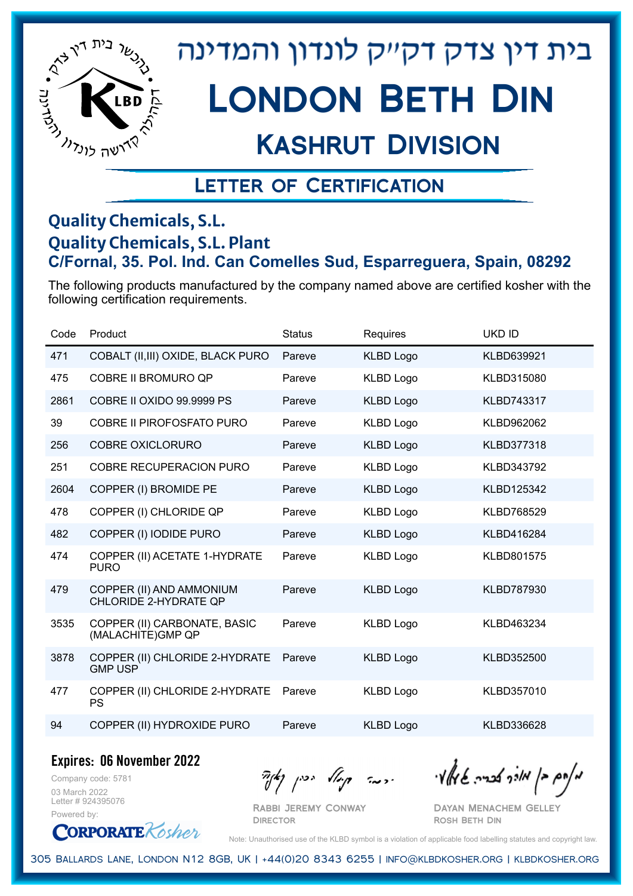# בית דין צדק דק"ק לונדון והמדינה

# London Beth Din

## Kashrut Division

### Letter of Certification

**Quality Chemicals, S.L.**
**Quality Chemicals, S.L. Plant**
**C/Fornal, 35. Pol. Ind. Can Comelles Sud, Esparreguera, Spain, 08292**

The following products manufactured by the company named above are certified kosher with the following certification requirements.

| Code | Product | Status | Requires | UKD ID |
|---|---|---|---|---|
| 471 | COBALT (II,III) OXIDE, BLACK PURO | Pareve | KLBD Logo | KLBD639921 |
| 475 | COBRE II BROMURO QP | Pareve | KLBD Logo | KLBD315080 |
| 2861 | COBRE II OXIDO 99.9999 PS | Pareve | KLBD Logo | KLBD743317 |
| 39 | COBRE II PIROFOSFATO PURO | Pareve | KLBD Logo | KLBD962062 |
| 256 | COBRE OXICLORURO | Pareve | KLBD Logo | KLBD377318 |
| 251 | COBRE RECUPERACION PURO | Pareve | KLBD Logo | KLBD343792 |
| 2604 | COPPER (I) BROMIDE PE | Pareve | KLBD Logo | KLBD125342 |
| 478 | COPPER (I) CHLORIDE QP | Pareve | KLBD Logo | KLBD768529 |
| 482 | COPPER (I) IODIDE PURO | Pareve | KLBD Logo | KLBD416284 |
| 474 | COPPER (II) ACETATE 1-HYDRATE PURO | Pareve | KLBD Logo | KLBD801575 |
| 479 | COPPER (II) AND AMMONIUM CHLORIDE 2-HYDRATE QP | Pareve | KLBD Logo | KLBD787930 |
| 3535 | COPPER (II) CARBONATE, BASIC (MALACHITE)GMP QP | Pareve | KLBD Logo | KLBD463234 |
| 3878 | COPPER (II) CHLORIDE 2-HYDRATE GMP USP | Pareve | KLBD Logo | KLBD352500 |
| 477 | COPPER (II) CHLORIDE 2-HYDRATE PS | Pareve | KLBD Logo | KLBD357010 |
| 94 | COPPER (II) HYDROXIDE PURO | Pareve | KLBD Logo | KLBD336628 |

**Expires: 06 November 2022**

Company code: 5781
03 March 2022
Letter # 924395076
Powered by: CorporateKosher

Rabbi Jeremy Conway
Director

Dayan Menachem Gelley
Rosh Beth Din

Note: Unauthorised use of the KLBD symbol is a violation of applicable food labelling statutes and copyright law.

305 Ballards Lane, London N12 8GB, UK | +44(0)20 8343 6255 | info@klbdkosher.org | klbdkosher.org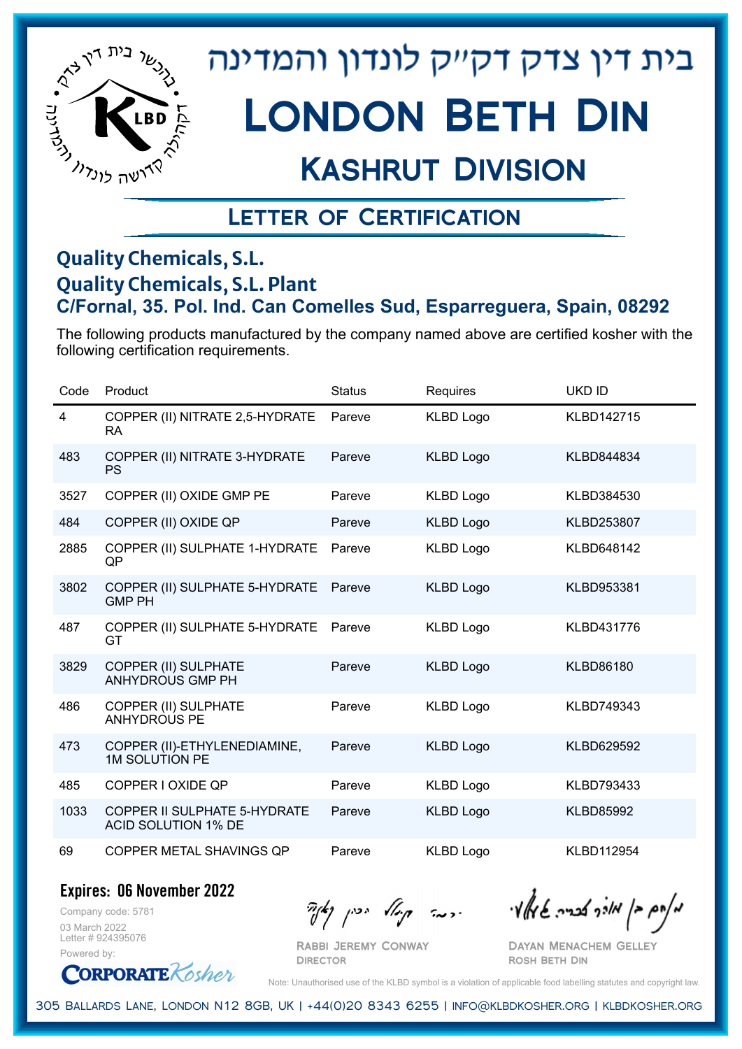# בית דין צדק דק"ק לונדון והמדינה

# London Beth Din

## Kashrut Division

### Letter of Certification

**Quality Chemicals, S.L.**
**Quality Chemicals, S.L. Plant**
**C/Fornal, 35. Pol. Ind. Can Comelles Sud, Esparreguera, Spain, 08292**

The following products manufactured by the company named above are certified kosher with the following certification requirements.

| Code | Product | Status | Requires | UKD ID |
|---|---|---|---|---|
| 4 | COPPER (II) NITRATE 2,5-HYDRATE RA | Pareve | KLBD Logo | KLBD142715 |
| 483 | COPPER (II) NITRATE 3-HYDRATE PS | Pareve | KLBD Logo | KLBD844834 |
| 3527 | COPPER (II) OXIDE GMP PE | Pareve | KLBD Logo | KLBD384530 |
| 484 | COPPER (II) OXIDE QP | Pareve | KLBD Logo | KLBD253807 |
| 2885 | COPPER (II) SULPHATE 1-HYDRATE QP | Pareve | KLBD Logo | KLBD648142 |
| 3802 | COPPER (II) SULPHATE 5-HYDRATE GMP PH | Pareve | KLBD Logo | KLBD953381 |
| 487 | COPPER (II) SULPHATE 5-HYDRATE GT | Pareve | KLBD Logo | KLBD431776 |
| 3829 | COPPER (II) SULPHATE ANHYDROUS GMP PH | Pareve | KLBD Logo | KLBD86180 |
| 486 | COPPER (II) SULPHATE ANHYDROUS PE | Pareve | KLBD Logo | KLBD749343 |
| 473 | COPPER (II)-ETHYLENEDIAMINE, 1M SOLUTION PE | Pareve | KLBD Logo | KLBD629592 |
| 485 | COPPER I OXIDE QP | Pareve | KLBD Logo | KLBD793433 |
| 1033 | COPPER II SULPHATE 5-HYDRATE ACID SOLUTION 1% DE | Pareve | KLBD Logo | KLBD85992 |
| 69 | COPPER METAL SHAVINGS QP | Pareve | KLBD Logo | KLBD112954 |

**Expires: 06 November 2022**

Company code: 5781
03 March 2022
Letter # 924395076
Powered by: CorporateKosher

Rabbi Jeremy Conway
Director

Dayan Menachem Gelley
Rosh Beth Din

Note: Unauthorised use of the KLBD symbol is a violation of applicable food labelling statutes and copyright law.

305 Ballards Lane, London N12 8GB, UK | +44(0)20 8343 6255 | info@klbdkosher.org | klbdkosher.org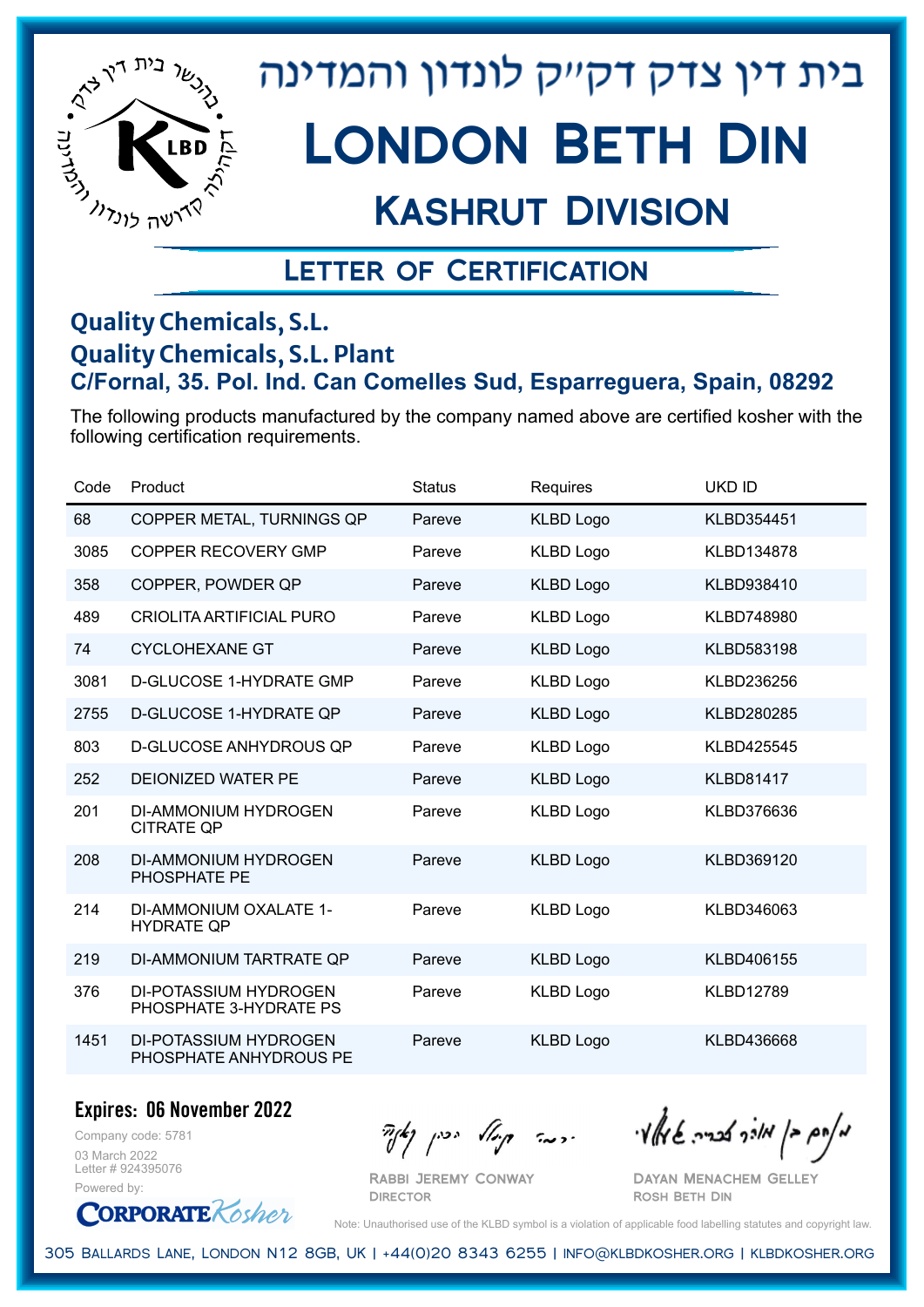# בית דין צדק דק״ק לונדון והמדינה

# London Beth Din

## Kashrut Division

### Letter of Certification

**Quality Chemicals, S.L.**
**Quality Chemicals, S.L. Plant**
**C/Fornal, 35. Pol. Ind. Can Comelles Sud, Esparreguera, Spain, 08292**

The following products manufactured by the company named above are certified kosher with the following certification requirements.

| Code | Product | Status | Requires | UKD ID |
|---|---|---|---|---|
| 68 | COPPER METAL, TURNINGS QP | Pareve | KLBD Logo | KLBD354451 |
| 3085 | COPPER RECOVERY GMP | Pareve | KLBD Logo | KLBD134878 |
| 358 | COPPER, POWDER QP | Pareve | KLBD Logo | KLBD938410 |
| 489 | CRIOLITA ARTIFICIAL PURO | Pareve | KLBD Logo | KLBD748980 |
| 74 | CYCLOHEXANE GT | Pareve | KLBD Logo | KLBD583198 |
| 3081 | D-GLUCOSE 1-HYDRATE GMP | Pareve | KLBD Logo | KLBD236256 |
| 2755 | D-GLUCOSE 1-HYDRATE QP | Pareve | KLBD Logo | KLBD280285 |
| 803 | D-GLUCOSE ANHYDROUS QP | Pareve | KLBD Logo | KLBD425545 |
| 252 | DEIONIZED WATER PE | Pareve | KLBD Logo | KLBD81417 |
| 201 | DI-AMMONIUM HYDROGEN CITRATE QP | Pareve | KLBD Logo | KLBD376636 |
| 208 | DI-AMMONIUM HYDROGEN PHOSPHATE PE | Pareve | KLBD Logo | KLBD369120 |
| 214 | DI-AMMONIUM OXALATE 1-HYDRATE QP | Pareve | KLBD Logo | KLBD346063 |
| 219 | DI-AMMONIUM TARTRATE QP | Pareve | KLBD Logo | KLBD406155 |
| 376 | DI-POTASSIUM HYDROGEN PHOSPHATE 3-HYDRATE PS | Pareve | KLBD Logo | KLBD12789 |
| 1451 | DI-POTASSIUM HYDROGEN PHOSPHATE ANHYDROUS PE | Pareve | KLBD Logo | KLBD436668 |

**Expires: 06 November 2022**

Company code: 5781
03 March 2022
Letter # 924395076
Powered by: CorporateKosher

Rabbi Jeremy Conway
Director

Dayan Menachem Gelley
Rosh Beth Din

Note: Unauthorised use of the KLBD symbol is a violation of applicable food labelling statutes and copyright law.

305 Ballards Lane, London N12 8GB, UK | +44(0)20 8343 6255 | info@klbdkosher.org | klbdkosher.org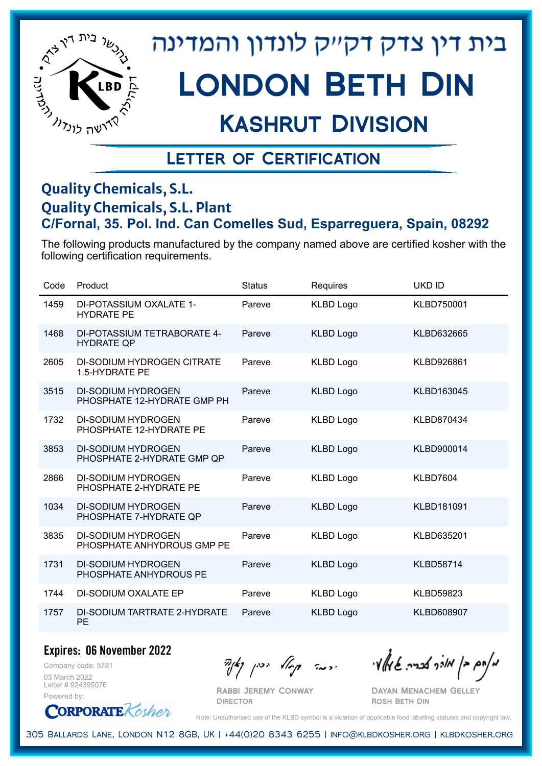# בית דין צדק דק״ק לונדון והמדינה

# London Beth Din

## Kashrut Division

### Letter of Certification

**Quality Chemicals, S.L.**
**Quality Chemicals, S.L. Plant**
**C/Fornal, 35. Pol. Ind. Can Comelles Sud, Esparreguera, Spain, 08292**

The following products manufactured by the company named above are certified kosher with the following certification requirements.

| Code | Product | Status | Requires | UKD ID |
|---|---|---|---|---|
| 1459 | DI-POTASSIUM OXALATE 1-HYDRATE PE | Pareve | KLBD Logo | KLBD750001 |
| 1468 | DI-POTASSIUM TETRABORATE 4-HYDRATE QP | Pareve | KLBD Logo | KLBD632665 |
| 2605 | DI-SODIUM HYDROGEN CITRATE 1.5-HYDRATE PE | Pareve | KLBD Logo | KLBD926861 |
| 3515 | DI-SODIUM HYDROGEN PHOSPHATE 12-HYDRATE GMP PH | Pareve | KLBD Logo | KLBD163045 |
| 1732 | DI-SODIUM HYDROGEN PHOSPHATE 12-HYDRATE PE | Pareve | KLBD Logo | KLBD870434 |
| 3853 | DI-SODIUM HYDROGEN PHOSPHATE 2-HYDRATE GMP QP | Pareve | KLBD Logo | KLBD900014 |
| 2866 | DI-SODIUM HYDROGEN PHOSPHATE 2-HYDRATE PE | Pareve | KLBD Logo | KLBD7604 |
| 1034 | DI-SODIUM HYDROGEN PHOSPHATE 7-HYDRATE QP | Pareve | KLBD Logo | KLBD181091 |
| 3835 | DI-SODIUM HYDROGEN PHOSPHATE ANHYDROUS GMP PE | Pareve | KLBD Logo | KLBD635201 |
| 1731 | DI-SODIUM HYDROGEN PHOSPHATE ANHYDROUS PE | Pareve | KLBD Logo | KLBD58714 |
| 1744 | DI-SODIUM OXALATE EP | Pareve | KLBD Logo | KLBD59823 |
| 1757 | DI-SODIUM TARTRATE 2-HYDRATE PE | Pareve | KLBD Logo | KLBD608907 |

**Expires: 06 November 2022**

Company code: 5781
03 March 2022
Letter # 924395076
Powered by: CorporateKosher

Rabbi Jeremy Conway
Director

Dayan Menachem Gelley
Rosh Beth Din

Note: Unauthorised use of the KLBD symbol is a violation of applicable food labelling statutes and copyright law.

305 Ballards Lane, London N12 8GB, UK | +44(0)20 8343 6255 | info@klbdkosher.org | klbdkosher.org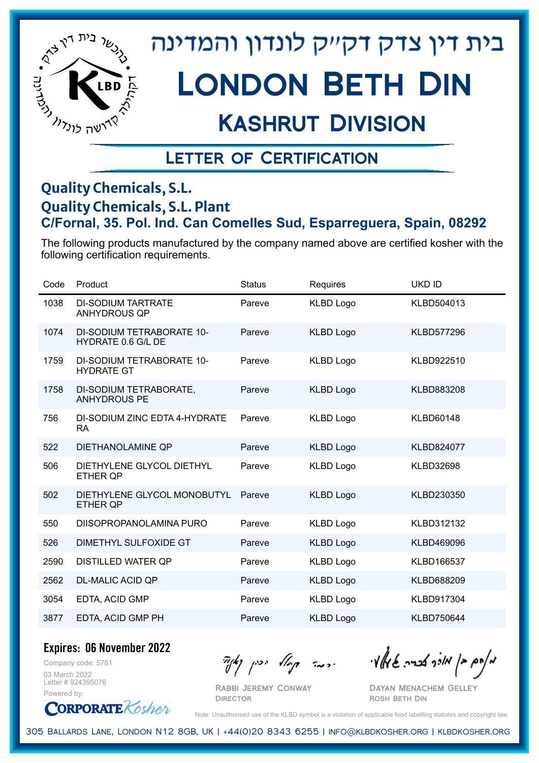בית דין צדק דקייק לונדון והמדינה

# London Beth Din

## Kashrut Division

### Letter of Certification

**Quality Chemicals, S.L.**
**Quality Chemicals, S.L. Plant**
**C/Fornal, 35. Pol. Ind. Can Comelles Sud, Esparreguera, Spain, 08292**

The following products manufactured by the company named above are certified kosher with the following certification requirements.

| Code | Product | Status | Requires | UKD ID |
|---|---|---|---|---|
| 1038 | DI-SODIUM TARTRATE ANHYDROUS QP | Pareve | KLBD Logo | KLBD504013 |
| 1074 | DI-SODIUM TETRABORATE 10-HYDRATE 0.6 G/L DE | Pareve | KLBD Logo | KLBD577296 |
| 1759 | DI-SODIUM TETRABORATE 10-HYDRATE GT | Pareve | KLBD Logo | KLBD922510 |
| 1758 | DI-SODIUM TETRABORATE, ANHYDROUS PE | Pareve | KLBD Logo | KLBD883208 |
| 756 | DI-SODIUM ZINC EDTA 4-HYDRATE RA | Pareve | KLBD Logo | KLBD60148 |
| 522 | DIETHANOLAMINE QP | Pareve | KLBD Logo | KLBD824077 |
| 506 | DIETHYLENE GLYCOL DIETHYL ETHER QP | Pareve | KLBD Logo | KLBD32698 |
| 502 | DIETHYLENE GLYCOL MONOBUTYL ETHER QP | Pareve | KLBD Logo | KLBD230350 |
| 550 | DIISOPROPANOLAMINA PURO | Pareve | KLBD Logo | KLBD312132 |
| 526 | DIMETHYL SULFOXIDE GT | Pareve | KLBD Logo | KLBD469096 |
| 2590 | DISTILLED WATER QP | Pareve | KLBD Logo | KLBD166537 |
| 2562 | DL-MALIC ACID QP | Pareve | KLBD Logo | KLBD688209 |
| 3054 | EDTA, ACID GMP | Pareve | KLBD Logo | KLBD917304 |
| 3877 | EDTA, ACID GMP PH | Pareve | KLBD Logo | KLBD750644 |

**Expires: 06 November 2022**

Company code: 5781
03 March 2022
Letter # 924395076
Powered by: CorporateKosher

Rabbi Jeremy Conway
Director

Dayan Menachem Gelley
Rosh Beth Din

Note: Unauthorised use of the KLBD symbol is a violation of applicable food labelling statutes and copyright law.

305 Ballards Lane, London N12 8GB, UK | +44(0)20 8343 6255 | info@klbdkosher.org | klbdkosher.org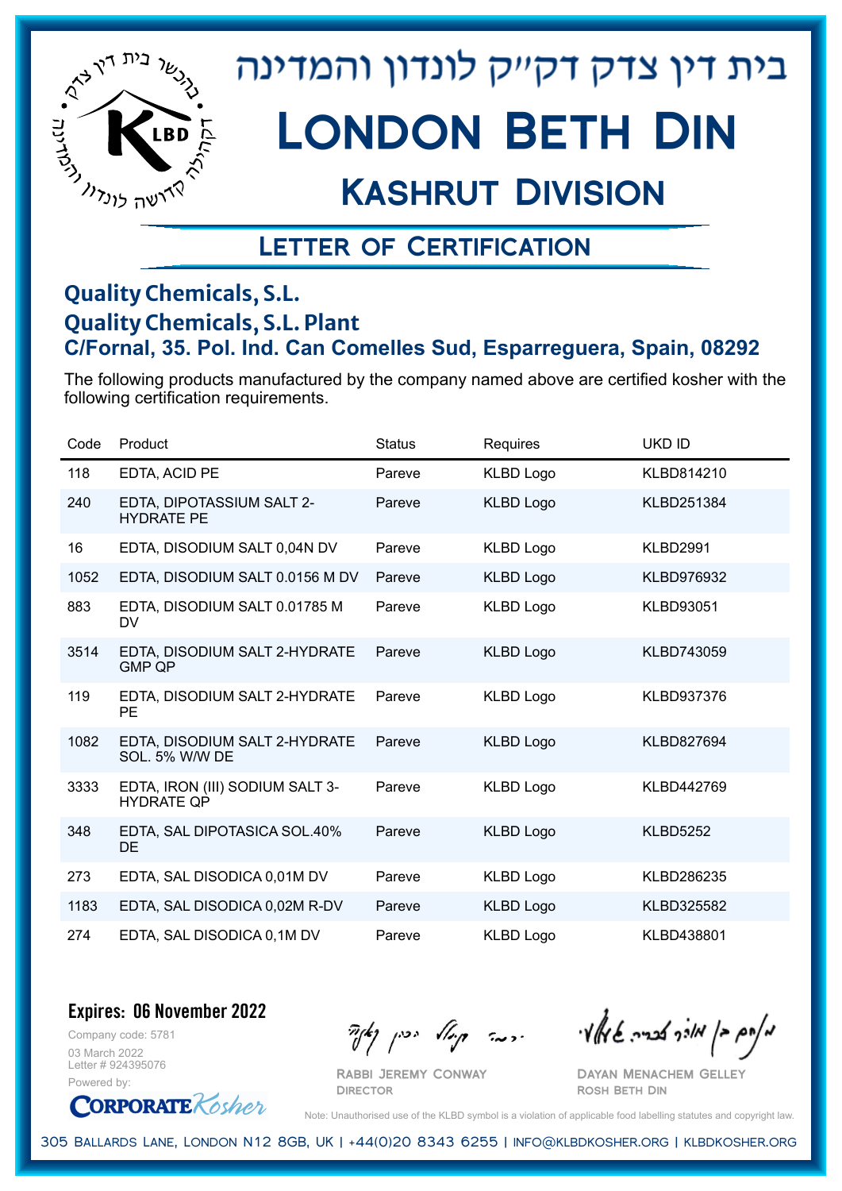# בית דין צדק דק"ק לונדון והמדינה

# London Beth Din

## Kashrut Division

### Letter of Certification

**Quality Chemicals, S.L.**
**Quality Chemicals, S.L. Plant**
**C/Fornal, 35. Pol. Ind. Can Comelles Sud, Esparreguera, Spain, 08292**

The following products manufactured by the company named above are certified kosher with the following certification requirements.

| Code | Product | Status | Requires | UKD ID |
|---|---|---|---|---|
| 118 | EDTA, ACID PE | Pareve | KLBD Logo | KLBD814210 |
| 240 | EDTA, DIPOTASSIUM SALT 2-HYDRATE PE | Pareve | KLBD Logo | KLBD251384 |
| 16 | EDTA, DISODIUM SALT 0,04N DV | Pareve | KLBD Logo | KLBD2991 |
| 1052 | EDTA, DISODIUM SALT 0.0156 M DV | Pareve | KLBD Logo | KLBD976932 |
| 883 | EDTA, DISODIUM SALT 0.01785 M DV | Pareve | KLBD Logo | KLBD93051 |
| 3514 | EDTA, DISODIUM SALT 2-HYDRATE GMP QP | Pareve | KLBD Logo | KLBD743059 |
| 119 | EDTA, DISODIUM SALT 2-HYDRATE PE | Pareve | KLBD Logo | KLBD937376 |
| 1082 | EDTA, DISODIUM SALT 2-HYDRATE SOL. 5% W/W DE | Pareve | KLBD Logo | KLBD827694 |
| 3333 | EDTA, IRON (III) SODIUM SALT 3-HYDRATE QP | Pareve | KLBD Logo | KLBD442769 |
| 348 | EDTA, SAL DIPOTASICA SOL.40% DE | Pareve | KLBD Logo | KLBD5252 |
| 273 | EDTA, SAL DISODICA 0,01M DV | Pareve | KLBD Logo | KLBD286235 |
| 1183 | EDTA, SAL DISODICA 0,02M R-DV | Pareve | KLBD Logo | KLBD325582 |
| 274 | EDTA, SAL DISODICA 0,1M DV | Pareve | KLBD Logo | KLBD438801 |

**Expires: 06 November 2022**

Company code: 5781
03 March 2022
Letter # 924395076
Powered by: CorporateKosher

Rabbi Jeremy Conway
Director

Dayan Menachem Gelley
Rosh Beth Din

Note: Unauthorised use of the KLBD symbol is a violation of applicable food labelling statutes and copyright law.

305 Ballards Lane, London N12 8GB, UK | +44(0)20 8343 6255 | info@klbdkosher.org | klbdkosher.org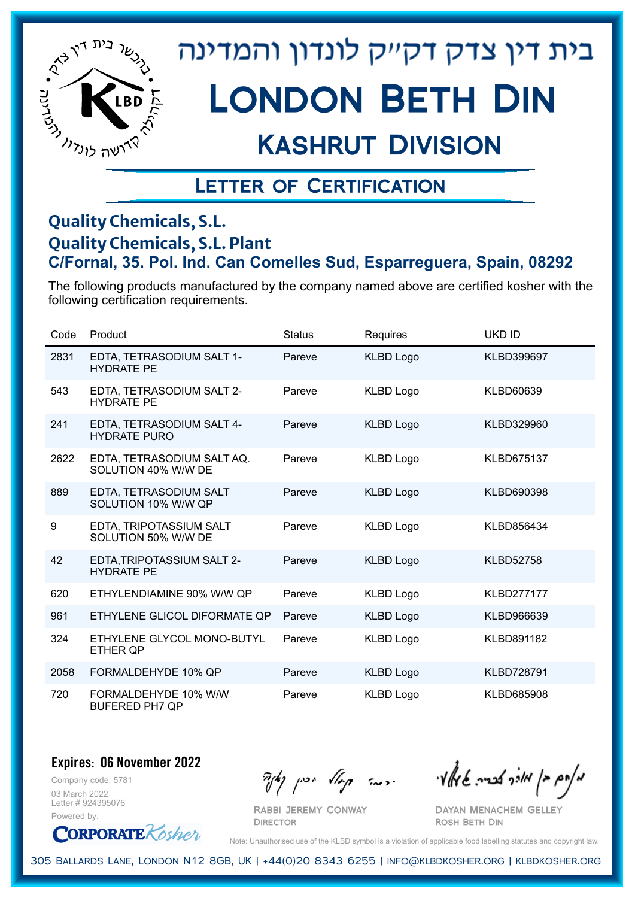# בית דין צדק דקייק לונדון והמדינה

# London Beth Din

## Kashrut Division

### Letter of Certification

**Quality Chemicals, S.L.**
**Quality Chemicals, S.L. Plant**
**C/Fornal, 35. Pol. Ind. Can Comelles Sud, Esparreguera, Spain, 08292**

The following products manufactured by the company named above are certified kosher with the following certification requirements.

| Code | Product | Status | Requires | UKD ID |
|---|---|---|---|---|
| 2831 | EDTA, TETRASODIUM SALT 1-HYDRATE PE | Pareve | KLBD Logo | KLBD399697 |
| 543 | EDTA, TETRASODIUM SALT 2-HYDRATE PE | Pareve | KLBD Logo | KLBD60639 |
| 241 | EDTA, TETRASODIUM SALT 4-HYDRATE PURO | Pareve | KLBD Logo | KLBD329960 |
| 2622 | EDTA, TETRASODIUM SALT AQ. SOLUTION 40% W/W DE | Pareve | KLBD Logo | KLBD675137 |
| 889 | EDTA, TETRASODIUM SALT SOLUTION 10% W/W QP | Pareve | KLBD Logo | KLBD690398 |
| 9 | EDTA, TRIPOTASSIUM SALT SOLUTION 50% W/W DE | Pareve | KLBD Logo | KLBD856434 |
| 42 | EDTA,TRIPOTASSIUM SALT 2-HYDRATE PE | Pareve | KLBD Logo | KLBD52758 |
| 620 | ETHYLENDIAMINE 90% W/W QP | Pareve | KLBD Logo | KLBD277177 |
| 961 | ETHYLENE GLICOL DIFORMATE QP | Pareve | KLBD Logo | KLBD966639 |
| 324 | ETHYLENE GLYCOL MONO-BUTYL ETHER QP | Pareve | KLBD Logo | KLBD891182 |
| 2058 | FORMALDEHYDE 10% QP | Pareve | KLBD Logo | KLBD728791 |
| 720 | FORMALDEHYDE 10% W/W BUFERED PH7 QP | Pareve | KLBD Logo | KLBD685908 |

**Expires: 06 November 2022**

Company code: 5781
03 March 2022
Letter # 924395076
Powered by: CorporateKosher

Rabbi Jeremy Conway
Director

Dayan Menachem Gelley
Rosh Beth Din

Note: Unauthorised use of the KLBD symbol is a violation of applicable food labelling statutes and copyright law.

305 Ballards Lane, London N12 8GB, UK | +44(0)20 8343 6255 | info@klbdkosher.org | klbdkosher.org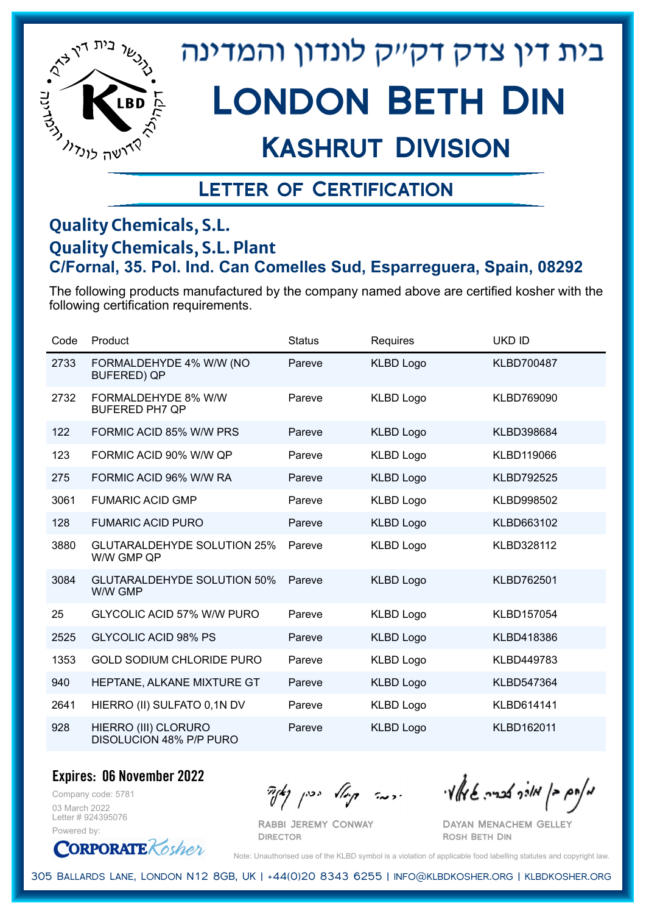# בית דין צדק דק"ק לונדון והמדינה

# London Beth Din

## Kashrut Division

### Letter of Certification

**Quality Chemicals, S.L.**
**Quality Chemicals, S.L. Plant**
**C/Fornal, 35. Pol. Ind. Can Comelles Sud, Esparreguera, Spain, 08292**

The following products manufactured by the company named above are certified kosher with the following certification requirements.

| Code | Product | Status | Requires | UKD ID |
|---|---|---|---|---|
| 2733 | FORMALDEHYDE 4% W/W (NO BUFERED) QP | Pareve | KLBD Logo | KLBD700487 |
| 2732 | FORMALDEHYDE 8% W/W BUFERED PH7 QP | Pareve | KLBD Logo | KLBD769090 |
| 122 | FORMIC ACID 85% W/W PRS | Pareve | KLBD Logo | KLBD398684 |
| 123 | FORMIC ACID 90% W/W QP | Pareve | KLBD Logo | KLBD119066 |
| 275 | FORMIC ACID 96% W/W RA | Pareve | KLBD Logo | KLBD792525 |
| 3061 | FUMARIC ACID GMP | Pareve | KLBD Logo | KLBD998502 |
| 128 | FUMARIC ACID PURO | Pareve | KLBD Logo | KLBD663102 |
| 3880 | GLUTARALDEHYDE SOLUTION 25% W/W GMP QP | Pareve | KLBD Logo | KLBD328112 |
| 3084 | GLUTARALDEHYDE SOLUTION 50% W/W GMP | Pareve | KLBD Logo | KLBD762501 |
| 25 | GLYCOLIC ACID 57% W/W PURO | Pareve | KLBD Logo | KLBD157054 |
| 2525 | GLYCOLIC ACID 98% PS | Pareve | KLBD Logo | KLBD418386 |
| 1353 | GOLD SODIUM CHLORIDE PURO | Pareve | KLBD Logo | KLBD449783 |
| 940 | HEPTANE, ALKANE MIXTURE GT | Pareve | KLBD Logo | KLBD547364 |
| 2641 | HIERRO (II) SULFATO 0,1N DV | Pareve | KLBD Logo | KLBD614141 |
| 928 | HIERRO (III) CLORURO DISOLUCION 48% P/P PURO | Pareve | KLBD Logo | KLBD162011 |

**Expires: 06 November 2022**

Company code: 5781
03 March 2022
Letter # 924395076
Powered by: CorporateKosher

Rabbi Jeremy Conway
Director

Dayan Menachem Gelley
Rosh Beth Din

Note: Unauthorised use of the KLBD symbol is a violation of applicable food labelling statutes and copyright law.

305 Ballards Lane, London N12 8GB, UK | +44(0)20 8343 6255 | info@klbdkosher.org | klbdkosher.org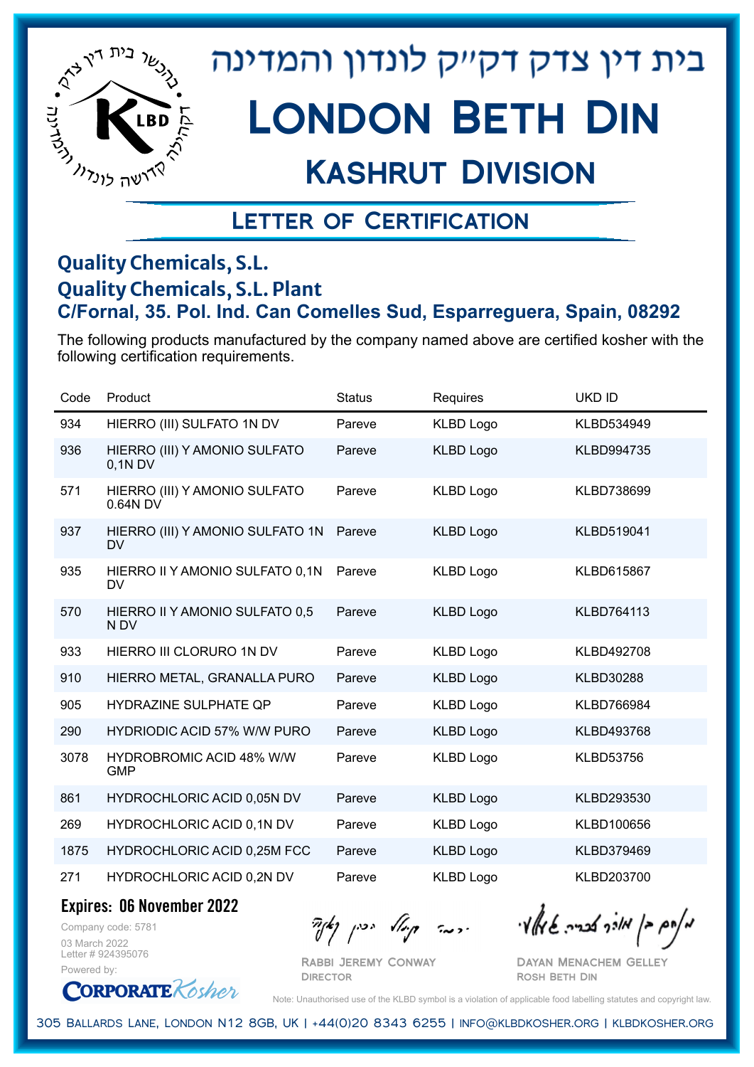# בית דין צדק דקײק לונדון והמדינה

# London Beth Din

## Kashrut Division

### Letter of Certification

**Quality Chemicals, S.L.**
**Quality Chemicals, S.L. Plant**
**C/Fornal, 35. Pol. Ind. Can Comelles Sud, Esparreguera, Spain, 08292**

The following products manufactured by the company named above are certified kosher with the following certification requirements.

| Code | Product | Status | Requires | UKD ID |
|---|---|---|---|---|
| 934 | HIERRO (III) SULFATO 1N DV | Pareve | KLBD Logo | KLBD534949 |
| 936 | HIERRO (III) Y AMONIO SULFATO 0,1N DV | Pareve | KLBD Logo | KLBD994735 |
| 571 | HIERRO (III) Y AMONIO SULFATO 0.64N DV | Pareve | KLBD Logo | KLBD738699 |
| 937 | HIERRO (III) Y AMONIO SULFATO 1N DV | Pareve | KLBD Logo | KLBD519041 |
| 935 | HIERRO II Y AMONIO SULFATO 0,1N DV | Pareve | KLBD Logo | KLBD615867 |
| 570 | HIERRO II Y AMONIO SULFATO 0,5 N DV | Pareve | KLBD Logo | KLBD764113 |
| 933 | HIERRO III CLORURO 1N DV | Pareve | KLBD Logo | KLBD492708 |
| 910 | HIERRO METAL, GRANALLA PURO | Pareve | KLBD Logo | KLBD30288 |
| 905 | HYDRAZINE SULPHATE QP | Pareve | KLBD Logo | KLBD766984 |
| 290 | HYDRIODIC ACID 57% W/W PURO | Pareve | KLBD Logo | KLBD493768 |
| 3078 | HYDROBROMIC ACID 48% W/W GMP | Pareve | KLBD Logo | KLBD53756 |
| 861 | HYDROCHLORIC ACID 0,05N DV | Pareve | KLBD Logo | KLBD293530 |
| 269 | HYDROCHLORIC ACID 0,1N DV | Pareve | KLBD Logo | KLBD100656 |
| 1875 | HYDROCHLORIC ACID 0,25M FCC | Pareve | KLBD Logo | KLBD379469 |
| 271 | HYDROCHLORIC ACID 0,2N DV | Pareve | KLBD Logo | KLBD203700 |

**Expires: 06 November 2022**

Company code: 5781
03 March 2022
Letter # 924395076
Powered by: CorporateKosher

Rabbi Jeremy Conway
Director

Dayan Menachem Gelley
Rosh Beth Din

Note: Unauthorised use of the KLBD symbol is a violation of applicable food labelling statutes and copyright law.

305 Ballards Lane, London N12 8GB, UK | +44(0)20 8343 6255 | info@klbdkosher.org | klbdkosher.org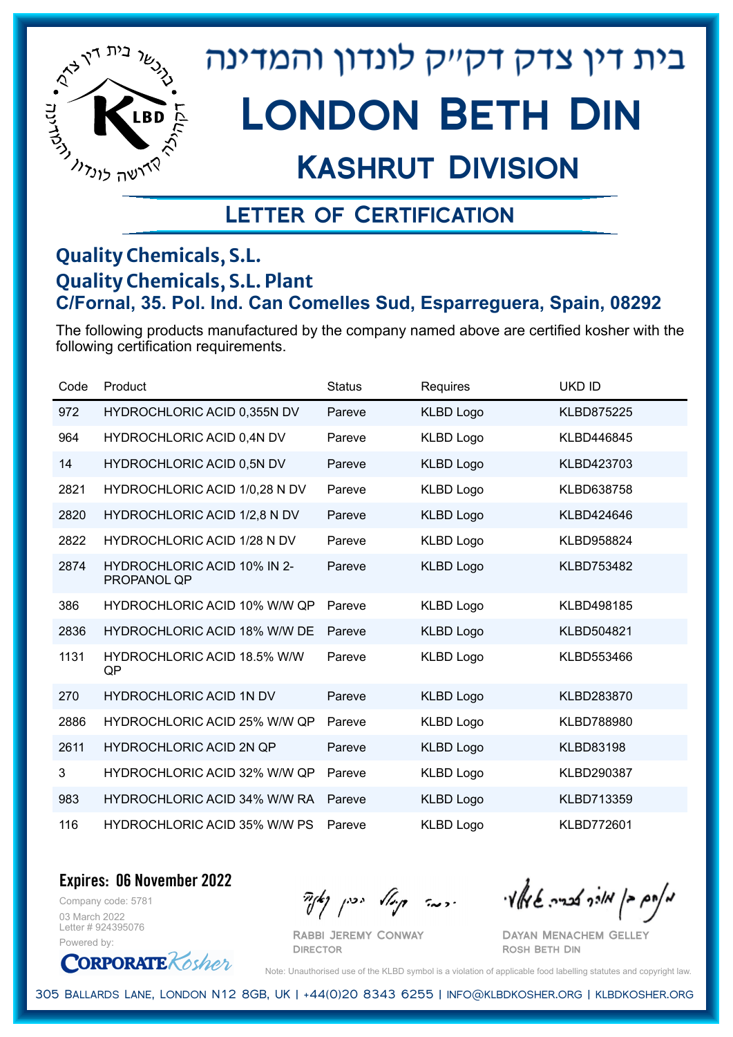# בית דין צדק דקייק לונדון והמדינה

# London Beth Din

## Kashrut Division

### Letter of Certification

**Quality Chemicals, S.L.**
**Quality Chemicals, S.L. Plant**
**C/Fornal, 35. Pol. Ind. Can Comelles Sud, Esparreguera, Spain, 08292**

The following products manufactured by the company named above are certified kosher with the following certification requirements.

| Code | Product | Status | Requires | UKD ID |
|---|---|---|---|---|
| 972 | HYDROCHLORIC ACID 0,355N DV | Pareve | KLBD Logo | KLBD875225 |
| 964 | HYDROCHLORIC ACID 0,4N DV | Pareve | KLBD Logo | KLBD446845 |
| 14 | HYDROCHLORIC ACID 0,5N DV | Pareve | KLBD Logo | KLBD423703 |
| 2821 | HYDROCHLORIC ACID 1/0,28 N DV | Pareve | KLBD Logo | KLBD638758 |
| 2820 | HYDROCHLORIC ACID 1/2,8 N DV | Pareve | KLBD Logo | KLBD424646 |
| 2822 | HYDROCHLORIC ACID 1/28 N DV | Pareve | KLBD Logo | KLBD958824 |
| 2874 | HYDROCHLORIC ACID 10% IN 2-PROPANOL QP | Pareve | KLBD Logo | KLBD753482 |
| 386 | HYDROCHLORIC ACID 10% W/W QP | Pareve | KLBD Logo | KLBD498185 |
| 2836 | HYDROCHLORIC ACID 18% W/W DE | Pareve | KLBD Logo | KLBD504821 |
| 1131 | HYDROCHLORIC ACID 18.5% W/W QP | Pareve | KLBD Logo | KLBD553466 |
| 270 | HYDROCHLORIC ACID 1N DV | Pareve | KLBD Logo | KLBD283870 |
| 2886 | HYDROCHLORIC ACID 25% W/W QP | Pareve | KLBD Logo | KLBD788980 |
| 2611 | HYDROCHLORIC ACID 2N QP | Pareve | KLBD Logo | KLBD83198 |
| 3 | HYDROCHLORIC ACID 32% W/W QP | Pareve | KLBD Logo | KLBD290387 |
| 983 | HYDROCHLORIC ACID 34% W/W RA | Pareve | KLBD Logo | KLBD713359 |
| 116 | HYDROCHLORIC ACID 35% W/W PS | Pareve | KLBD Logo | KLBD772601 |

**Expires: 06 November 2022**

Company code: 5781
03 March 2022
Letter # 924395076
Powered by: CorporateKosher

Rabbi Jeremy Conway
Director

Dayan Menachem Gelley
Rosh Beth Din

Note: Unauthorised use of the KLBD symbol is a violation of applicable food labelling statutes and copyright law.

305 Ballards Lane, London N12 8GB, UK | +44(0)20 8343 6255 | info@klbdkosher.org | klbdkosher.org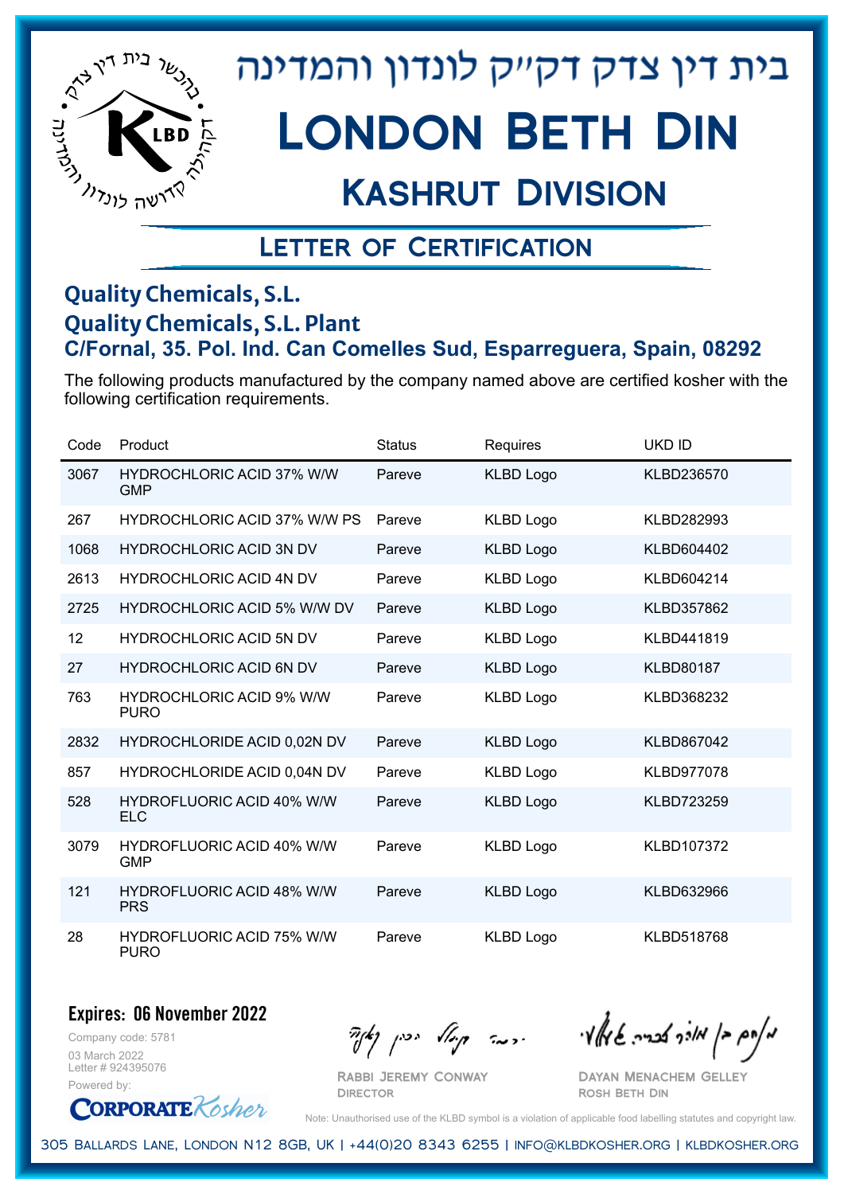בית דין צדק דק״ק לונדון והמדינה

# London Beth Din

## Kashrut Division

### Letter of Certification

**Quality Chemicals, S.L.**
**Quality Chemicals, S.L. Plant**
**C/Fornal, 35. Pol. Ind. Can Comelles Sud, Esparreguera, Spain, 08292**

The following products manufactured by the company named above are certified kosher with the following certification requirements.

| Code | Product | Status | Requires | UKD ID |
|---|---|---|---|---|
| 3067 | HYDROCHLORIC ACID 37% W/W GMP | Pareve | KLBD Logo | KLBD236570 |
| 267 | HYDROCHLORIC ACID 37% W/W PS | Pareve | KLBD Logo | KLBD282993 |
| 1068 | HYDROCHLORIC ACID 3N DV | Pareve | KLBD Logo | KLBD604402 |
| 2613 | HYDROCHLORIC ACID 4N DV | Pareve | KLBD Logo | KLBD604214 |
| 2725 | HYDROCHLORIC ACID 5% W/W DV | Pareve | KLBD Logo | KLBD357862 |
| 12 | HYDROCHLORIC ACID 5N DV | Pareve | KLBD Logo | KLBD441819 |
| 27 | HYDROCHLORIC ACID 6N DV | Pareve | KLBD Logo | KLBD80187 |
| 763 | HYDROCHLORIC ACID 9% W/W PURO | Pareve | KLBD Logo | KLBD368232 |
| 2832 | HYDROCHLORIDE ACID 0,02N DV | Pareve | KLBD Logo | KLBD867042 |
| 857 | HYDROCHLORIDE ACID 0,04N DV | Pareve | KLBD Logo | KLBD977078 |
| 528 | HYDROFLUORIC ACID 40% W/W ELC | Pareve | KLBD Logo | KLBD723259 |
| 3079 | HYDROFLUORIC ACID 40% W/W GMP | Pareve | KLBD Logo | KLBD107372 |
| 121 | HYDROFLUORIC ACID 48% W/W PRS | Pareve | KLBD Logo | KLBD632966 |
| 28 | HYDROFLUORIC ACID 75% W/W PURO | Pareve | KLBD Logo | KLBD518768 |

**Expires: 06 November 2022**

Company code: 5781
03 March 2022
Letter # 924395076
Powered by: CorporateKosher

Rabbi Jeremy Conway
Director

Dayan Menachem Gelley
Rosh Beth Din

Note: Unauthorised use of the KLBD symbol is a violation of applicable food labelling statutes and copyright law.

305 Ballards Lane, London N12 8GB, UK | +44(0)20 8343 6255 | info@klbdkosher.org | klbdkosher.org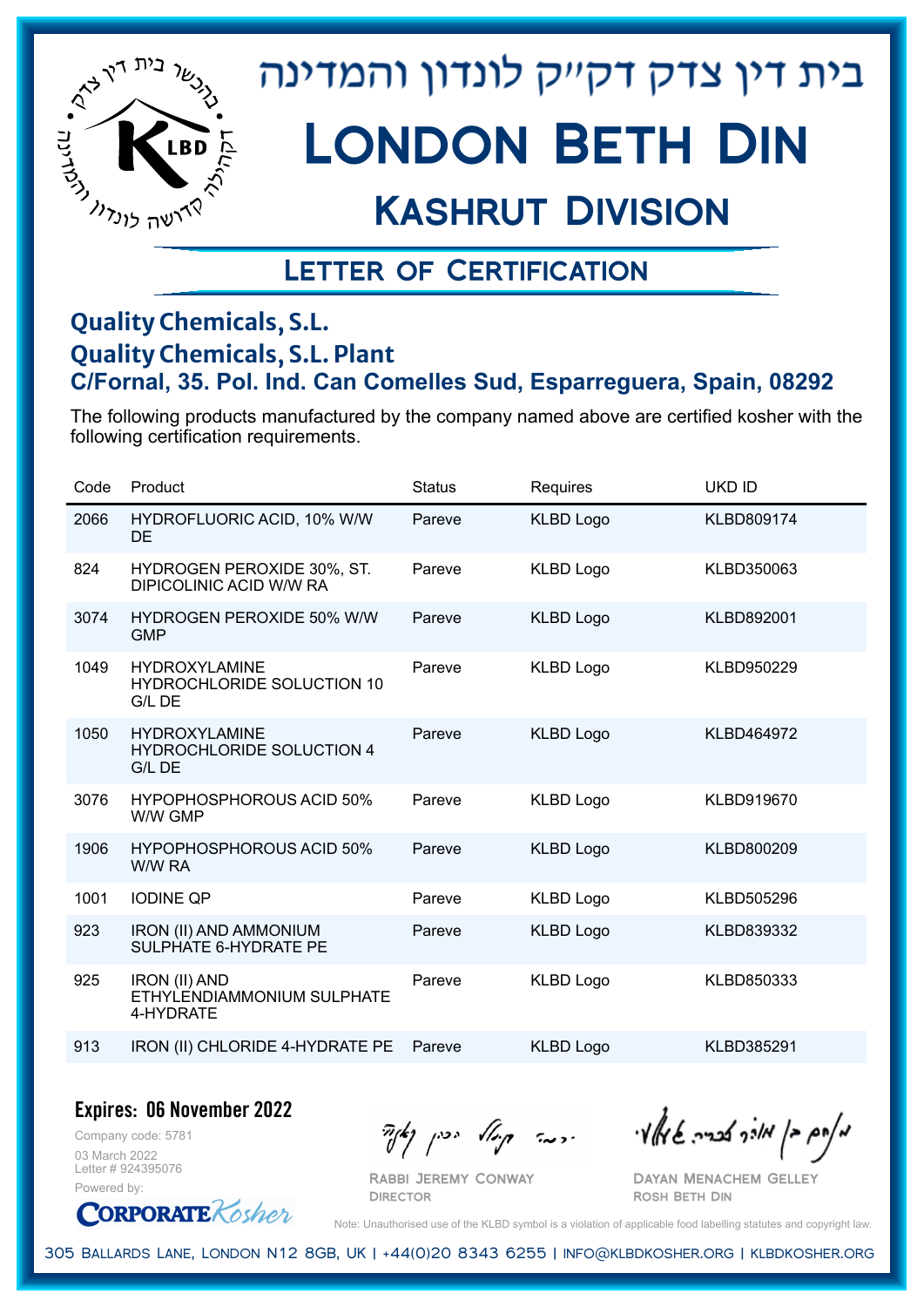# בית דין צדק דק"ק לונדון והמדינה

# London Beth Din

## Kashrut Division

### Letter of Certification

**Quality Chemicals, S.L.**
**Quality Chemicals, S.L. Plant**
**C/Fornal, 35. Pol. Ind. Can Comelles Sud, Esparreguera, Spain, 08292**

The following products manufactured by the company named above are certified kosher with the following certification requirements.

| Code | Product | Status | Requires | UKD ID |
|---|---|---|---|---|
| 2066 | HYDROFLUORIC ACID, 10% W/W DE | Pareve | KLBD Logo | KLBD809174 |
| 824 | HYDROGEN PEROXIDE 30%, ST. DIPICOLINIC ACID W/W RA | Pareve | KLBD Logo | KLBD350063 |
| 3074 | HYDROGEN PEROXIDE 50% W/W GMP | Pareve | KLBD Logo | KLBD892001 |
| 1049 | HYDROXYLAMINE HYDROCHLORIDE SOLUCTION 10 G/L DE | Pareve | KLBD Logo | KLBD950229 |
| 1050 | HYDROXYLAMINE HYDROCHLORIDE SOLUCTION 4 G/L DE | Pareve | KLBD Logo | KLBD464972 |
| 3076 | HYPOPHOSPHOROUS ACID 50% W/W GMP | Pareve | KLBD Logo | KLBD919670 |
| 1906 | HYPOPHOSPHOROUS ACID 50% W/W RA | Pareve | KLBD Logo | KLBD800209 |
| 1001 | IODINE QP | Pareve | KLBD Logo | KLBD505296 |
| 923 | IRON (II) AND AMMONIUM SULPHATE 6-HYDRATE PE | Pareve | KLBD Logo | KLBD839332 |
| 925 | IRON (II) AND ETHYLENDIAMMONIUM SULPHATE 4-HYDRATE | Pareve | KLBD Logo | KLBD850333 |
| 913 | IRON (II) CHLORIDE 4-HYDRATE PE | Pareve | KLBD Logo | KLBD385291 |

**Expires: 06 November 2022**

Company code: 5781
03 March 2022
Letter # 924395076
Powered by: CorporateKosher

Rabbi Jeremy Conway
Director

Dayan Menachem Gelley
Rosh Beth Din

Note: Unauthorised use of the KLBD symbol is a violation of applicable food labelling statutes and copyright law.

305 Ballards Lane, London N12 8GB, UK | +44(0)20 8343 6255 | info@klbdkosher.org | klbdkosher.org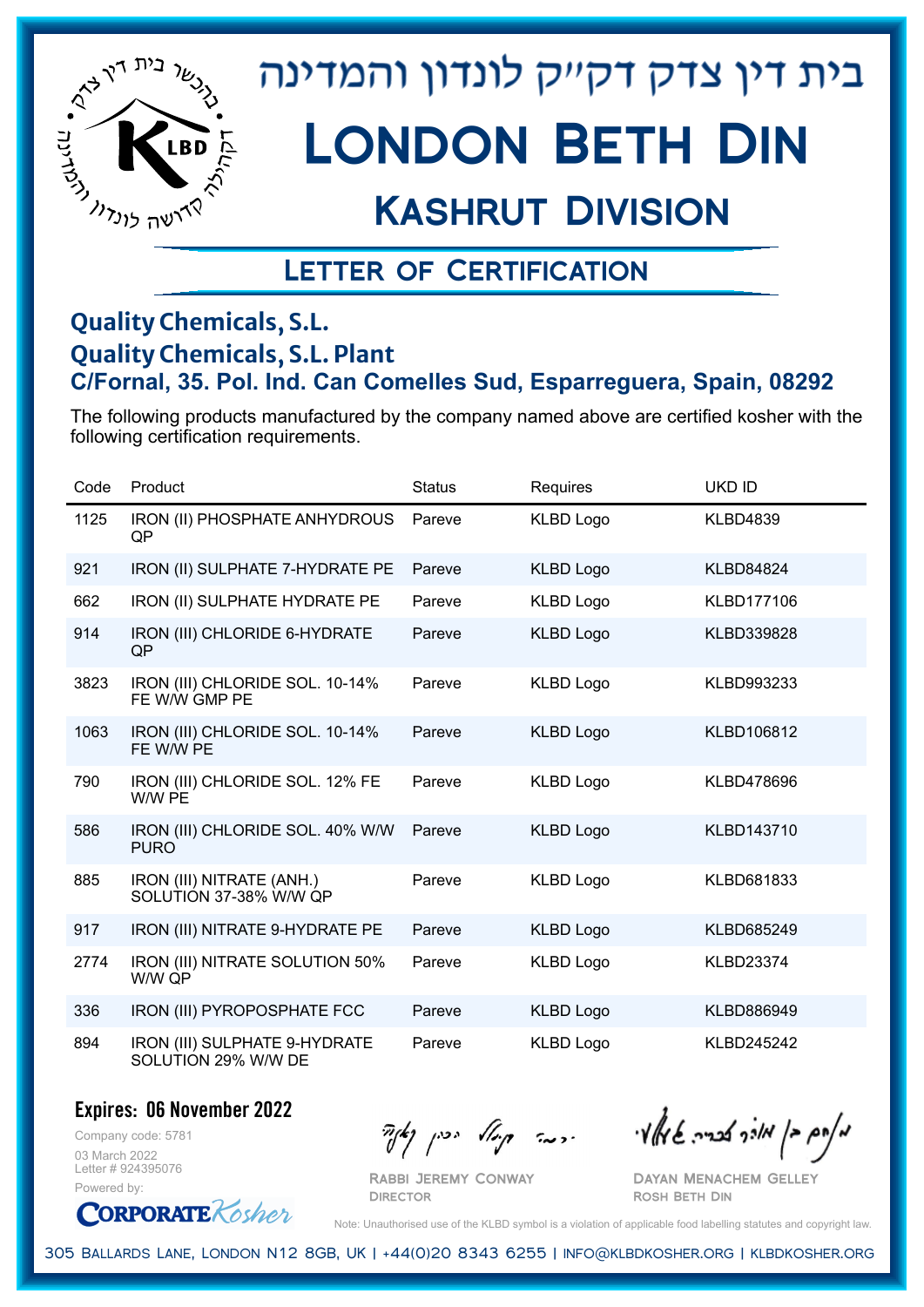# בית דין צדק דקייק לונדון והמדינה

# London Beth Din

## Kashrut Division

### Letter of Certification

**Quality Chemicals, S.L.**
**Quality Chemicals, S.L. Plant**
**C/Fornal, 35. Pol. Ind. Can Comelles Sud, Esparreguera, Spain, 08292**

The following products manufactured by the company named above are certified kosher with the following certification requirements.

| Code | Product | Status | Requires | UKD ID |
|---|---|---|---|---|
| 1125 | IRON (II) PHOSPHATE ANHYDROUS QP | Pareve | KLBD Logo | KLBD4839 |
| 921 | IRON (II) SULPHATE 7-HYDRATE PE | Pareve | KLBD Logo | KLBD84824 |
| 662 | IRON (II) SULPHATE HYDRATE PE | Pareve | KLBD Logo | KLBD177106 |
| 914 | IRON (III) CHLORIDE 6-HYDRATE QP | Pareve | KLBD Logo | KLBD339828 |
| 3823 | IRON (III) CHLORIDE SOL. 10-14% FE W/W GMP PE | Pareve | KLBD Logo | KLBD993233 |
| 1063 | IRON (III) CHLORIDE SOL. 10-14% FE W/W PE | Pareve | KLBD Logo | KLBD106812 |
| 790 | IRON (III) CHLORIDE SOL. 12% FE W/W PE | Pareve | KLBD Logo | KLBD478696 |
| 586 | IRON (III) CHLORIDE SOL. 40% W/W PURO | Pareve | KLBD Logo | KLBD143710 |
| 885 | IRON (III) NITRATE (ANH.) SOLUTION 37-38% W/W QP | Pareve | KLBD Logo | KLBD681833 |
| 917 | IRON (III) NITRATE 9-HYDRATE PE | Pareve | KLBD Logo | KLBD685249 |
| 2774 | IRON (III) NITRATE SOLUTION 50% W/W QP | Pareve | KLBD Logo | KLBD23374 |
| 336 | IRON (III) PYROPOSPHATE FCC | Pareve | KLBD Logo | KLBD886949 |
| 894 | IRON (III) SULPHATE 9-HYDRATE SOLUTION 29% W/W DE | Pareve | KLBD Logo | KLBD245242 |

**Expires: 06 November 2022**

Company code: 5781
03 March 2022
Letter # 924395076
Powered by: CorporateKosher

Rabbi Jeremy Conway
Director

Dayan Menachem Gelley
Rosh Beth Din

Note: Unauthorised use of the KLBD symbol is a violation of applicable food labelling statutes and copyright law.

305 Ballards Lane, London N12 8GB, UK | +44(0)20 8343 6255 | info@klbdkosher.org | klbdkosher.org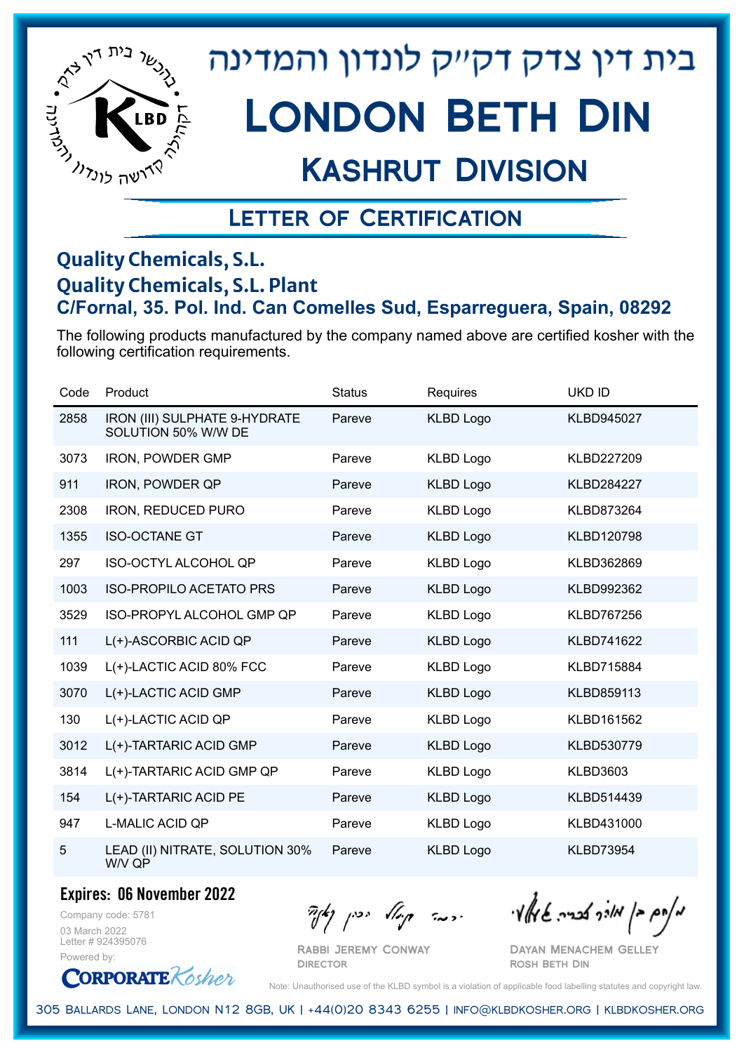בית דין צדק דקי״ק לונדון והמדינה

# London Beth Din

## Kashrut Division

### Letter of Certification

**Quality Chemicals, S.L.**
**Quality Chemicals, S.L. Plant**
**C/Fornal, 35. Pol. Ind. Can Comelles Sud, Esparreguera, Spain, 08292**

The following products manufactured by the company named above are certified kosher with the following certification requirements.

| Code | Product | Status | Requires | UKD ID |
|---|---|---|---|---|
| 2858 | IRON (III) SULPHATE 9-HYDRATE SOLUTION 50% W/W DE | Pareve | KLBD Logo | KLBD945027 |
| 3073 | IRON, POWDER GMP | Pareve | KLBD Logo | KLBD227209 |
| 911 | IRON, POWDER QP | Pareve | KLBD Logo | KLBD284227 |
| 2308 | IRON, REDUCED PURO | Pareve | KLBD Logo | KLBD873264 |
| 1355 | ISO-OCTANE GT | Pareve | KLBD Logo | KLBD120798 |
| 297 | ISO-OCTYL ALCOHOL QP | Pareve | KLBD Logo | KLBD362869 |
| 1003 | ISO-PROPILO ACETATO PRS | Pareve | KLBD Logo | KLBD992362 |
| 3529 | ISO-PROPYL ALCOHOL GMP QP | Pareve | KLBD Logo | KLBD767256 |
| 111 | L(+)-ASCORBIC ACID QP | Pareve | KLBD Logo | KLBD741622 |
| 1039 | L(+)-LACTIC ACID 80% FCC | Pareve | KLBD Logo | KLBD715884 |
| 3070 | L(+)-LACTIC ACID GMP | Pareve | KLBD Logo | KLBD859113 |
| 130 | L(+)-LACTIC ACID QP | Pareve | KLBD Logo | KLBD161562 |
| 3012 | L(+)-TARTARIC ACID GMP | Pareve | KLBD Logo | KLBD530779 |
| 3814 | L(+)-TARTARIC ACID GMP QP | Pareve | KLBD Logo | KLBD3603 |
| 154 | L(+)-TARTARIC ACID PE | Pareve | KLBD Logo | KLBD514439 |
| 947 | L-MALIC ACID QP | Pareve | KLBD Logo | KLBD431000 |
| 5 | LEAD (II) NITRATE, SOLUTION 30% W/V QP | Pareve | KLBD Logo | KLBD73954 |

**Expires: 06 November 2022**

Company code: 5781
03 March 2022
Letter # 924395076
Powered by: CorporateKosher

Rabbi Jeremy Conway
Director

Dayan Menachem Gelley
Rosh Beth Din

Note: Unauthorised use of the KLBD symbol is a violation of applicable food labelling statutes and copyright law.

305 Ballards Lane, London N12 8GB, UK | +44(0)20 8343 6255 | info@klbdkosher.org | klbdkosher.org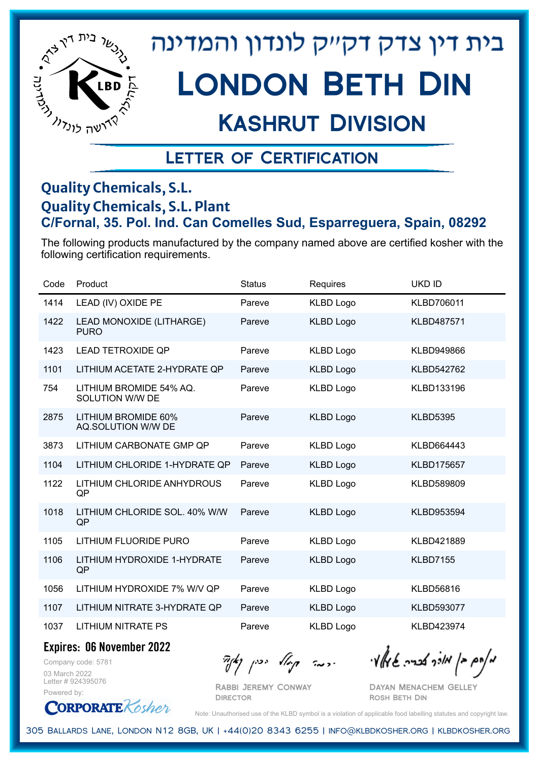# בית דין צדק דק"ק לונדון והמדינה

# London Beth Din

## Kashrut Division

### Letter of Certification

**Quality Chemicals, S.L.**
**Quality Chemicals, S.L. Plant**
**C/Fornal, 35. Pol. Ind. Can Comelles Sud, Esparreguera, Spain, 08292**

The following products manufactured by the company named above are certified kosher with the following certification requirements.

| Code | Product | Status | Requires | UKD ID |
|---|---|---|---|---|
| 1414 | LEAD (IV) OXIDE PE | Pareve | KLBD Logo | KLBD706011 |
| 1422 | LEAD MONOXIDE (LITHARGE) PURO | Pareve | KLBD Logo | KLBD487571 |
| 1423 | LEAD TETROXIDE QP | Pareve | KLBD Logo | KLBD949866 |
| 1101 | LITHIUM ACETATE 2-HYDRATE QP | Pareve | KLBD Logo | KLBD542762 |
| 754 | LITHIUM BROMIDE 54% AQ. SOLUTION W/W DE | Pareve | KLBD Logo | KLBD133196 |
| 2875 | LITHIUM BROMIDE 60% AQ.SOLUTION W/W DE | Pareve | KLBD Logo | KLBD5395 |
| 3873 | LITHIUM CARBONATE GMP QP | Pareve | KLBD Logo | KLBD664443 |
| 1104 | LITHIUM CHLORIDE 1-HYDRATE QP | Pareve | KLBD Logo | KLBD175657 |
| 1122 | LITHIUM CHLORIDE ANHYDROUS QP | Pareve | KLBD Logo | KLBD589809 |
| 1018 | LITHIUM CHLORIDE SOL. 40% W/W QP | Pareve | KLBD Logo | KLBD953594 |
| 1105 | LITHIUM FLUORIDE PURO | Pareve | KLBD Logo | KLBD421889 |
| 1106 | LITHIUM HYDROXIDE 1-HYDRATE QP | Pareve | KLBD Logo | KLBD7155 |
| 1056 | LITHIUM HYDROXIDE 7% W/V QP | Pareve | KLBD Logo | KLBD56816 |
| 1107 | LITHIUM NITRATE 3-HYDRATE QP | Pareve | KLBD Logo | KLBD593077 |
| 1037 | LITHIUM NITRATE PS | Pareve | KLBD Logo | KLBD423974 |

**Expires: 06 November 2022**

Company code: 5781
03 March 2022
Letter # 924395076
Powered by: CorporateKosher

Rabbi Jeremy Conway
Director

Dayan Menachem Gelley
Rosh Beth Din

Note: Unauthorised use of the KLBD symbol is a violation of applicable food labelling statutes and copyright law.

305 Ballards Lane, London N12 8GB, UK | +44(0)20 8343 6255 | info@klbdkosher.org | klbdkosher.org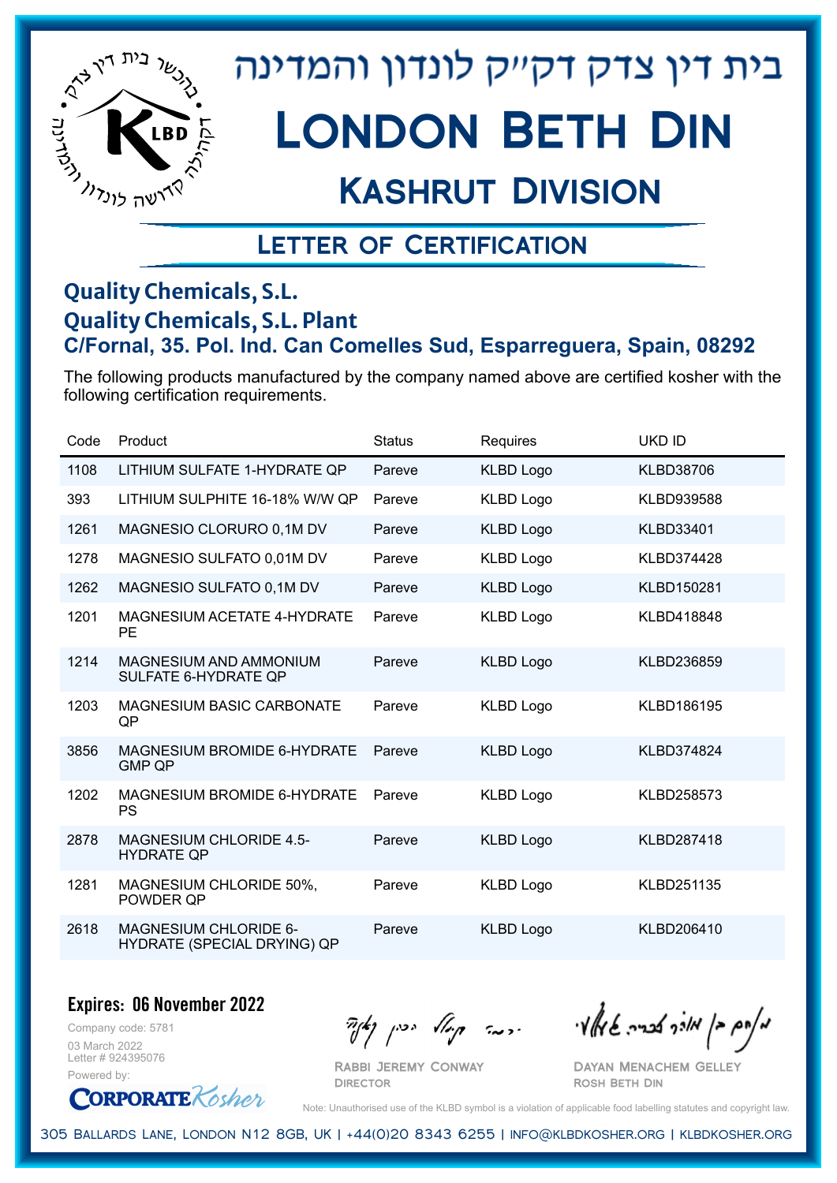# בית דין צדק דק"ק לונדון והמדינה

# London Beth Din

## Kashrut Division

### Letter of Certification

**Quality Chemicals, S.L.**
**Quality Chemicals, S.L. Plant**
**C/Fornal, 35. Pol. Ind. Can Comelles Sud, Esparreguera, Spain, 08292**

The following products manufactured by the company named above are certified kosher with the following certification requirements.

| Code | Product | Status | Requires | UKD ID |
|---|---|---|---|---|
| 1108 | LITHIUM SULFATE 1-HYDRATE QP | Pareve | KLBD Logo | KLBD38706 |
| 393 | LITHIUM SULPHITE 16-18% W/W QP | Pareve | KLBD Logo | KLBD939588 |
| 1261 | MAGNESIO CLORURO 0,1M DV | Pareve | KLBD Logo | KLBD33401 |
| 1278 | MAGNESIO SULFATO 0,01M DV | Pareve | KLBD Logo | KLBD374428 |
| 1262 | MAGNESIO SULFATO 0,1M DV | Pareve | KLBD Logo | KLBD150281 |
| 1201 | MAGNESIUM ACETATE 4-HYDRATE PE | Pareve | KLBD Logo | KLBD418848 |
| 1214 | MAGNESIUM AND AMMONIUM SULFATE 6-HYDRATE QP | Pareve | KLBD Logo | KLBD236859 |
| 1203 | MAGNESIUM BASIC CARBONATE QP | Pareve | KLBD Logo | KLBD186195 |
| 3856 | MAGNESIUM BROMIDE 6-HYDRATE GMP QP | Pareve | KLBD Logo | KLBD374824 |
| 1202 | MAGNESIUM BROMIDE 6-HYDRATE PS | Pareve | KLBD Logo | KLBD258573 |
| 2878 | MAGNESIUM CHLORIDE 4.5-HYDRATE QP | Pareve | KLBD Logo | KLBD287418 |
| 1281 | MAGNESIUM CHLORIDE 50%, POWDER QP | Pareve | KLBD Logo | KLBD251135 |
| 2618 | MAGNESIUM CHLORIDE 6-HYDRATE (SPECIAL DRYING) QP | Pareve | KLBD Logo | KLBD206410 |

**Expires: 06 November 2022**

Company code: 5781
03 March 2022
Letter # 924395076
Powered by: CorporateKosher

Rabbi Jeremy Conway
Director

Dayan Menachem Gelley
Rosh Beth Din

Note: Unauthorised use of the KLBD symbol is a violation of applicable food labelling statutes and copyright law.

305 Ballards Lane, London N12 8GB, UK | +44(0)20 8343 6255 | info@klbdkosher.org | klbdkosher.org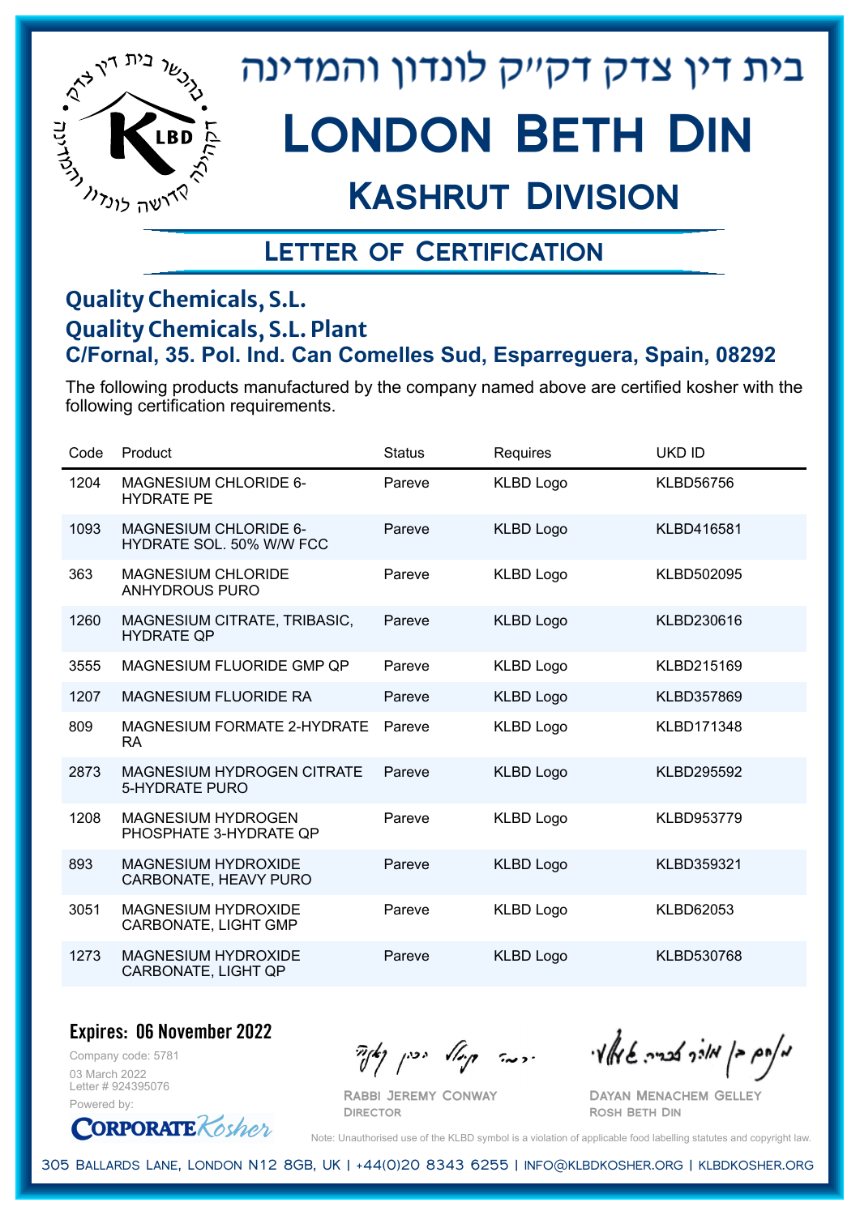# בית דין צדק דקײק לונדון והמדינה

# London Beth Din

## Kashrut Division

### Letter of Certification

**Quality Chemicals, S.L.**
**Quality Chemicals, S.L. Plant**
**C/Fornal, 35. Pol. Ind. Can Comelles Sud, Esparreguera, Spain, 08292**

The following products manufactured by the company named above are certified kosher with the following certification requirements.

| Code | Product | Status | Requires | UKD ID |
|---|---|---|---|---|
| 1204 | MAGNESIUM CHLORIDE 6-HYDRATE PE | Pareve | KLBD Logo | KLBD56756 |
| 1093 | MAGNESIUM CHLORIDE 6-HYDRATE SOL. 50% W/W FCC | Pareve | KLBD Logo | KLBD416581 |
| 363 | MAGNESIUM CHLORIDE ANHYDROUS PURO | Pareve | KLBD Logo | KLBD502095 |
| 1260 | MAGNESIUM CITRATE, TRIBASIC, HYDRATE QP | Pareve | KLBD Logo | KLBD230616 |
| 3555 | MAGNESIUM FLUORIDE GMP QP | Pareve | KLBD Logo | KLBD215169 |
| 1207 | MAGNESIUM FLUORIDE RA | Pareve | KLBD Logo | KLBD357869 |
| 809 | MAGNESIUM FORMATE 2-HYDRATE RA | Pareve | KLBD Logo | KLBD171348 |
| 2873 | MAGNESIUM HYDROGEN CITRATE 5-HYDRATE PURO | Pareve | KLBD Logo | KLBD295592 |
| 1208 | MAGNESIUM HYDROGEN PHOSPHATE 3-HYDRATE QP | Pareve | KLBD Logo | KLBD953779 |
| 893 | MAGNESIUM HYDROXIDE CARBONATE, HEAVY PURO | Pareve | KLBD Logo | KLBD359321 |
| 3051 | MAGNESIUM HYDROXIDE CARBONATE, LIGHT GMP | Pareve | KLBD Logo | KLBD62053 |
| 1273 | MAGNESIUM HYDROXIDE CARBONATE, LIGHT QP | Pareve | KLBD Logo | KLBD530768 |

**Expires: 06 November 2022**

Company code: 5781
03 March 2022
Letter # 924395076
Powered by: CorporateKosher

Rabbi Jeremy Conway
Director

Dayan Menachem Gelley
Rosh Beth Din

Note: Unauthorised use of the KLBD symbol is a violation of applicable food labelling statutes and copyright law.

305 Ballards Lane, London N12 8GB, UK | +44(0)20 8343 6255 | info@klbdkosher.org | klbdkosher.org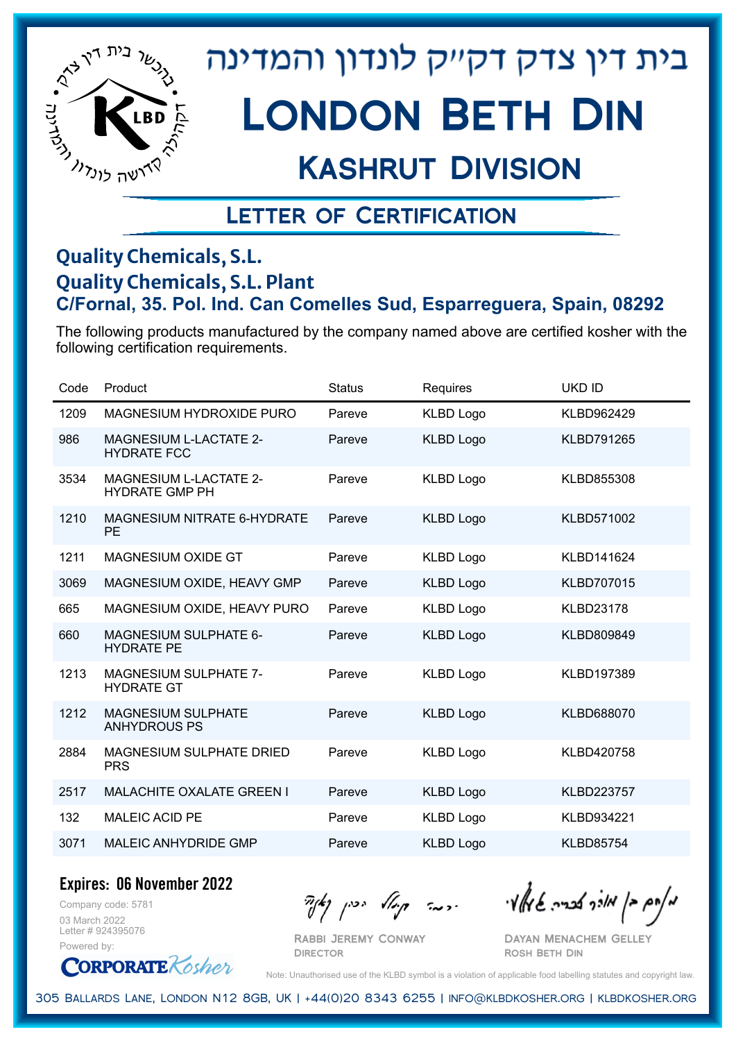בית דין צדק דקהילה קדושה לונדון והמדינה

# London Beth Din

## Kashrut Division

### Letter of Certification

**Quality Chemicals, S.L.**
**Quality Chemicals, S.L. Plant**
**C/Fornal, 35. Pol. Ind. Can Comelles Sud, Esparreguera, Spain, 08292**

The following products manufactured by the company named above are certified kosher with the following certification requirements.

| Code | Product | Status | Requires | UKD ID |
|---|---|---|---|---|
| 1209 | MAGNESIUM HYDROXIDE PURO | Pareve | KLBD Logo | KLBD962429 |
| 986 | MAGNESIUM L-LACTATE 2-HYDRATE FCC | Pareve | KLBD Logo | KLBD791265 |
| 3534 | MAGNESIUM L-LACTATE 2-HYDRATE GMP PH | Pareve | KLBD Logo | KLBD855308 |
| 1210 | MAGNESIUM NITRATE 6-HYDRATE PE | Pareve | KLBD Logo | KLBD571002 |
| 1211 | MAGNESIUM OXIDE GT | Pareve | KLBD Logo | KLBD141624 |
| 3069 | MAGNESIUM OXIDE, HEAVY GMP | Pareve | KLBD Logo | KLBD707015 |
| 665 | MAGNESIUM OXIDE, HEAVY PURO | Pareve | KLBD Logo | KLBD23178 |
| 660 | MAGNESIUM SULPHATE 6-HYDRATE PE | Pareve | KLBD Logo | KLBD809849 |
| 1213 | MAGNESIUM SULPHATE 7-HYDRATE GT | Pareve | KLBD Logo | KLBD197389 |
| 1212 | MAGNESIUM SULPHATE ANHYDROUS PS | Pareve | KLBD Logo | KLBD688070 |
| 2884 | MAGNESIUM SULPHATE DRIED PRS | Pareve | KLBD Logo | KLBD420758 |
| 2517 | MALACHITE OXALATE GREEN I | Pareve | KLBD Logo | KLBD223757 |
| 132 | MALEIC ACID PE | Pareve | KLBD Logo | KLBD934221 |
| 3071 | MALEIC ANHYDRIDE GMP | Pareve | KLBD Logo | KLBD85754 |

**Expires: 06 November 2022**

Company code: 5781
03 March 2022
Letter # 924395076
Powered by: CorporateKosher

Rabbi Jeremy Conway
Director

Dayan Menachem Gelley
Rosh Beth Din

Note: Unauthorised use of the KLBD symbol is a violation of applicable food labelling statutes and copyright law.

305 Ballards Lane, London N12 8GB, UK | +44(0)20 8343 6255 | info@klbdkosher.org | klbdkosher.org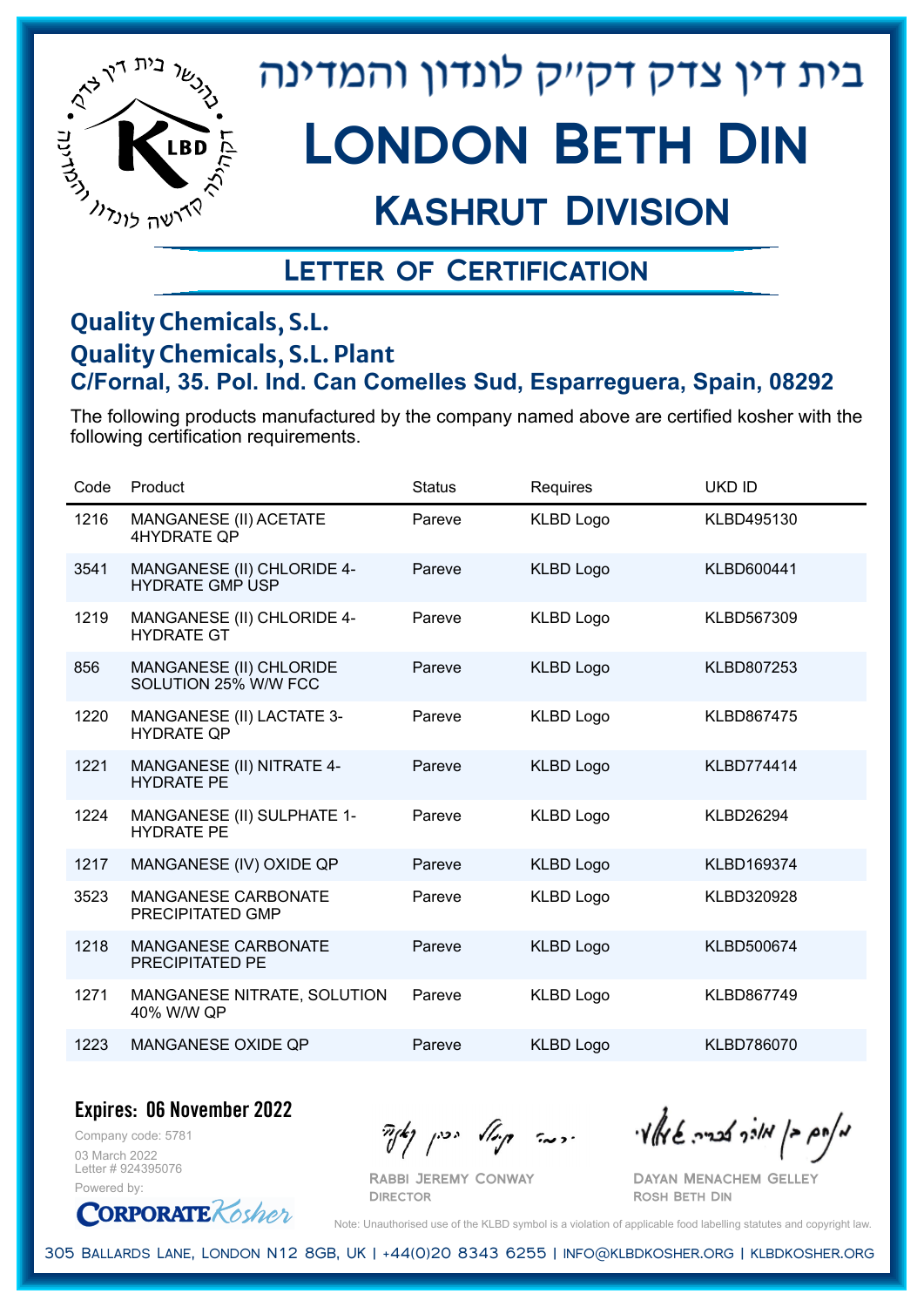בית דין צדק דקייק לונדון והמדינה

# London Beth Din

## Kashrut Division

### Letter of Certification

**Quality Chemicals, S.L.**
**Quality Chemicals, S.L. Plant**
**C/Fornal, 35. Pol. Ind. Can Comelles Sud, Esparreguera, Spain, 08292**

The following products manufactured by the company named above are certified kosher with the following certification requirements.

| Code | Product | Status | Requires | UKD ID |
|---|---|---|---|---|
| 1216 | MANGANESE (II) ACETATE 4HYDRATE QP | Pareve | KLBD Logo | KLBD495130 |
| 3541 | MANGANESE (II) CHLORIDE 4-HYDRATE GMP USP | Pareve | KLBD Logo | KLBD600441 |
| 1219 | MANGANESE (II) CHLORIDE 4-HYDRATE GT | Pareve | KLBD Logo | KLBD567309 |
| 856 | MANGANESE (II) CHLORIDE SOLUTION 25% W/W FCC | Pareve | KLBD Logo | KLBD807253 |
| 1220 | MANGANESE (II) LACTATE 3-HYDRATE QP | Pareve | KLBD Logo | KLBD867475 |
| 1221 | MANGANESE (II) NITRATE 4-HYDRATE PE | Pareve | KLBD Logo | KLBD774414 |
| 1224 | MANGANESE (II) SULPHATE 1-HYDRATE PE | Pareve | KLBD Logo | KLBD26294 |
| 1217 | MANGANESE (IV) OXIDE QP | Pareve | KLBD Logo | KLBD169374 |
| 3523 | MANGANESE CARBONATE PRECIPITATED GMP | Pareve | KLBD Logo | KLBD320928 |
| 1218 | MANGANESE CARBONATE PRECIPITATED PE | Pareve | KLBD Logo | KLBD500674 |
| 1271 | MANGANESE NITRATE, SOLUTION 40% W/W QP | Pareve | KLBD Logo | KLBD867749 |
| 1223 | MANGANESE OXIDE QP | Pareve | KLBD Logo | KLBD786070 |

**Expires: 06 November 2022**

Company code: 5781
03 March 2022
Letter # 924395076
Powered by: CorporateKosher

Rabbi Jeremy Conway
Director

Dayan Menachem Gelley
Rosh Beth Din

Note: Unauthorised use of the KLBD symbol is a violation of applicable food labelling statutes and copyright law.

305 Ballards Lane, London N12 8GB, UK | +44(0)20 8343 6255 | info@klbdkosher.org | klbdkosher.org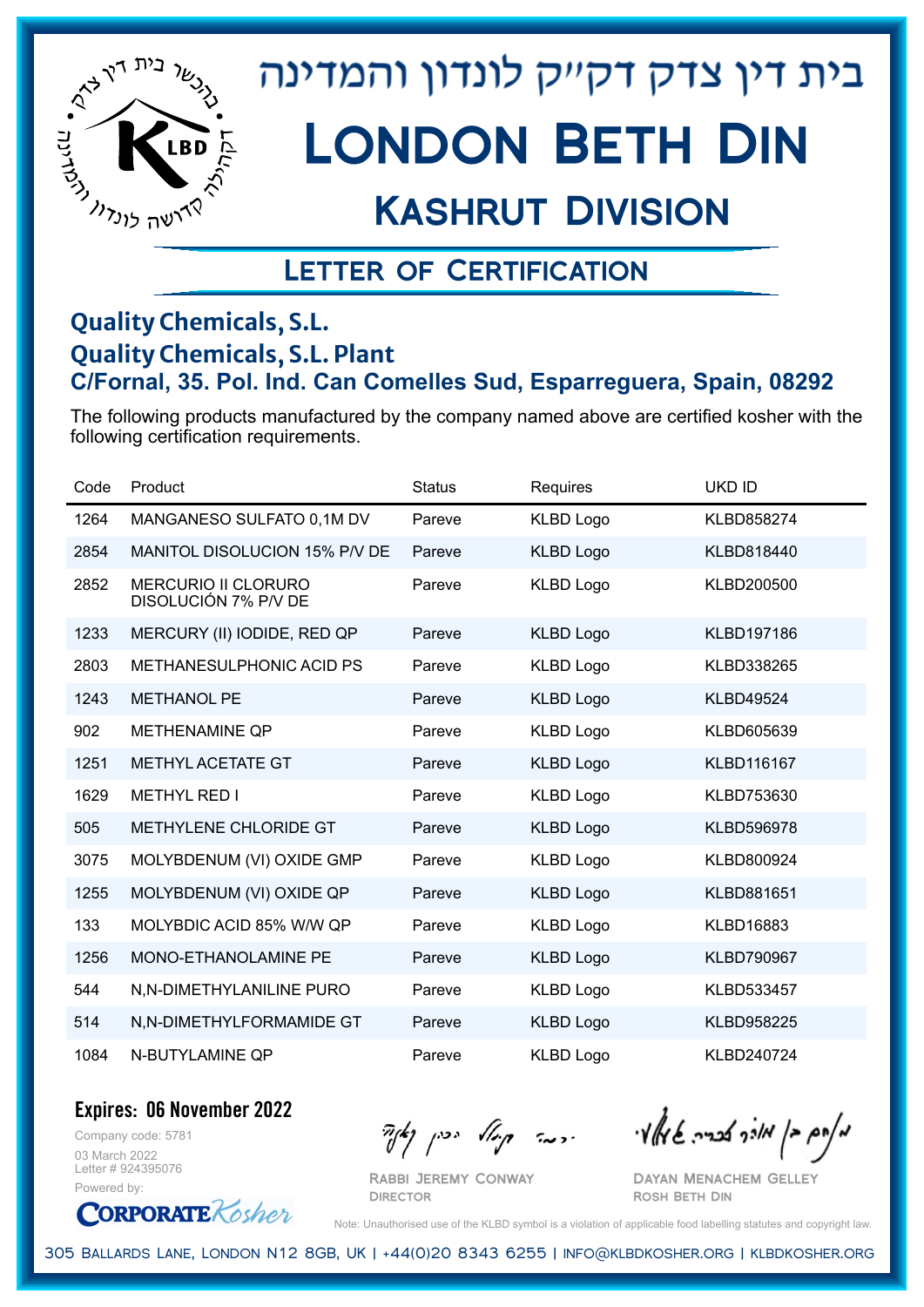# בית דין צדק דק״ק לונדון והמדינה

# London Beth Din

## Kashrut Division

### Letter of Certification

**Quality Chemicals, S.L.**
**Quality Chemicals, S.L. Plant**
**C/Fornal, 35. Pol. Ind. Can Comelles Sud, Esparreguera, Spain, 08292**

The following products manufactured by the company named above are certified kosher with the following certification requirements.

| Code | Product | Status | Requires | UKD ID |
|---|---|---|---|---|
| 1264 | MANGANESO SULFATO 0,1M DV | Pareve | KLBD Logo | KLBD858274 |
| 2854 | MANITOL DISOLUCION 15% P/V DE | Pareve | KLBD Logo | KLBD818440 |
| 2852 | MERCURIO II CLORURO DISOLUCIÓN 7% P/V DE | Pareve | KLBD Logo | KLBD200500 |
| 1233 | MERCURY (II) IODIDE, RED QP | Pareve | KLBD Logo | KLBD197186 |
| 2803 | METHANESULPHONIC ACID PS | Pareve | KLBD Logo | KLBD338265 |
| 1243 | METHANOL PE | Pareve | KLBD Logo | KLBD49524 |
| 902 | METHENAMINE QP | Pareve | KLBD Logo | KLBD605639 |
| 1251 | METHYL ACETATE GT | Pareve | KLBD Logo | KLBD116167 |
| 1629 | METHYL RED I | Pareve | KLBD Logo | KLBD753630 |
| 505 | METHYLENE CHLORIDE GT | Pareve | KLBD Logo | KLBD596978 |
| 3075 | MOLYBDENUM (VI) OXIDE GMP | Pareve | KLBD Logo | KLBD800924 |
| 1255 | MOLYBDENUM (VI) OXIDE QP | Pareve | KLBD Logo | KLBD881651 |
| 133 | MOLYBDIC ACID 85% W/W QP | Pareve | KLBD Logo | KLBD16883 |
| 1256 | MONO-ETHANOLAMINE PE | Pareve | KLBD Logo | KLBD790967 |
| 544 | N,N-DIMETHYLANILINE PURO | Pareve | KLBD Logo | KLBD533457 |
| 514 | N,N-DIMETHYLFORMAMIDE GT | Pareve | KLBD Logo | KLBD958225 |
| 1084 | N-BUTYLAMINE QP | Pareve | KLBD Logo | KLBD240724 |

**Expires: 06 November 2022**

Company code: 5781
03 March 2022
Letter # 924395076
Powered by: Corporate Kosher

Rabbi Jeremy Conway
Director

Dayan Menachem Gelley
Rosh Beth Din

Note: Unauthorised use of the KLBD symbol is a violation of applicable food labelling statutes and copyright law.

305 Ballards Lane, London N12 8GB, UK | +44(0)20 8343 6255 | info@klbdkosher.org | klbdkosher.org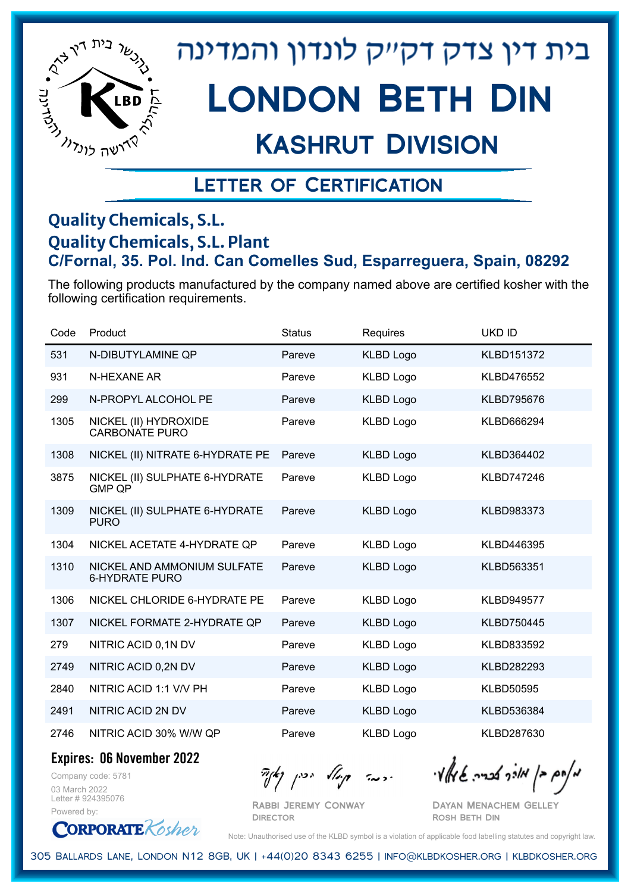# בית דין צדק דקײק לונדון והמדינה

# London Beth Din

## Kashrut Division

### Letter of Certification

**Quality Chemicals, S.L.**
**Quality Chemicals, S.L. Plant**
**C/Fornal, 35. Pol. Ind. Can Comelles Sud, Esparreguera, Spain, 08292**

The following products manufactured by the company named above are certified kosher with the following certification requirements.

| Code | Product | Status | Requires | UKD ID |
|---|---|---|---|---|
| 531 | N-DIBUTYLAMINE QP | Pareve | KLBD Logo | KLBD151372 |
| 931 | N-HEXANE AR | Pareve | KLBD Logo | KLBD476552 |
| 299 | N-PROPYL ALCOHOL PE | Pareve | KLBD Logo | KLBD795676 |
| 1305 | NICKEL (II) HYDROXIDE CARBONATE PURO | Pareve | KLBD Logo | KLBD666294 |
| 1308 | NICKEL (II) NITRATE 6-HYDRATE PE | Pareve | KLBD Logo | KLBD364402 |
| 3875 | NICKEL (II) SULPHATE 6-HYDRATE GMP QP | Pareve | KLBD Logo | KLBD747246 |
| 1309 | NICKEL (II) SULPHATE 6-HYDRATE PURO | Pareve | KLBD Logo | KLBD983373 |
| 1304 | NICKEL ACETATE 4-HYDRATE QP | Pareve | KLBD Logo | KLBD446395 |
| 1310 | NICKEL AND AMMONIUM SULFATE 6-HYDRATE PURO | Pareve | KLBD Logo | KLBD563351 |
| 1306 | NICKEL CHLORIDE 6-HYDRATE PE | Pareve | KLBD Logo | KLBD949577 |
| 1307 | NICKEL FORMATE 2-HYDRATE QP | Pareve | KLBD Logo | KLBD750445 |
| 279 | NITRIC ACID 0,1N DV | Pareve | KLBD Logo | KLBD833592 |
| 2749 | NITRIC ACID 0,2N DV | Pareve | KLBD Logo | KLBD282293 |
| 2840 | NITRIC ACID 1:1 V/V PH | Pareve | KLBD Logo | KLBD50595 |
| 2491 | NITRIC ACID 2N DV | Pareve | KLBD Logo | KLBD536384 |
| 2746 | NITRIC ACID 30% W/W QP | Pareve | KLBD Logo | KLBD287630 |

**Expires: 06 November 2022**

Company code: 5781
03 March 2022
Letter # 924395076
Powered by: CorporateKosher

Rabbi Jeremy Conway
Director

Dayan Menachem Gelley
Rosh Beth Din

Note: Unauthorised use of the KLBD symbol is a violation of applicable food labelling statutes and copyright law.

305 Ballards Lane, London N12 8GB, UK | +44(0)20 8343 6255 | info@klbdkosher.org | klbdkosher.org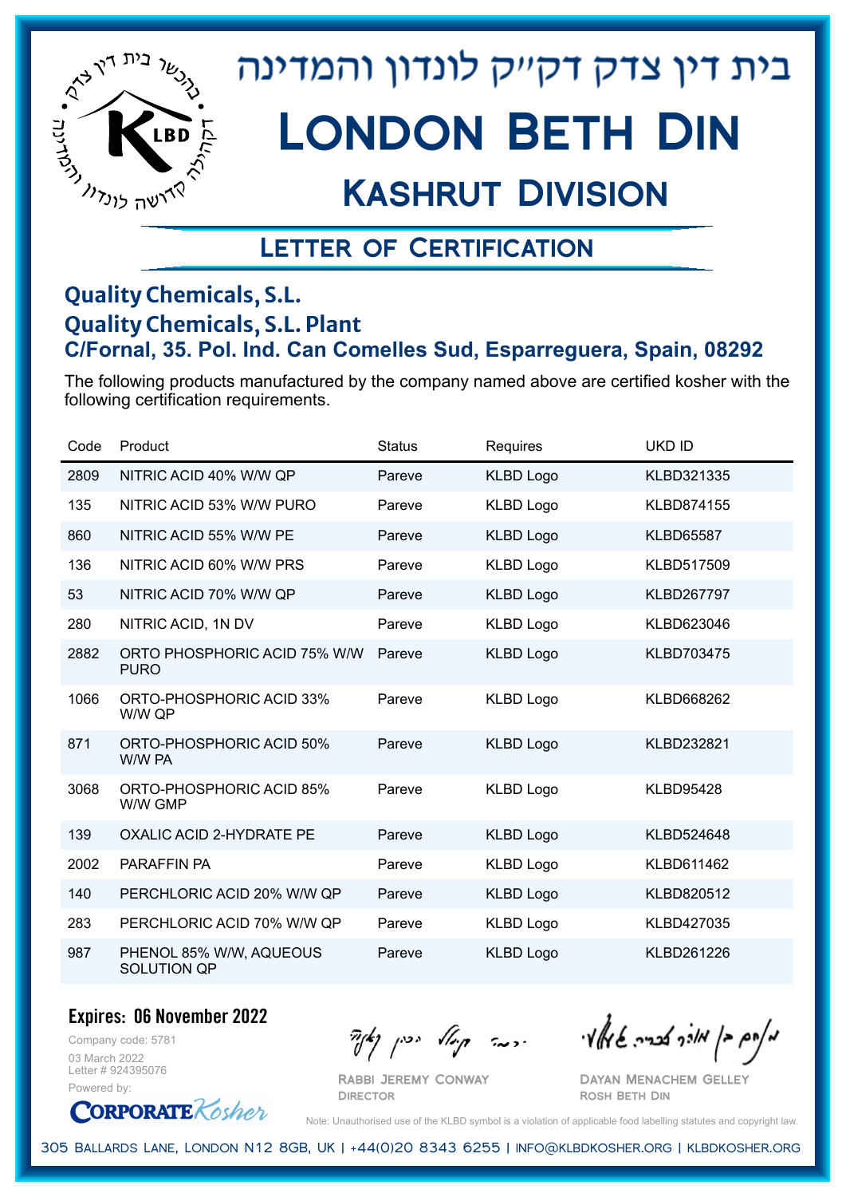# בית דין צדק דקהל לונדון והמדינה

# London Beth Din

## Kashrut Division

### Letter of Certification

**Quality Chemicals, S.L.**
**Quality Chemicals, S.L. Plant**
**C/Fornal, 35. Pol. Ind. Can Comelles Sud, Esparreguera, Spain, 08292**

The following products manufactured by the company named above are certified kosher with the following certification requirements.

| Code | Product | Status | Requires | UKD ID |
|---|---|---|---|---|
| 2809 | NITRIC ACID 40% W/W QP | Pareve | KLBD Logo | KLBD321335 |
| 135 | NITRIC ACID 53% W/W PURO | Pareve | KLBD Logo | KLBD874155 |
| 860 | NITRIC ACID 55% W/W PE | Pareve | KLBD Logo | KLBD65587 |
| 136 | NITRIC ACID 60% W/W PRS | Pareve | KLBD Logo | KLBD517509 |
| 53 | NITRIC ACID 70% W/W QP | Pareve | KLBD Logo | KLBD267797 |
| 280 | NITRIC ACID, 1N DV | Pareve | KLBD Logo | KLBD623046 |
| 2882 | ORTO PHOSPHORIC ACID 75% W/W PURO | Pareve | KLBD Logo | KLBD703475 |
| 1066 | ORTO-PHOSPHORIC ACID 33% W/W QP | Pareve | KLBD Logo | KLBD668262 |
| 871 | ORTO-PHOSPHORIC ACID 50% W/W PA | Pareve | KLBD Logo | KLBD232821 |
| 3068 | ORTO-PHOSPHORIC ACID 85% W/W GMP | Pareve | KLBD Logo | KLBD95428 |
| 139 | OXALIC ACID 2-HYDRATE PE | Pareve | KLBD Logo | KLBD524648 |
| 2002 | PARAFFIN PA | Pareve | KLBD Logo | KLBD611462 |
| 140 | PERCHLORIC ACID 20% W/W QP | Pareve | KLBD Logo | KLBD820512 |
| 283 | PERCHLORIC ACID 70% W/W QP | Pareve | KLBD Logo | KLBD427035 |
| 987 | PHENOL 85% W/W, AQUEOUS SOLUTION QP | Pareve | KLBD Logo | KLBD261226 |

**Expires: 06 November 2022**

Company code: 5781
03 March 2022
Letter # 924395076
Powered by: CorporateKosher

Rabbi Jeremy Conway
Director

Dayan Menachem Gelley
Rosh Beth Din

Note: Unauthorised use of the KLBD symbol is a violation of applicable food labelling statutes and copyright law.

305 Ballards Lane, London N12 8GB, UK | +44(0)20 8343 6255 | info@klbdkosher.org | klbdkosher.org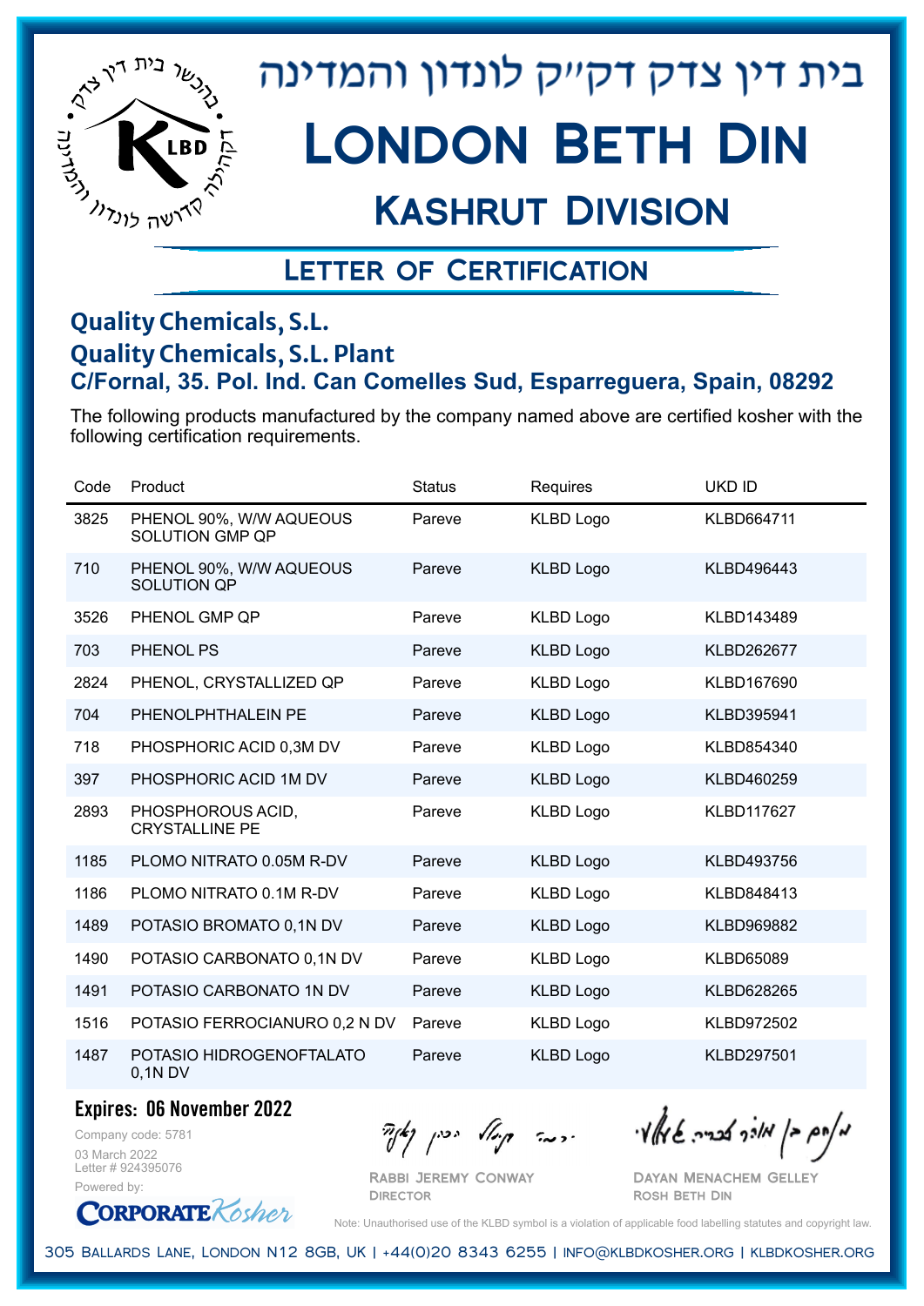# בית דין צדק דק"ק לונדון והמדינה

# London Beth Din

## Kashrut Division

### Letter of Certification

**Quality Chemicals, S.L.**
**Quality Chemicals, S.L. Plant**
**C/Fornal, 35. Pol. Ind. Can Comelles Sud, Esparreguera, Spain, 08292**

The following products manufactured by the company named above are certified kosher with the following certification requirements.

| Code | Product | Status | Requires | UKD ID |
|---|---|---|---|---|
| 3825 | PHENOL 90%, W/W AQUEOUS SOLUTION GMP QP | Pareve | KLBD Logo | KLBD664711 |
| 710 | PHENOL 90%, W/W AQUEOUS SOLUTION QP | Pareve | KLBD Logo | KLBD496443 |
| 3526 | PHENOL GMP QP | Pareve | KLBD Logo | KLBD143489 |
| 703 | PHENOL PS | Pareve | KLBD Logo | KLBD262677 |
| 2824 | PHENOL, CRYSTALLIZED QP | Pareve | KLBD Logo | KLBD167690 |
| 704 | PHENOLPHTHALEIN PE | Pareve | KLBD Logo | KLBD395941 |
| 718 | PHOSPHORIC ACID 0,3M DV | Pareve | KLBD Logo | KLBD854340 |
| 397 | PHOSPHORIC ACID 1M DV | Pareve | KLBD Logo | KLBD460259 |
| 2893 | PHOSPHOROUS ACID, CRYSTALLINE PE | Pareve | KLBD Logo | KLBD117627 |
| 1185 | PLOMO NITRATO 0.05M R-DV | Pareve | KLBD Logo | KLBD493756 |
| 1186 | PLOMO NITRATO 0.1M R-DV | Pareve | KLBD Logo | KLBD848413 |
| 1489 | POTASIO BROMATO 0,1N DV | Pareve | KLBD Logo | KLBD969882 |
| 1490 | POTASIO CARBONATO 0,1N DV | Pareve | KLBD Logo | KLBD65089 |
| 1491 | POTASIO CARBONATO 1N DV | Pareve | KLBD Logo | KLBD628265 |
| 1516 | POTASIO FERROCIANURO 0,2 N DV | Pareve | KLBD Logo | KLBD972502 |
| 1487 | POTASIO HIDROGENOFTALATO 0,1N DV | Pareve | KLBD Logo | KLBD297501 |

**Expires: 06 November 2022**

Company code: 5781
03 March 2022
Letter # 924395076
Powered by: CorporateKosher

Rabbi Jeremy Conway
Director

Dayan Menachem Gelley
Rosh Beth Din

Note: Unauthorised use of the KLBD symbol is a violation of applicable food labelling statutes and copyright law.

305 Ballards Lane, London N12 8GB, UK | +44(0)20 8343 6255 | info@klbdkosher.org | klbdkosher.org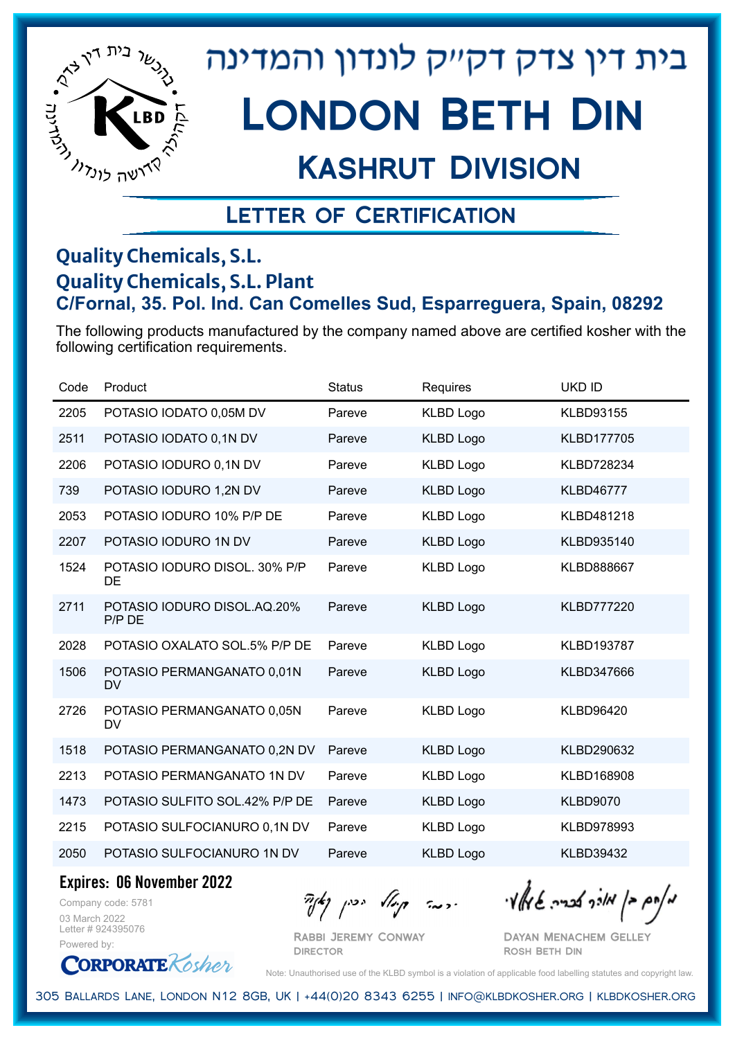# בית דין צדק דקי"ק לונדון והמדינה

# London Beth Din

## Kashrut Division

### Letter of Certification

**Quality Chemicals, S.L.**
**Quality Chemicals, S.L. Plant**
**C/Fornal, 35. Pol. Ind. Can Comelles Sud, Esparreguera, Spain, 08292**

The following products manufactured by the company named above are certified kosher with the following certification requirements.

| Code | Product | Status | Requires | UKD ID |
|---|---|---|---|---|
| 2205 | POTASIO IODATO 0,05M DV | Pareve | KLBD Logo | KLBD93155 |
| 2511 | POTASIO IODATO 0,1N DV | Pareve | KLBD Logo | KLBD177705 |
| 2206 | POTASIO IODURO 0,1N DV | Pareve | KLBD Logo | KLBD728234 |
| 739 | POTASIO IODURO 1,2N DV | Pareve | KLBD Logo | KLBD46777 |
| 2053 | POTASIO IODURO 10% P/P DE | Pareve | KLBD Logo | KLBD481218 |
| 2207 | POTASIO IODURO 1N DV | Pareve | KLBD Logo | KLBD935140 |
| 1524 | POTASIO IODURO DISOL. 30% P/P DE | Pareve | KLBD Logo | KLBD888667 |
| 2711 | POTASIO IODURO DISOL.AQ.20% P/P DE | Pareve | KLBD Logo | KLBD777220 |
| 2028 | POTASIO OXALATO SOL.5% P/P DE | Pareve | KLBD Logo | KLBD193787 |
| 1506 | POTASIO PERMANGANATO 0,01N DV | Pareve | KLBD Logo | KLBD347666 |
| 2726 | POTASIO PERMANGANATO 0,05N DV | Pareve | KLBD Logo | KLBD96420 |
| 1518 | POTASIO PERMANGANATO 0,2N DV | Pareve | KLBD Logo | KLBD290632 |
| 2213 | POTASIO PERMANGANATO 1N DV | Pareve | KLBD Logo | KLBD168908 |
| 1473 | POTASIO SULFITO SOL.42% P/P DE | Pareve | KLBD Logo | KLBD9070 |
| 2215 | POTASIO SULFOCIANURO 0,1N DV | Pareve | KLBD Logo | KLBD978993 |
| 2050 | POTASIO SULFOCIANURO 1N DV | Pareve | KLBD Logo | KLBD39432 |

**Expires: 06 November 2022**

Company code: 5781
03 March 2022
Letter # 924395076
Powered by: CorporateKosher

Rabbi Jeremy Conway
Director

Dayan Menachem Gelley
Rosh Beth Din

Note: Unauthorised use of the KLBD symbol is a violation of applicable food labelling statutes and copyright law.

305 Ballards Lane, London N12 8GB, UK | +44(0)20 8343 6255 | info@klbdkosher.org | klbdkosher.org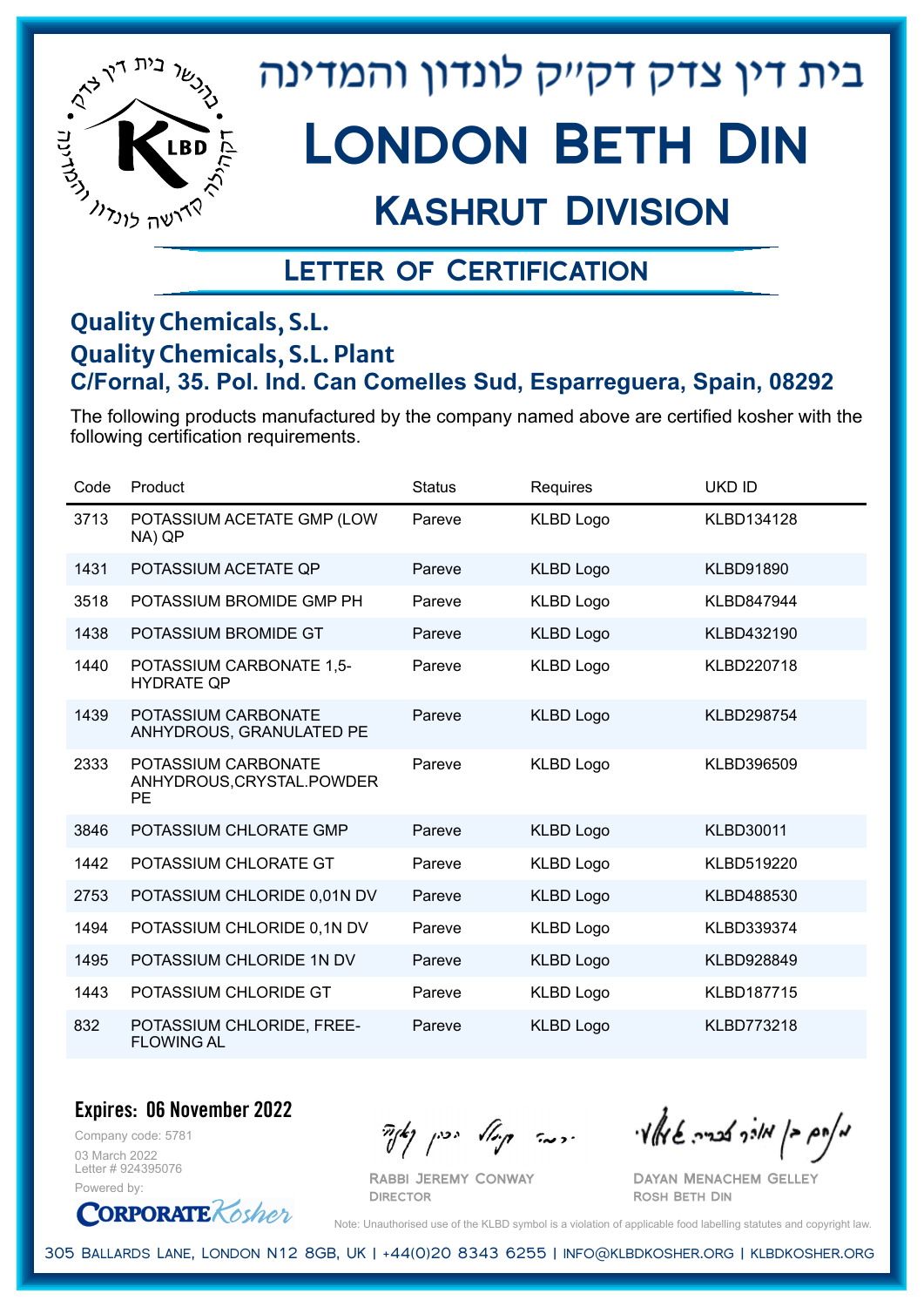בית דין צדק דק״ק לונדון והמדינה

# London Beth Din

## Kashrut Division

### Letter of Certification

**Quality Chemicals, S.L.**
**Quality Chemicals, S.L. Plant**
**C/Fornal, 35. Pol. Ind. Can Comelles Sud, Esparreguera, Spain, 08292**

The following products manufactured by the company named above are certified kosher with the following certification requirements.

| Code | Product | Status | Requires | UKD ID |
|---|---|---|---|---|
| 3713 | POTASSIUM ACETATE GMP (LOW NA) QP | Pareve | KLBD Logo | KLBD134128 |
| 1431 | POTASSIUM ACETATE QP | Pareve | KLBD Logo | KLBD91890 |
| 3518 | POTASSIUM BROMIDE GMP PH | Pareve | KLBD Logo | KLBD847944 |
| 1438 | POTASSIUM BROMIDE GT | Pareve | KLBD Logo | KLBD432190 |
| 1440 | POTASSIUM CARBONATE 1,5-HYDRATE QP | Pareve | KLBD Logo | KLBD220718 |
| 1439 | POTASSIUM CARBONATE ANHYDROUS, GRANULATED PE | Pareve | KLBD Logo | KLBD298754 |
| 2333 | POTASSIUM CARBONATE ANHYDROUS,CRYSTAL.POWDER PE | Pareve | KLBD Logo | KLBD396509 |
| 3846 | POTASSIUM CHLORATE GMP | Pareve | KLBD Logo | KLBD30011 |
| 1442 | POTASSIUM CHLORATE GT | Pareve | KLBD Logo | KLBD519220 |
| 2753 | POTASSIUM CHLORIDE 0,01N DV | Pareve | KLBD Logo | KLBD488530 |
| 1494 | POTASSIUM CHLORIDE 0,1N DV | Pareve | KLBD Logo | KLBD339374 |
| 1495 | POTASSIUM CHLORIDE 1N DV | Pareve | KLBD Logo | KLBD928849 |
| 1443 | POTASSIUM CHLORIDE GT | Pareve | KLBD Logo | KLBD187715 |
| 832 | POTASSIUM CHLORIDE, FREE-FLOWING AL | Pareve | KLBD Logo | KLBD773218 |

**Expires: 06 November 2022**

Company code: 5781
03 March 2022
Letter # 924395076
Powered by: CorporateKosher

Rabbi Jeremy Conway
Director

Dayan Menachem Gelley
Rosh Beth Din

Note: Unauthorised use of the KLBD symbol is a violation of applicable food labelling statutes and copyright law.

305 Ballards Lane, London N12 8GB, UK | +44(0)20 8343 6255 | info@klbdkosher.org | klbdkosher.org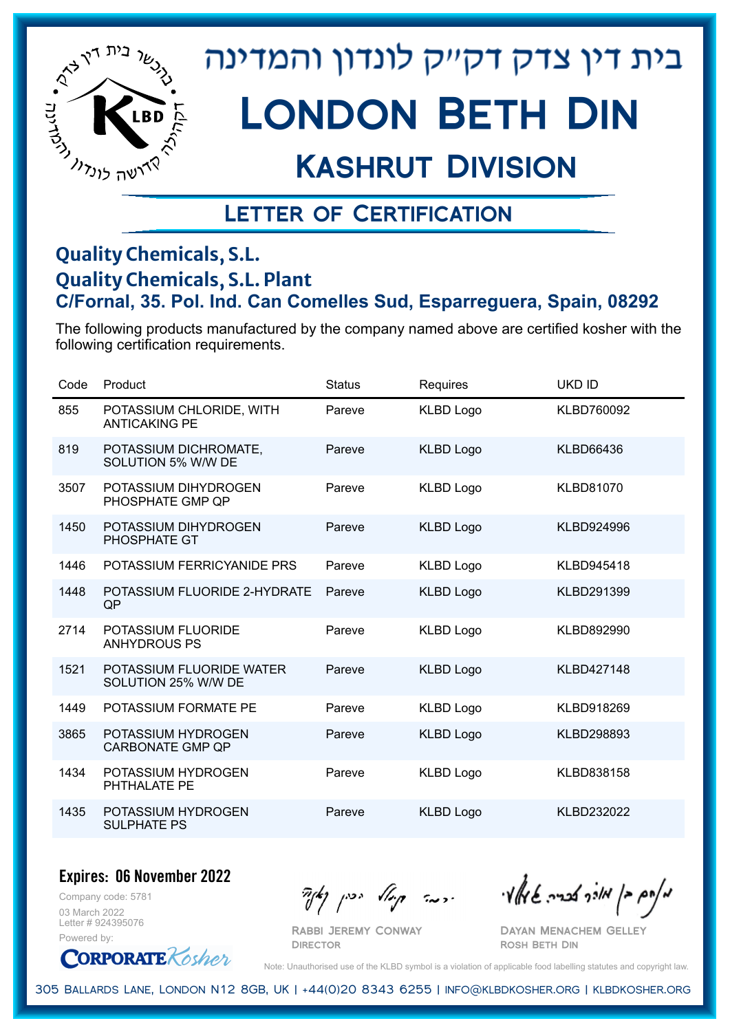בית דין צדק דק״ק לונדון והמדינה

# London Beth Din

## Kashrut Division

### Letter of Certification

**Quality Chemicals, S.L.**
**Quality Chemicals, S.L. Plant**
**C/Fornal, 35. Pol. Ind. Can Comelles Sud, Esparreguera, Spain, 08292**

The following products manufactured by the company named above are certified kosher with the following certification requirements.

| Code | Product | Status | Requires | UKD ID |
|---|---|---|---|---|
| 855 | POTASSIUM CHLORIDE, WITH ANTICAKING PE | Pareve | KLBD Logo | KLBD760092 |
| 819 | POTASSIUM DICHROMATE, SOLUTION 5% W/W DE | Pareve | KLBD Logo | KLBD66436 |
| 3507 | POTASSIUM DIHYDROGEN PHOSPHATE GMP QP | Pareve | KLBD Logo | KLBD81070 |
| 1450 | POTASSIUM DIHYDROGEN PHOSPHATE GT | Pareve | KLBD Logo | KLBD924996 |
| 1446 | POTASSIUM FERRICYANIDE PRS | Pareve | KLBD Logo | KLBD945418 |
| 1448 | POTASSIUM FLUORIDE 2-HYDRATE QP | Pareve | KLBD Logo | KLBD291399 |
| 2714 | POTASSIUM FLUORIDE ANHYDROUS PS | Pareve | KLBD Logo | KLBD892990 |
| 1521 | POTASSIUM FLUORIDE WATER SOLUTION 25% W/W DE | Pareve | KLBD Logo | KLBD427148 |
| 1449 | POTASSIUM FORMATE PE | Pareve | KLBD Logo | KLBD918269 |
| 3865 | POTASSIUM HYDROGEN CARBONATE GMP QP | Pareve | KLBD Logo | KLBD298893 |
| 1434 | POTASSIUM HYDROGEN PHTHALATE PE | Pareve | KLBD Logo | KLBD838158 |
| 1435 | POTASSIUM HYDROGEN SULPHATE PS | Pareve | KLBD Logo | KLBD232022 |

**Expires: 06 November 2022**

Company code: 5781
03 March 2022
Letter # 924395076
Powered by: CorporateKosher

Rabbi Jeremy Conway
Director

Dayan Menachem Gelley
Rosh Beth Din

Note: Unauthorised use of the KLBD symbol is a violation of applicable food labelling statutes and copyright law.

305 Ballards Lane, London N12 8GB, UK | +44(0)20 8343 6255 | info@klbdkosher.org | klbdkosher.org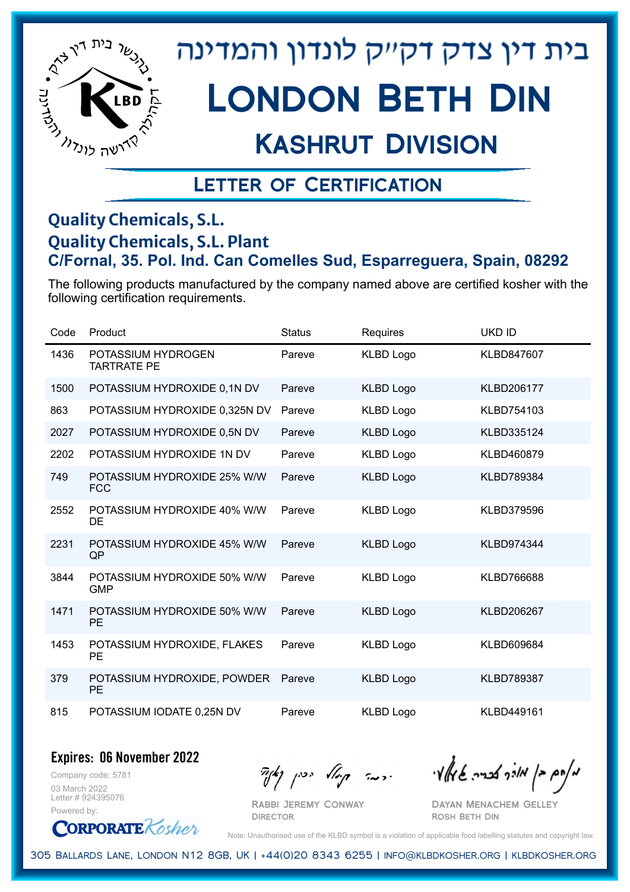# בית דין צדק דקי"ק לונדון והמדינה

# London Beth Din

## Kashrut Division

### Letter of Certification

**Quality Chemicals, S.L.**
**Quality Chemicals, S.L. Plant**
**C/Fornal, 35. Pol. Ind. Can Comelles Sud, Esparreguera, Spain, 08292**

The following products manufactured by the company named above are certified kosher with the following certification requirements.

| Code | Product | Status | Requires | UKD ID |
|---|---|---|---|---|
| 1436 | POTASSIUM HYDROGEN TARTRATE PE | Pareve | KLBD Logo | KLBD847607 |
| 1500 | POTASSIUM HYDROXIDE 0,1N DV | Pareve | KLBD Logo | KLBD206177 |
| 863 | POTASSIUM HYDROXIDE 0,325N DV | Pareve | KLBD Logo | KLBD754103 |
| 2027 | POTASSIUM HYDROXIDE 0,5N DV | Pareve | KLBD Logo | KLBD335124 |
| 2202 | POTASSIUM HYDROXIDE 1N DV | Pareve | KLBD Logo | KLBD460879 |
| 749 | POTASSIUM HYDROXIDE 25% W/W FCC | Pareve | KLBD Logo | KLBD789384 |
| 2552 | POTASSIUM HYDROXIDE 40% W/W DE | Pareve | KLBD Logo | KLBD379596 |
| 2231 | POTASSIUM HYDROXIDE 45% W/W QP | Pareve | KLBD Logo | KLBD974344 |
| 3844 | POTASSIUM HYDROXIDE 50% W/W GMP | Pareve | KLBD Logo | KLBD766688 |
| 1471 | POTASSIUM HYDROXIDE 50% W/W PE | Pareve | KLBD Logo | KLBD206267 |
| 1453 | POTASSIUM HYDROXIDE, FLAKES PE | Pareve | KLBD Logo | KLBD609684 |
| 379 | POTASSIUM HYDROXIDE, POWDER PE | Pareve | KLBD Logo | KLBD789387 |
| 815 | POTASSIUM IODATE 0,25N DV | Pareve | KLBD Logo | KLBD449161 |

**Expires: 06 November 2022**

Company code: 5781
03 March 2022
Letter # 924395076
Powered by: CorporateKosher

Rabbi Jeremy Conway
Director

Dayan Menachem Gelley
Rosh Beth Din

Note: Unauthorised use of the KLBD symbol is a violation of applicable food labelling statutes and copyright law.

305 Ballards Lane, London N12 8GB, UK | +44(0)20 8343 6255 | info@klbdkosher.org | klbdkosher.org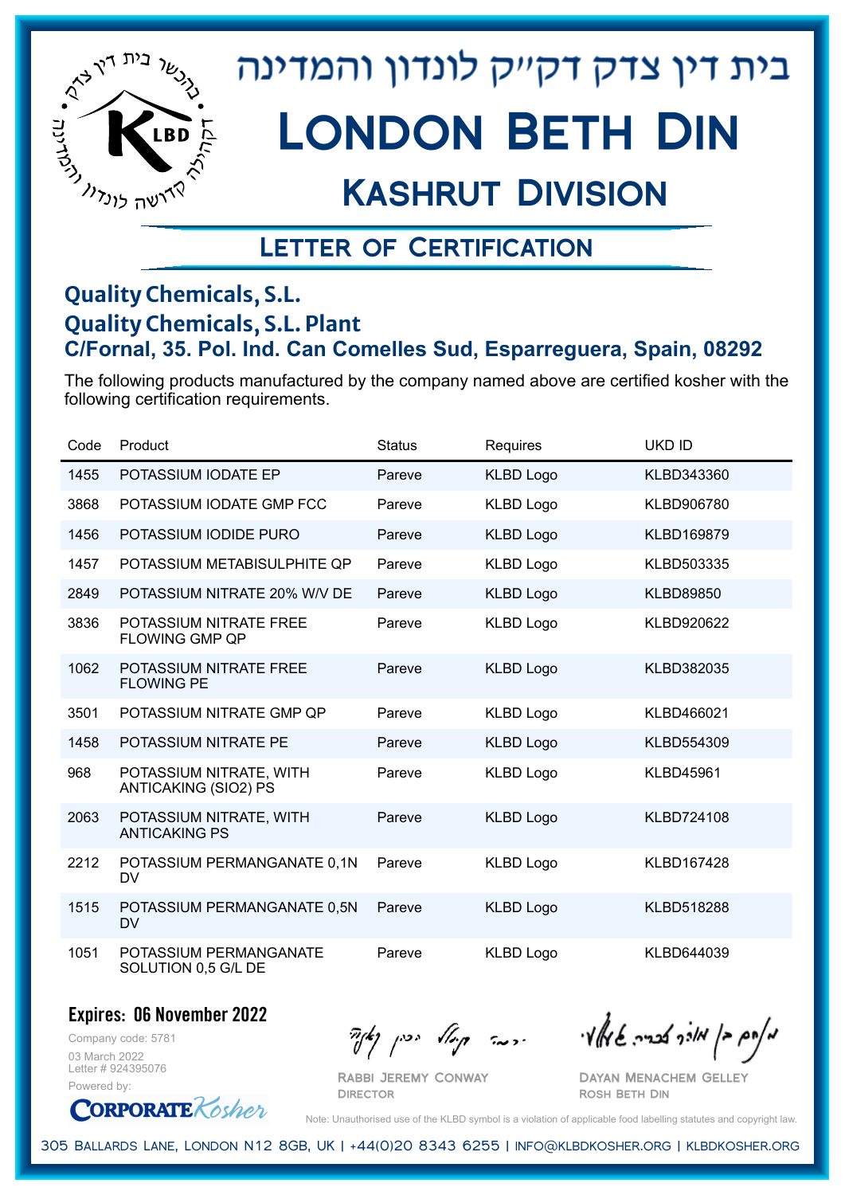# בית דין צדק דקײק לונדון והמדינה

# London Beth Din

## Kashrut Division

### Letter of Certification

**Quality Chemicals, S.L.**
**Quality Chemicals, S.L. Plant**
**C/Fornal, 35. Pol. Ind. Can Comelles Sud, Esparreguera, Spain, 08292**

The following products manufactured by the company named above are certified kosher with the following certification requirements.

| Code | Product | Status | Requires | UKD ID |
|---|---|---|---|---|
| 1455 | POTASSIUM IODATE EP | Pareve | KLBD Logo | KLBD343360 |
| 3868 | POTASSIUM IODATE GMP FCC | Pareve | KLBD Logo | KLBD906780 |
| 1456 | POTASSIUM IODIDE PURO | Pareve | KLBD Logo | KLBD169879 |
| 1457 | POTASSIUM METABISULPHITE QP | Pareve | KLBD Logo | KLBD503335 |
| 2849 | POTASSIUM NITRATE 20% W/V DE | Pareve | KLBD Logo | KLBD89850 |
| 3836 | POTASSIUM NITRATE FREE FLOWING GMP QP | Pareve | KLBD Logo | KLBD920622 |
| 1062 | POTASSIUM NITRATE FREE FLOWING PE | Pareve | KLBD Logo | KLBD382035 |
| 3501 | POTASSIUM NITRATE GMP QP | Pareve | KLBD Logo | KLBD466021 |
| 1458 | POTASSIUM NITRATE PE | Pareve | KLBD Logo | KLBD554309 |
| 968 | POTASSIUM NITRATE, WITH ANTICAKING (SIO2) PS | Pareve | KLBD Logo | KLBD45961 |
| 2063 | POTASSIUM NITRATE, WITH ANTICAKING PS | Pareve | KLBD Logo | KLBD724108 |
| 2212 | POTASSIUM PERMANGANATE 0,1N DV | Pareve | KLBD Logo | KLBD167428 |
| 1515 | POTASSIUM PERMANGANATE 0,5N DV | Pareve | KLBD Logo | KLBD518288 |
| 1051 | POTASSIUM PERMANGANATE SOLUTION 0,5 G/L DE | Pareve | KLBD Logo | KLBD644039 |

**Expires: 06 November 2022**

Company code: 5781
03 March 2022
Letter # 924395076
Powered by: CorporateKosher

Rabbi Jeremy Conway
Director

Dayan Menachem Gelley
Rosh Beth Din

Note: Unauthorised use of the KLBD symbol is a violation of applicable food labelling statutes and copyright law.

305 Ballards Lane, London N12 8GB, UK | +44(0)20 8343 6255 | info@klbdkosher.org | klbdkosher.org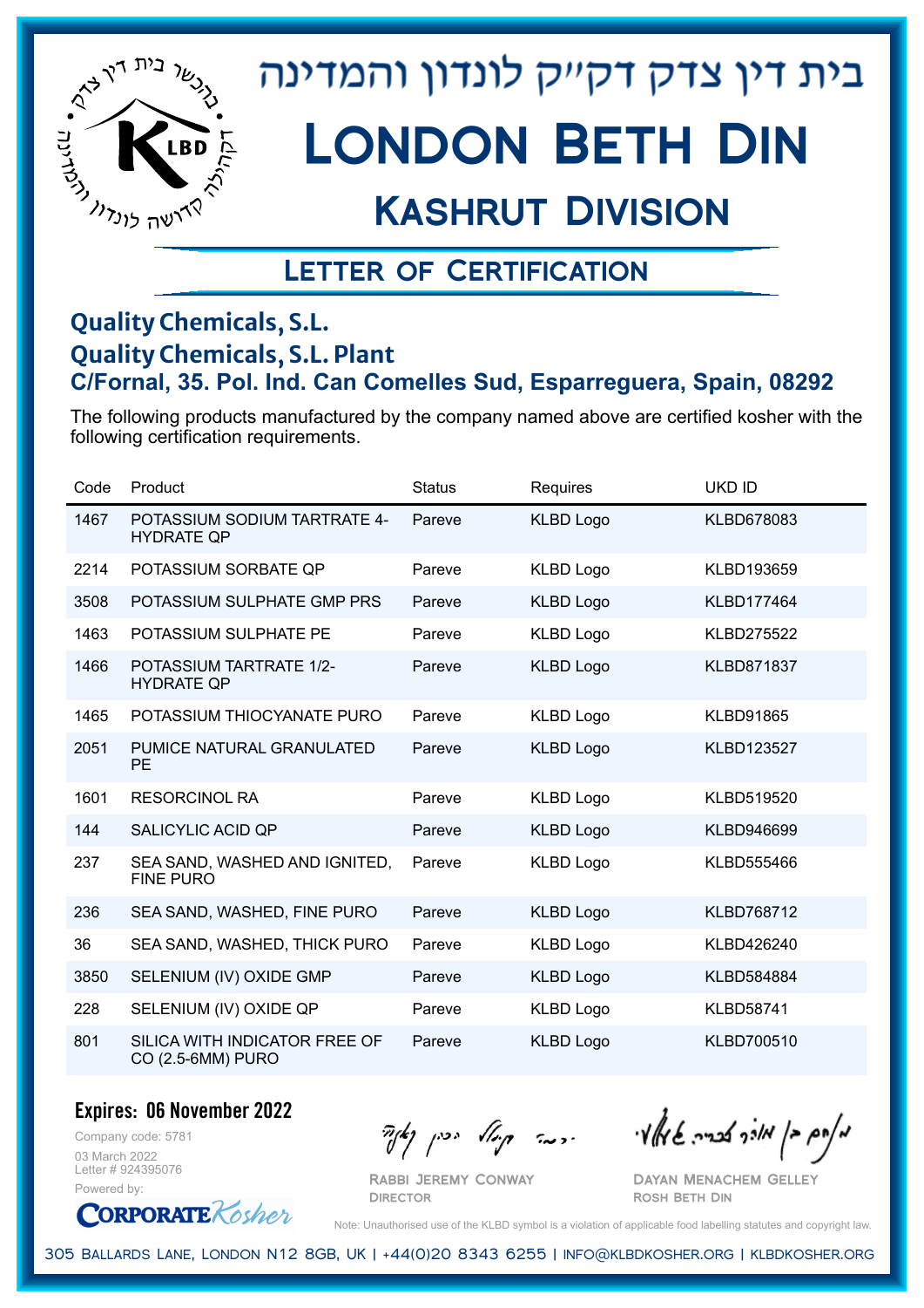בית דין צדק דק"ק לונדון והמדינה

# London Beth Din

## Kashrut Division

### Letter of Certification

**Quality Chemicals, S.L.**
**Quality Chemicals, S.L. Plant**
**C/Fornal, 35. Pol. Ind. Can Comelles Sud, Esparreguera, Spain, 08292**

The following products manufactured by the company named above are certified kosher with the following certification requirements.

| Code | Product | Status | Requires | UKD ID |
|---|---|---|---|---|
| 1467 | POTASSIUM SODIUM TARTRATE 4-HYDRATE QP | Pareve | KLBD Logo | KLBD678083 |
| 2214 | POTASSIUM SORBATE QP | Pareve | KLBD Logo | KLBD193659 |
| 3508 | POTASSIUM SULPHATE GMP PRS | Pareve | KLBD Logo | KLBD177464 |
| 1463 | POTASSIUM SULPHATE PE | Pareve | KLBD Logo | KLBD275522 |
| 1466 | POTASSIUM TARTRATE 1/2-HYDRATE QP | Pareve | KLBD Logo | KLBD871837 |
| 1465 | POTASSIUM THIOCYANATE PURO | Pareve | KLBD Logo | KLBD91865 |
| 2051 | PUMICE NATURAL GRANULATED PE | Pareve | KLBD Logo | KLBD123527 |
| 1601 | RESORCINOL RA | Pareve | KLBD Logo | KLBD519520 |
| 144 | SALICYLIC ACID QP | Pareve | KLBD Logo | KLBD946699 |
| 237 | SEA SAND, WASHED AND IGNITED, FINE PURO | Pareve | KLBD Logo | KLBD555466 |
| 236 | SEA SAND, WASHED, FINE PURO | Pareve | KLBD Logo | KLBD768712 |
| 36 | SEA SAND, WASHED, THICK PURO | Pareve | KLBD Logo | KLBD426240 |
| 3850 | SELENIUM (IV) OXIDE GMP | Pareve | KLBD Logo | KLBD584884 |
| 228 | SELENIUM (IV) OXIDE QP | Pareve | KLBD Logo | KLBD58741 |
| 801 | SILICA WITH INDICATOR FREE OF CO (2.5-6MM) PURO | Pareve | KLBD Logo | KLBD700510 |

**Expires: 06 November 2022**

Company code: 5781
03 March 2022
Letter # 924395076
Powered by: Corporate Kosher

Rabbi Jeremy Conway
Director

Dayan Menachem Gelley
Rosh Beth Din

Note: Unauthorised use of the KLBD symbol is a violation of applicable food labelling statutes and copyright law.

305 Ballards Lane, London N12 8GB, UK | +44(0)20 8343 6255 | info@klbdkosher.org | klbdkosher.org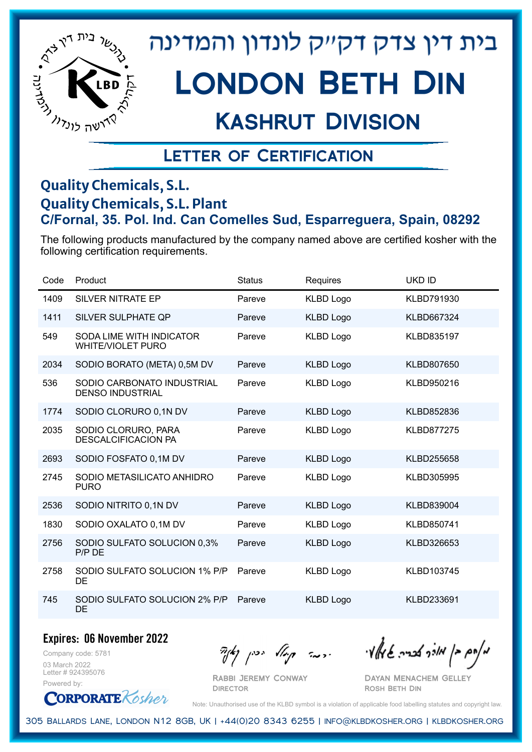# בית דין צדק דק"ק לונדון והמדינה

# London Beth Din

## Kashrut Division

### Letter of Certification

**Quality Chemicals, S.L.**
**Quality Chemicals, S.L. Plant**
**C/Fornal, 35. Pol. Ind. Can Comelles Sud, Esparreguera, Spain, 08292**

The following products manufactured by the company named above are certified kosher with the following certification requirements.

| Code | Product | Status | Requires | UKD ID |
|---|---|---|---|---|
| 1409 | SILVER NITRATE EP | Pareve | KLBD Logo | KLBD791930 |
| 1411 | SILVER SULPHATE QP | Pareve | KLBD Logo | KLBD667324 |
| 549 | SODA LIME WITH INDICATOR WHITE/VIOLET PURO | Pareve | KLBD Logo | KLBD835197 |
| 2034 | SODIO BORATO (META) 0,5M DV | Pareve | KLBD Logo | KLBD807650 |
| 536 | SODIO CARBONATO INDUSTRIAL DENSO INDUSTRIAL | Pareve | KLBD Logo | KLBD950216 |
| 1774 | SODIO CLORURO 0,1N DV | Pareve | KLBD Logo | KLBD852836 |
| 2035 | SODIO CLORURO, PARA DESCALCIFICACION PA | Pareve | KLBD Logo | KLBD877275 |
| 2693 | SODIO FOSFATO 0,1M DV | Pareve | KLBD Logo | KLBD255658 |
| 2745 | SODIO METASILICATO ANHIDRO PURO | Pareve | KLBD Logo | KLBD305995 |
| 2536 | SODIO NITRITO 0,1N DV | Pareve | KLBD Logo | KLBD839004 |
| 1830 | SODIO OXALATO 0,1M DV | Pareve | KLBD Logo | KLBD850741 |
| 2756 | SODIO SULFATO SOLUCION 0,3% P/P DE | Pareve | KLBD Logo | KLBD326653 |
| 2758 | SODIO SULFATO SOLUCION 1% P/P DE | Pareve | KLBD Logo | KLBD103745 |
| 745 | SODIO SULFATO SOLUCION 2% P/P DE | Pareve | KLBD Logo | KLBD233691 |

**Expires: 06 November 2022**

Company code: 5781
03 March 2022
Letter # 924395076
Powered by: CorporateKosher

Rabbi Jeremy Conway
Director

Dayan Menachem Gelley
Rosh Beth Din

Note: Unauthorised use of the KLBD symbol is a violation of applicable food labelling statutes and copyright law.

305 Ballards Lane, London N12 8GB, UK | +44(0)20 8343 6255 | info@klbdkosher.org | klbdkosher.org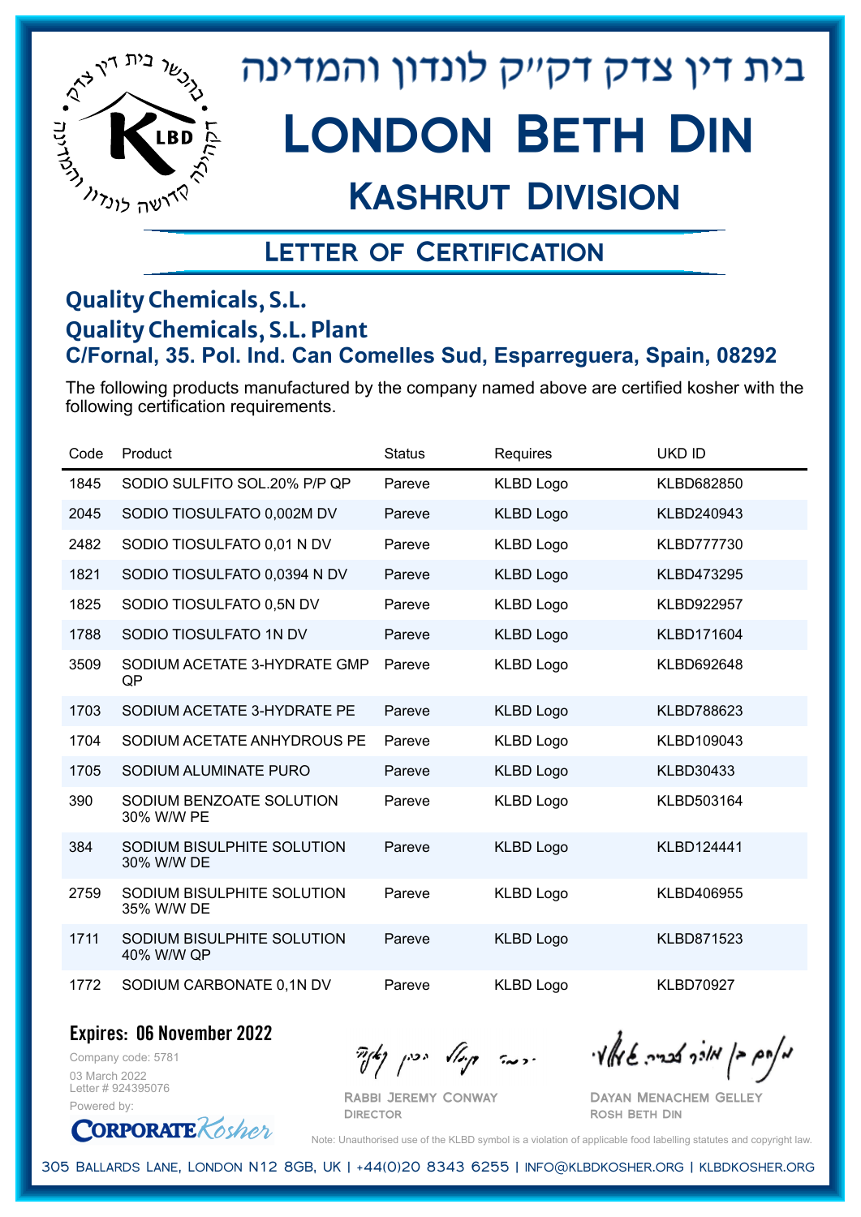# בית דין צדק דק"ק לונדון והמדינה

# London Beth Din

## Kashrut Division

### Letter of Certification

**Quality Chemicals, S.L.**
**Quality Chemicals, S.L. Plant**
**C/Fornal, 35. Pol. Ind. Can Comelles Sud, Esparreguera, Spain, 08292**

The following products manufactured by the company named above are certified kosher with the following certification requirements.

| Code | Product | Status | Requires | UKD ID |
|---|---|---|---|---|
| 1845 | SODIO SULFITO SOL.20% P/P QP | Pareve | KLBD Logo | KLBD682850 |
| 2045 | SODIO TIOSULFATO 0,002M DV | Pareve | KLBD Logo | KLBD240943 |
| 2482 | SODIO TIOSULFATO 0,01 N DV | Pareve | KLBD Logo | KLBD777730 |
| 1821 | SODIO TIOSULFATO 0,0394 N DV | Pareve | KLBD Logo | KLBD473295 |
| 1825 | SODIO TIOSULFATO 0,5N DV | Pareve | KLBD Logo | KLBD922957 |
| 1788 | SODIO TIOSULFATO 1N DV | Pareve | KLBD Logo | KLBD171604 |
| 3509 | SODIUM ACETATE 3-HYDRATE GMP QP | Pareve | KLBD Logo | KLBD692648 |
| 1703 | SODIUM ACETATE 3-HYDRATE PE | Pareve | KLBD Logo | KLBD788623 |
| 1704 | SODIUM ACETATE ANHYDROUS PE | Pareve | KLBD Logo | KLBD109043 |
| 1705 | SODIUM ALUMINATE PURO | Pareve | KLBD Logo | KLBD30433 |
| 390 | SODIUM BENZOATE SOLUTION 30% W/W PE | Pareve | KLBD Logo | KLBD503164 |
| 384 | SODIUM BISULPHITE SOLUTION 30% W/W DE | Pareve | KLBD Logo | KLBD124441 |
| 2759 | SODIUM BISULPHITE SOLUTION 35% W/W DE | Pareve | KLBD Logo | KLBD406955 |
| 1711 | SODIUM BISULPHITE SOLUTION 40% W/W QP | Pareve | KLBD Logo | KLBD871523 |
| 1772 | SODIUM CARBONATE 0,1N DV | Pareve | KLBD Logo | KLBD70927 |

**Expires: 06 November 2022**

Company code: 5781
03 March 2022
Letter # 924395076
Powered by: CorporateKosher

Rabbi Jeremy Conway
Director

Dayan Menachem Gelley
Rosh Beth Din

Note: Unauthorised use of the KLBD symbol is a violation of applicable food labelling statutes and copyright law.

305 Ballards Lane, London N12 8GB, UK | +44(0)20 8343 6255 | info@klbdkosher.org | klbdkosher.org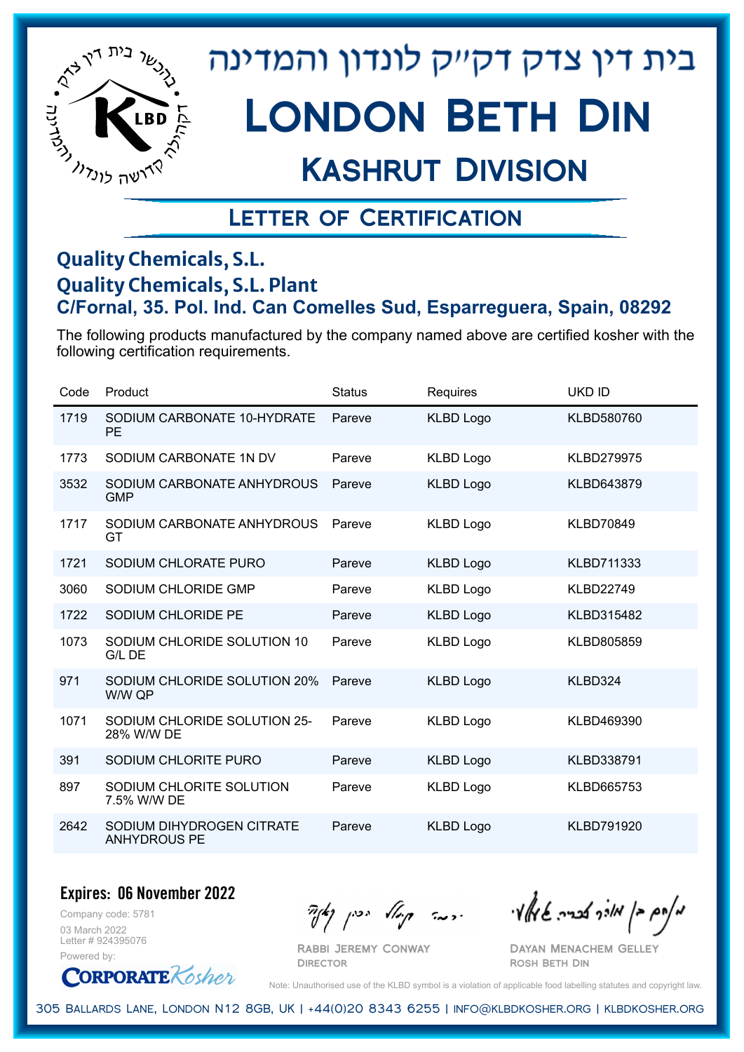# בית דין צדק דק״ק לונדון והמדינה

# London Beth Din

## Kashrut Division

### Letter of Certification

**Quality Chemicals, S.L.**
**Quality Chemicals, S.L. Plant**
**C/Fornal, 35. Pol. Ind. Can Comelles Sud, Esparreguera, Spain, 08292**

The following products manufactured by the company named above are certified kosher with the following certification requirements.

| Code | Product | Status | Requires | UKD ID |
|---|---|---|---|---|
| 1719 | SODIUM CARBONATE 10-HYDRATE PE | Pareve | KLBD Logo | KLBD580760 |
| 1773 | SODIUM CARBONATE 1N DV | Pareve | KLBD Logo | KLBD279975 |
| 3532 | SODIUM CARBONATE ANHYDROUS GMP | Pareve | KLBD Logo | KLBD643879 |
| 1717 | SODIUM CARBONATE ANHYDROUS GT | Pareve | KLBD Logo | KLBD70849 |
| 1721 | SODIUM CHLORATE PURO | Pareve | KLBD Logo | KLBD711333 |
| 3060 | SODIUM CHLORIDE GMP | Pareve | KLBD Logo | KLBD22749 |
| 1722 | SODIUM CHLORIDE PE | Pareve | KLBD Logo | KLBD315482 |
| 1073 | SODIUM CHLORIDE SOLUTION 10 G/L DE | Pareve | KLBD Logo | KLBD805859 |
| 971 | SODIUM CHLORIDE SOLUTION 20% W/W QP | Pareve | KLBD Logo | KLBD324 |
| 1071 | SODIUM CHLORIDE SOLUTION 25-28% W/W DE | Pareve | KLBD Logo | KLBD469390 |
| 391 | SODIUM CHLORITE PURO | Pareve | KLBD Logo | KLBD338791 |
| 897 | SODIUM CHLORITE SOLUTION 7.5% W/W DE | Pareve | KLBD Logo | KLBD665753 |
| 2642 | SODIUM DIHYDROGEN CITRATE ANHYDROUS PE | Pareve | KLBD Logo | KLBD791920 |

**Expires: 06 November 2022**

Company code: 5781
03 March 2022
Letter # 924395076
Powered by: CorporateKosher

Rabbi Jeremy Conway
Director

Dayan Menachem Gelley
Rosh Beth Din

Note: Unauthorised use of the KLBD symbol is a violation of applicable food labelling statutes and copyright law.

305 Ballards Lane, London N12 8GB, UK | +44(0)20 8343 6255 | info@klbdkosher.org | klbdkosher.org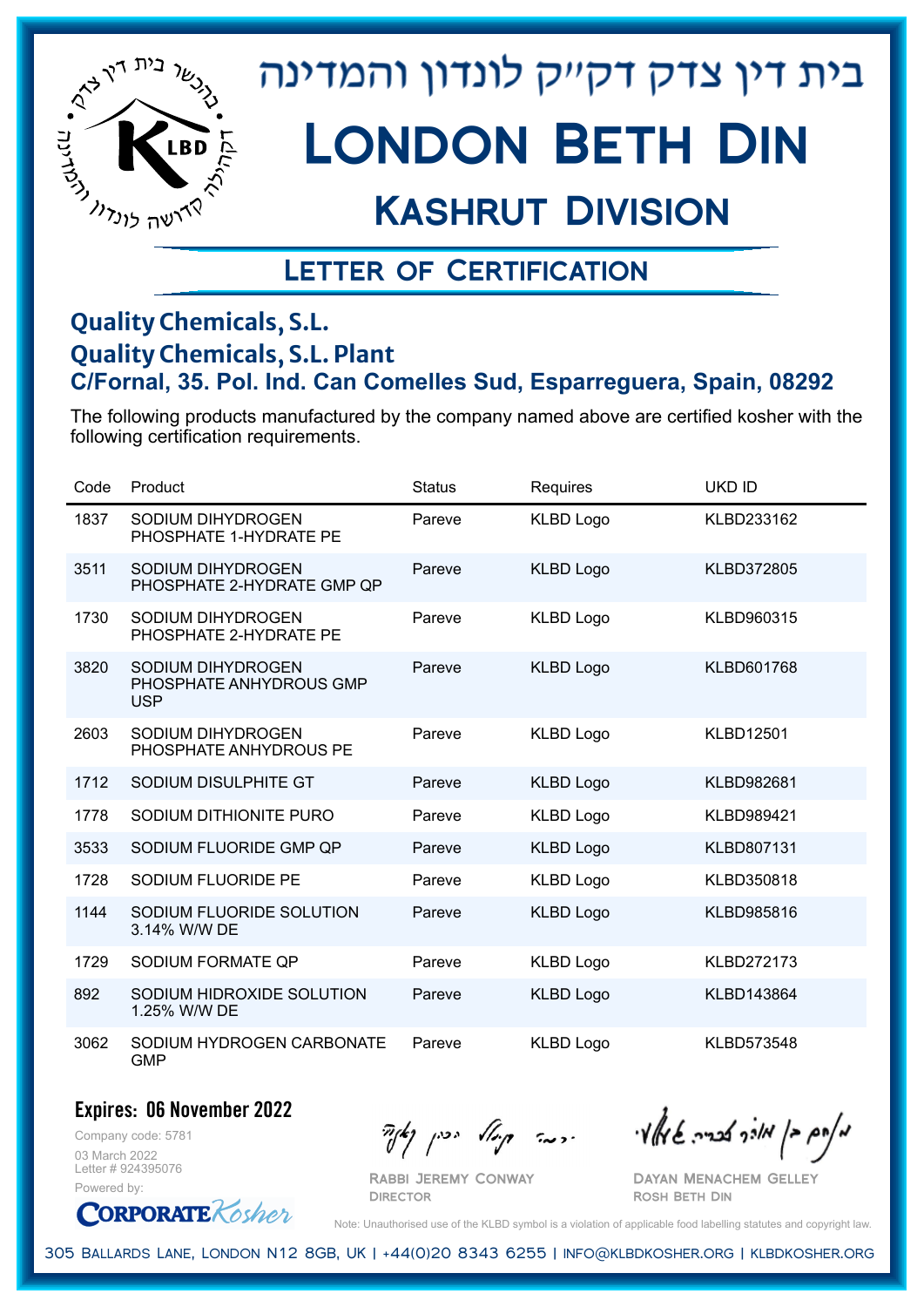# בית דין צדק דק"ק לונדון והמדינה

# London Beth Din

## Kashrut Division

### Letter of Certification

**Quality Chemicals, S.L.**
**Quality Chemicals, S.L. Plant**
**C/Fornal, 35. Pol. Ind. Can Comelles Sud, Esparreguera, Spain, 08292**

The following products manufactured by the company named above are certified kosher with the following certification requirements.

| Code | Product | Status | Requires | UKD ID |
|---|---|---|---|---|
| 1837 | SODIUM DIHYDROGEN PHOSPHATE 1-HYDRATE PE | Pareve | KLBD Logo | KLBD233162 |
| 3511 | SODIUM DIHYDROGEN PHOSPHATE 2-HYDRATE GMP QP | Pareve | KLBD Logo | KLBD372805 |
| 1730 | SODIUM DIHYDROGEN PHOSPHATE 2-HYDRATE PE | Pareve | KLBD Logo | KLBD960315 |
| 3820 | SODIUM DIHYDROGEN PHOSPHATE ANHYDROUS GMP USP | Pareve | KLBD Logo | KLBD601768 |
| 2603 | SODIUM DIHYDROGEN PHOSPHATE ANHYDROUS PE | Pareve | KLBD Logo | KLBD12501 |
| 1712 | SODIUM DISULPHITE GT | Pareve | KLBD Logo | KLBD982681 |
| 1778 | SODIUM DITHIONITE PURO | Pareve | KLBD Logo | KLBD989421 |
| 3533 | SODIUM FLUORIDE GMP QP | Pareve | KLBD Logo | KLBD807131 |
| 1728 | SODIUM FLUORIDE PE | Pareve | KLBD Logo | KLBD350818 |
| 1144 | SODIUM FLUORIDE SOLUTION 3.14% W/W DE | Pareve | KLBD Logo | KLBD985816 |
| 1729 | SODIUM FORMATE QP | Pareve | KLBD Logo | KLBD272173 |
| 892 | SODIUM HIDROXIDE SOLUTION 1.25% W/W DE | Pareve | KLBD Logo | KLBD143864 |
| 3062 | SODIUM HYDROGEN CARBONATE GMP | Pareve | KLBD Logo | KLBD573548 |

**Expires: 06 November 2022**

Company code: 5781
03 March 2022
Letter # 924395076
Powered by: CorporateKosher

Rabbi Jeremy Conway
Director

Dayan Menachem Gelley
Rosh Beth Din

Note: Unauthorised use of the KLBD symbol is a violation of applicable food labelling statutes and copyright law.

305 Ballards Lane, London N12 8GB, UK | +44(0)20 8343 6255 | info@klbdkosher.org | klbdkosher.org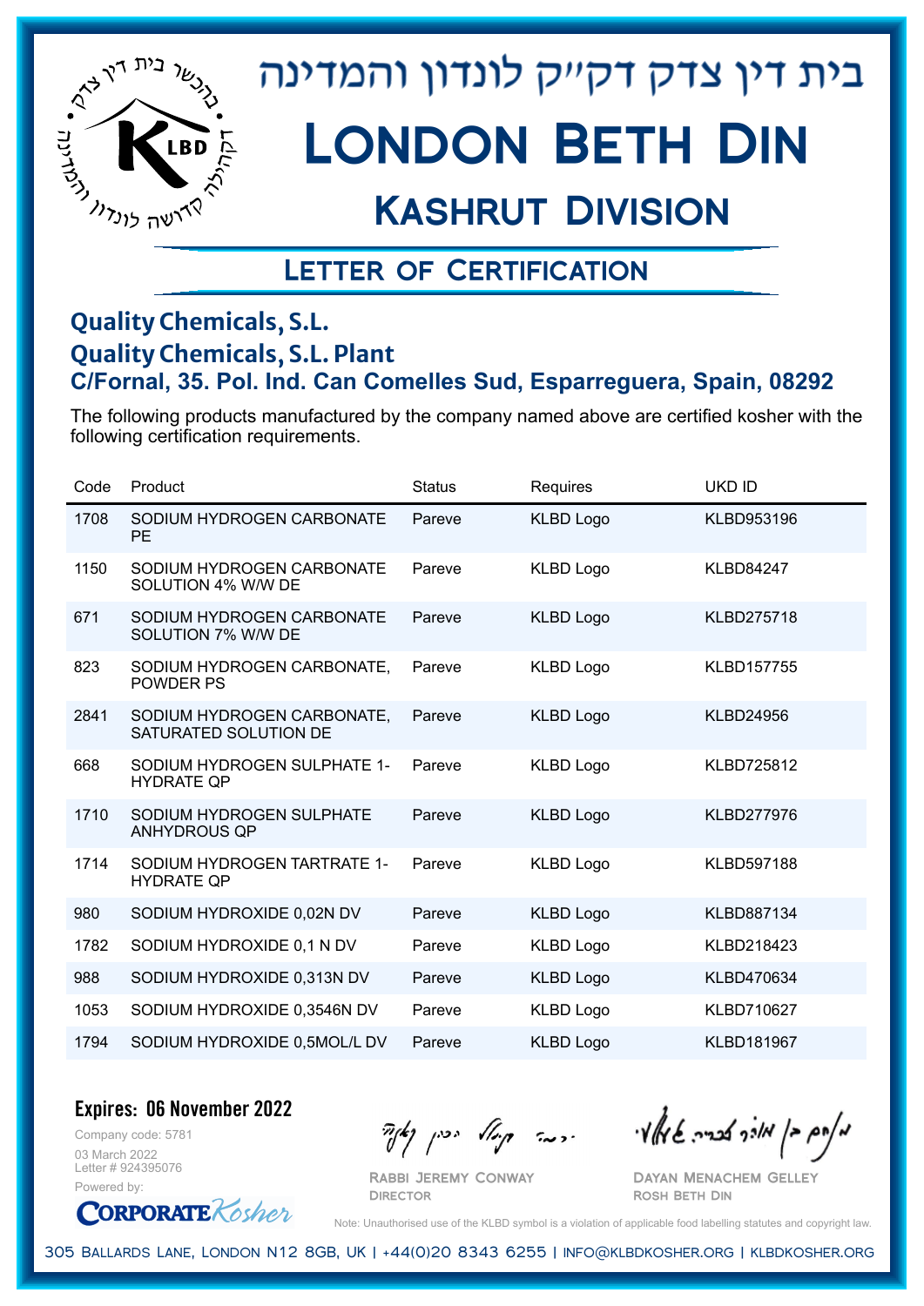# בית דין צדק דק״ק לונדון והמדינה

# London Beth Din

## Kashrut Division

### Letter of Certification

**Quality Chemicals, S.L.**
**Quality Chemicals, S.L. Plant**
**C/Fornal, 35. Pol. Ind. Can Comelles Sud, Esparreguera, Spain, 08292**

The following products manufactured by the company named above are certified kosher with the following certification requirements.

| Code | Product | Status | Requires | UKD ID |
|---|---|---|---|---|
| 1708 | SODIUM HYDROGEN CARBONATE PE | Pareve | KLBD Logo | KLBD953196 |
| 1150 | SODIUM HYDROGEN CARBONATE SOLUTION 4% W/W DE | Pareve | KLBD Logo | KLBD84247 |
| 671 | SODIUM HYDROGEN CARBONATE SOLUTION 7% W/W DE | Pareve | KLBD Logo | KLBD275718 |
| 823 | SODIUM HYDROGEN CARBONATE, POWDER PS | Pareve | KLBD Logo | KLBD157755 |
| 2841 | SODIUM HYDROGEN CARBONATE, SATURATED SOLUTION DE | Pareve | KLBD Logo | KLBD24956 |
| 668 | SODIUM HYDROGEN SULPHATE 1-HYDRATE QP | Pareve | KLBD Logo | KLBD725812 |
| 1710 | SODIUM HYDROGEN SULPHATE ANHYDROUS QP | Pareve | KLBD Logo | KLBD277976 |
| 1714 | SODIUM HYDROGEN TARTRATE 1-HYDRATE QP | Pareve | KLBD Logo | KLBD597188 |
| 980 | SODIUM HYDROXIDE 0,02N DV | Pareve | KLBD Logo | KLBD887134 |
| 1782 | SODIUM HYDROXIDE 0,1 N DV | Pareve | KLBD Logo | KLBD218423 |
| 988 | SODIUM HYDROXIDE 0,313N DV | Pareve | KLBD Logo | KLBD470634 |
| 1053 | SODIUM HYDROXIDE 0,3546N DV | Pareve | KLBD Logo | KLBD710627 |
| 1794 | SODIUM HYDROXIDE 0,5MOL/L DV | Pareve | KLBD Logo | KLBD181967 |

**Expires: 06 November 2022**

Company code: 5781
03 March 2022
Letter # 924395076
Powered by: CorporateKosher

Rabbi Jeremy Conway
Director

Dayan Menachem Gelley
Rosh Beth Din

Note: Unauthorised use of the KLBD symbol is a violation of applicable food labelling statutes and copyright law.

305 Ballards Lane, London N12 8GB, UK | +44(0)20 8343 6255 | info@klbdkosher.org | klbdkosher.org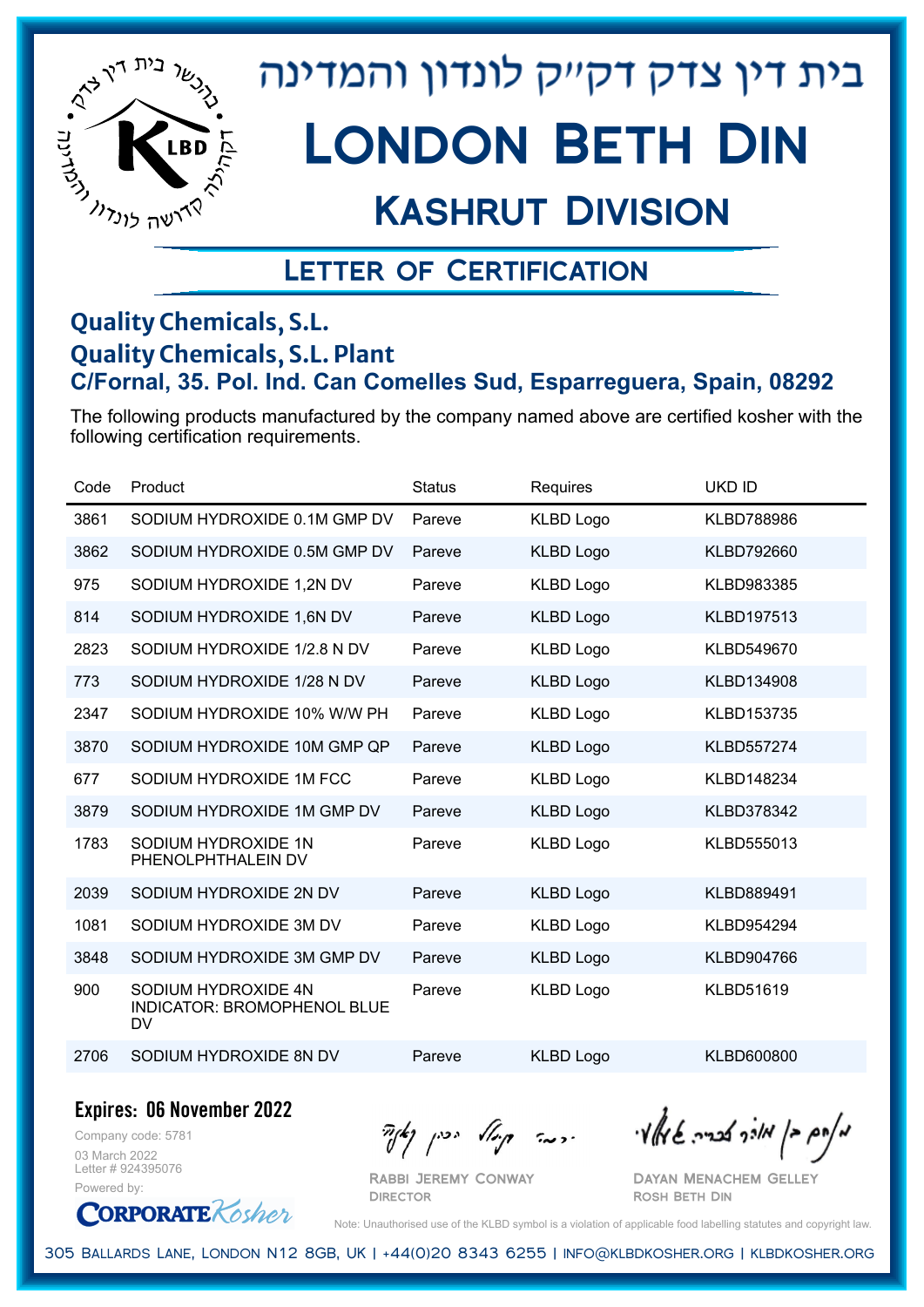בית דין צדק דק״ק לונדון והמדינה

# London Beth Din

## Kashrut Division

## Letter of Certification

### Quality Chemicals, S.L.
### Quality Chemicals, S.L. Plant
### C/Fornal, 35. Pol. Ind. Can Comelles Sud, Esparreguera, Spain, 08292

The following products manufactured by the company named above are certified kosher with the following certification requirements.

| Code | Product | Status | Requires | UKD ID |
|---|---|---|---|---|
| 3861 | SODIUM HYDROXIDE 0.1M GMP DV | Pareve | KLBD Logo | KLBD788986 |
| 3862 | SODIUM HYDROXIDE 0.5M GMP DV | Pareve | KLBD Logo | KLBD792660 |
| 975 | SODIUM HYDROXIDE 1,2N DV | Pareve | KLBD Logo | KLBD983385 |
| 814 | SODIUM HYDROXIDE 1,6N DV | Pareve | KLBD Logo | KLBD197513 |
| 2823 | SODIUM HYDROXIDE 1/2.8 N DV | Pareve | KLBD Logo | KLBD549670 |
| 773 | SODIUM HYDROXIDE 1/28 N DV | Pareve | KLBD Logo | KLBD134908 |
| 2347 | SODIUM HYDROXIDE 10% W/W PH | Pareve | KLBD Logo | KLBD153735 |
| 3870 | SODIUM HYDROXIDE 10M GMP QP | Pareve | KLBD Logo | KLBD557274 |
| 677 | SODIUM HYDROXIDE 1M FCC | Pareve | KLBD Logo | KLBD148234 |
| 3879 | SODIUM HYDROXIDE 1M GMP DV | Pareve | KLBD Logo | KLBD378342 |
| 1783 | SODIUM HYDROXIDE 1N PHENOLPHTHALEIN DV | Pareve | KLBD Logo | KLBD555013 |
| 2039 | SODIUM HYDROXIDE 2N DV | Pareve | KLBD Logo | KLBD889491 |
| 1081 | SODIUM HYDROXIDE 3M DV | Pareve | KLBD Logo | KLBD954294 |
| 3848 | SODIUM HYDROXIDE 3M GMP DV | Pareve | KLBD Logo | KLBD904766 |
| 900 | SODIUM HYDROXIDE 4N INDICATOR: BROMOPHENOL BLUE DV | Pareve | KLBD Logo | KLBD51619 |
| 2706 | SODIUM HYDROXIDE 8N DV | Pareve | KLBD Logo | KLBD600800 |

**Expires: 06 November 2022**

Company code: 5781
03 March 2022
Letter # 924395076
Powered by: CorporateKosher

Rabbi Jeremy Conway
Director

Dayan Menachem Gelley
Rosh Beth Din

Note: Unauthorised use of the KLBD symbol is a violation of applicable food labelling statutes and copyright law.

305 Ballards Lane, London N12 8GB, UK | +44(0)20 8343 6255 | info@klbdkosher.org | klbdkosher.org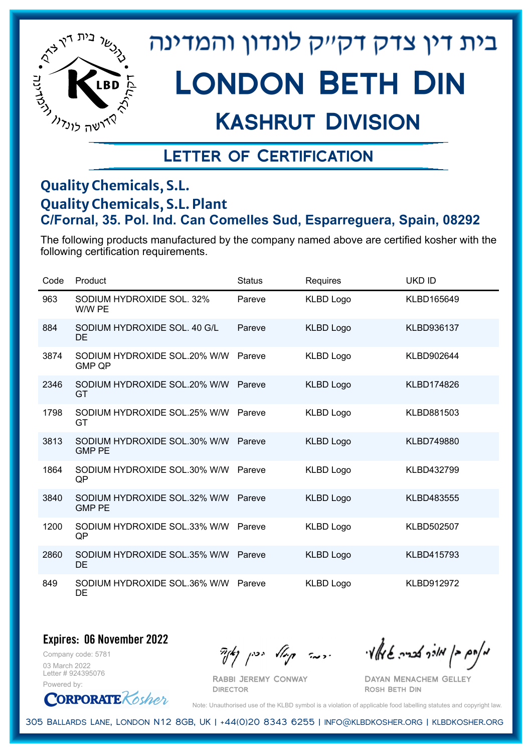# בית דין צדק דקייק לונדון והמדינה

# London Beth Din

## Kashrut Division

### Letter of Certification

**Quality Chemicals, S.L.**
**Quality Chemicals, S.L. Plant**
**C/Fornal, 35. Pol. Ind. Can Comelles Sud, Esparreguera, Spain, 08292**

The following products manufactured by the company named above are certified kosher with the following certification requirements.

| Code | Product | Status | Requires | UKD ID |
|---|---|---|---|---|
| 963 | SODIUM HYDROXIDE SOL. 32% W/W PE | Pareve | KLBD Logo | KLBD165649 |
| 884 | SODIUM HYDROXIDE SOL. 40 G/L DE | Pareve | KLBD Logo | KLBD936137 |
| 3874 | SODIUM HYDROXIDE SOL.20% W/W GMP QP | Pareve | KLBD Logo | KLBD902644 |
| 2346 | SODIUM HYDROXIDE SOL.20% W/W GT | Pareve | KLBD Logo | KLBD174826 |
| 1798 | SODIUM HYDROXIDE SOL.25% W/W GT | Pareve | KLBD Logo | KLBD881503 |
| 3813 | SODIUM HYDROXIDE SOL.30% W/W GMP PE | Pareve | KLBD Logo | KLBD749880 |
| 1864 | SODIUM HYDROXIDE SOL.30% W/W QP | Pareve | KLBD Logo | KLBD432799 |
| 3840 | SODIUM HYDROXIDE SOL.32% W/W GMP PE | Pareve | KLBD Logo | KLBD483555 |
| 1200 | SODIUM HYDROXIDE SOL.33% W/W QP | Pareve | KLBD Logo | KLBD502507 |
| 2860 | SODIUM HYDROXIDE SOL.35% W/W DE | Pareve | KLBD Logo | KLBD415793 |
| 849 | SODIUM HYDROXIDE SOL.36% W/W DE | Pareve | KLBD Logo | KLBD912972 |

**Expires: 06 November 2022**

Company code: 5781
03 March 2022
Letter # 924395076
Powered by: CorporateKosher

Rabbi Jeremy Conway
Director

Dayan Menachem Gelley
Rosh Beth Din

Note: Unauthorised use of the KLBD symbol is a violation of applicable food labelling statutes and copyright law.

305 Ballards Lane, London N12 8GB, UK | +44(0)20 8343 6255 | info@klbdkosher.org | klbdkosher.org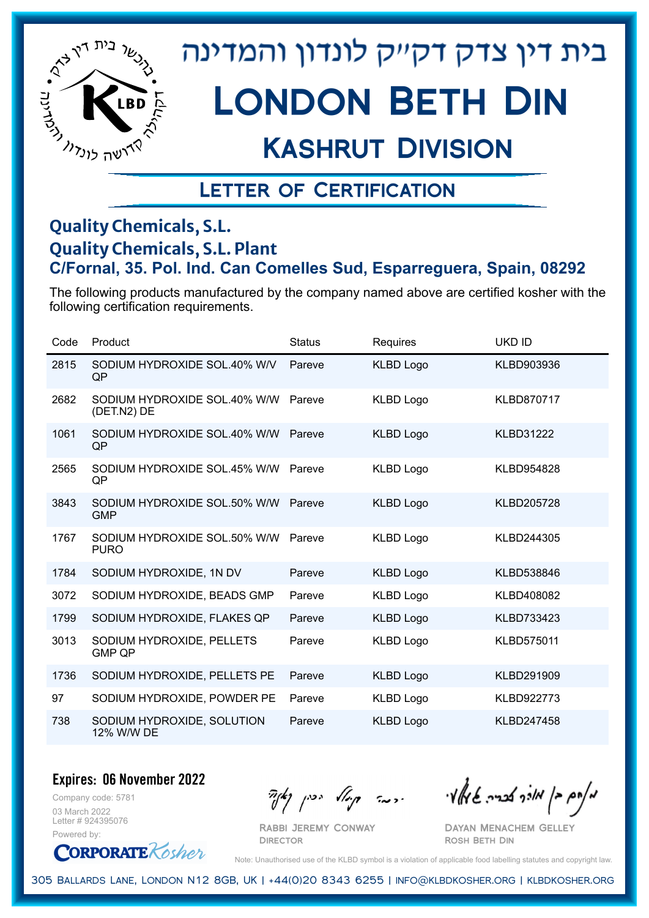# בית דין צדק דק"ק לונדון והמדינה

# London Beth Din

## Kashrut Division

### Letter of Certification

**Quality Chemicals, S.L.**
**Quality Chemicals, S.L. Plant**
**C/Fornal, 35. Pol. Ind. Can Comelles Sud, Esparreguera, Spain, 08292**

The following products manufactured by the company named above are certified kosher with the following certification requirements.

| Code | Product | Status | Requires | UKD ID |
|---|---|---|---|---|
| 2815 | SODIUM HYDROXIDE SOL.40% W/V QP | Pareve | KLBD Logo | KLBD903936 |
| 2682 | SODIUM HYDROXIDE SOL.40% W/W (DET.N2) DE | Pareve | KLBD Logo | KLBD870717 |
| 1061 | SODIUM HYDROXIDE SOL.40% W/W QP | Pareve | KLBD Logo | KLBD31222 |
| 2565 | SODIUM HYDROXIDE SOL.45% W/W QP | Pareve | KLBD Logo | KLBD954828 |
| 3843 | SODIUM HYDROXIDE SOL.50% W/W GMP | Pareve | KLBD Logo | KLBD205728 |
| 1767 | SODIUM HYDROXIDE SOL.50% W/W PURO | Pareve | KLBD Logo | KLBD244305 |
| 1784 | SODIUM HYDROXIDE, 1N DV | Pareve | KLBD Logo | KLBD538846 |
| 3072 | SODIUM HYDROXIDE, BEADS GMP | Pareve | KLBD Logo | KLBD408082 |
| 1799 | SODIUM HYDROXIDE, FLAKES QP | Pareve | KLBD Logo | KLBD733423 |
| 3013 | SODIUM HYDROXIDE, PELLETS GMP QP | Pareve | KLBD Logo | KLBD575011 |
| 1736 | SODIUM HYDROXIDE, PELLETS PE | Pareve | KLBD Logo | KLBD291909 |
| 97 | SODIUM HYDROXIDE, POWDER PE | Pareve | KLBD Logo | KLBD922773 |
| 738 | SODIUM HYDROXIDE, SOLUTION 12% W/W DE | Pareve | KLBD Logo | KLBD247458 |

**Expires: 06 November 2022**

Company code: 5781
03 March 2022
Letter # 924395076
Powered by: CorporateKosher

Rabbi Jeremy Conway
Director

Dayan Menachem Gelley
Rosh Beth Din

Note: Unauthorised use of the KLBD symbol is a violation of applicable food labelling statutes and copyright law.

305 Ballards Lane, London N12 8GB, UK | +44(0)20 8343 6255 | info@klbdkosher.org | klbdkosher.org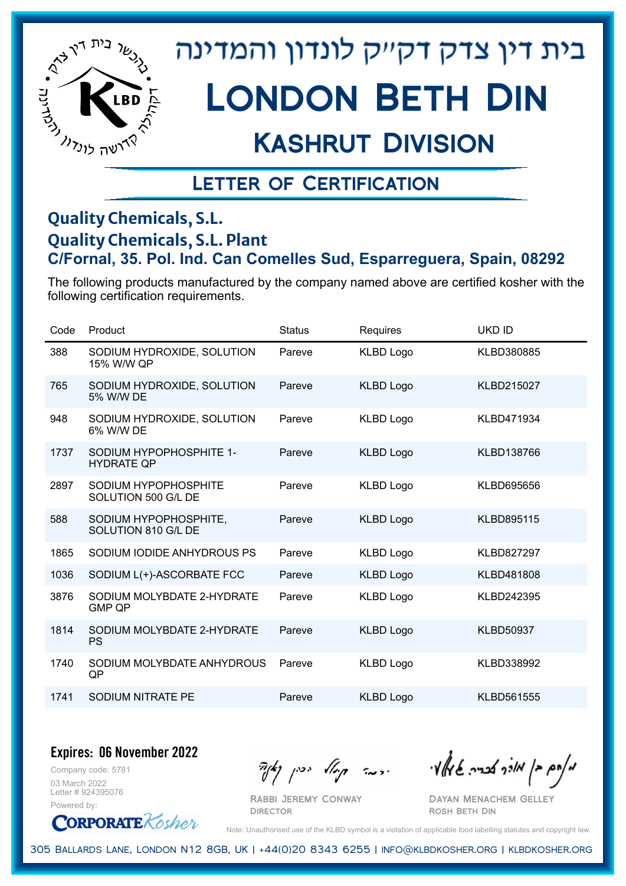# בית דין צדק דק״ק לונדון והמדינה

# London Beth Din

## Kashrut Division

### Letter of Certification

**Quality Chemicals, S.L.**
**Quality Chemicals, S.L. Plant**
**C/Fornal, 35. Pol. Ind. Can Comelles Sud, Esparreguera, Spain, 08292**

The following products manufactured by the company named above are certified kosher with the following certification requirements.

| Code | Product | Status | Requires | UKD ID |
|---|---|---|---|---|
| 388 | SODIUM HYDROXIDE, SOLUTION 15% W/W QP | Pareve | KLBD Logo | KLBD380885 |
| 765 | SODIUM HYDROXIDE, SOLUTION 5% W/W DE | Pareve | KLBD Logo | KLBD215027 |
| 948 | SODIUM HYDROXIDE, SOLUTION 6% W/W DE | Pareve | KLBD Logo | KLBD471934 |
| 1737 | SODIUM HYPOPHOSPHITE 1-HYDRATE QP | Pareve | KLBD Logo | KLBD138766 |
| 2897 | SODIUM HYPOPHOSPHITE SOLUTION 500 G/L DE | Pareve | KLBD Logo | KLBD695656 |
| 588 | SODIUM HYPOPHOSPHITE, SOLUTION 810 G/L DE | Pareve | KLBD Logo | KLBD895115 |
| 1865 | SODIUM IODIDE ANHYDROUS PS | Pareve | KLBD Logo | KLBD827297 |
| 1036 | SODIUM L(+)-ASCORBATE FCC | Pareve | KLBD Logo | KLBD481808 |
| 3876 | SODIUM MOLYBDATE 2-HYDRATE GMP QP | Pareve | KLBD Logo | KLBD242395 |
| 1814 | SODIUM MOLYBDATE 2-HYDRATE PS | Pareve | KLBD Logo | KLBD50937 |
| 1740 | SODIUM MOLYBDATE ANHYDROUS QP | Pareve | KLBD Logo | KLBD338992 |
| 1741 | SODIUM NITRATE PE | Pareve | KLBD Logo | KLBD561555 |

**Expires: 06 November 2022**

Company code: 5781
03 March 2022
Letter # 924395076
Powered by: CorporateKosher

Rabbi Jeremy Conway
Director

Dayan Menachem Gelley
Rosh Beth Din

Note: Unauthorised use of the KLBD symbol is a violation of applicable food labelling statutes and copyright law.

305 Ballards Lane, London N12 8GB, UK | +44(0)20 8343 6255 | info@klbdkosher.org | klbdkosher.org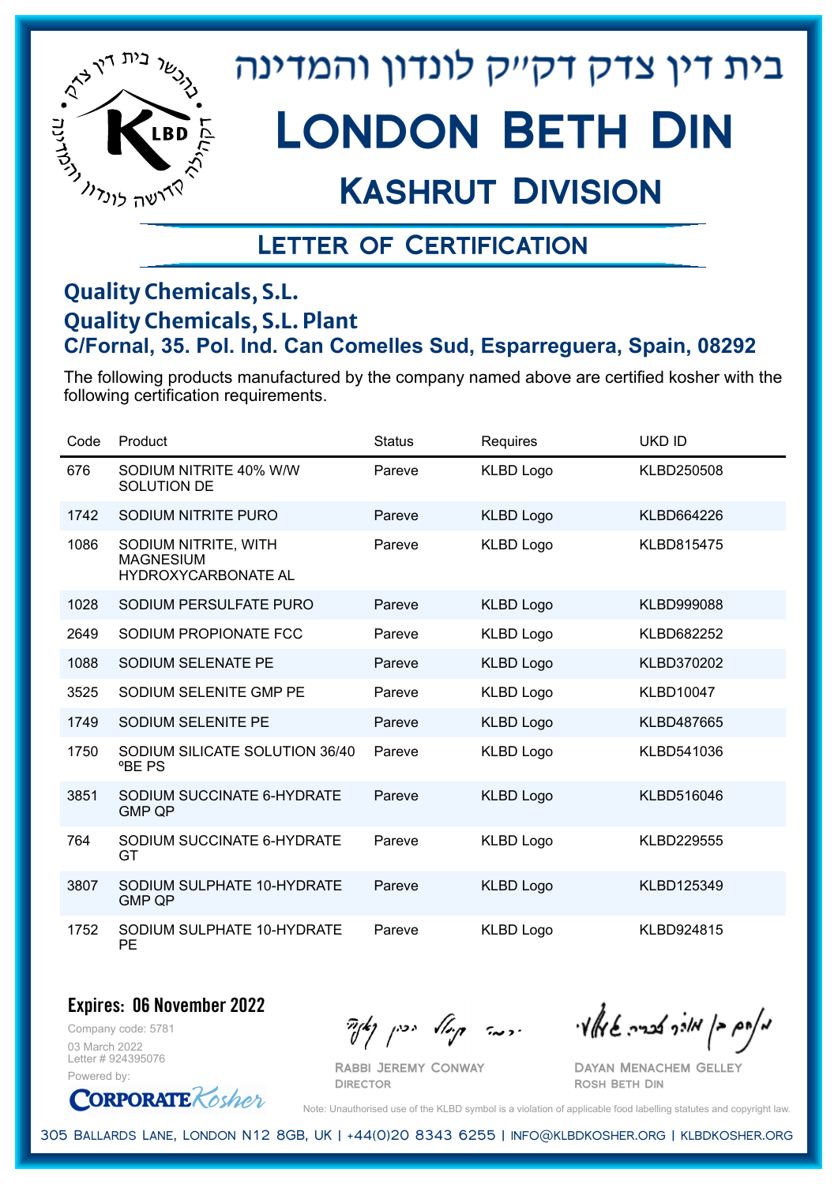# בית דין צדק דק"ק לונדון והמדינה

# London Beth Din

## Kashrut Division

### Letter of Certification

**Quality Chemicals, S.L.**
**Quality Chemicals, S.L. Plant**
**C/Fornal, 35. Pol. Ind. Can Comelles Sud, Esparreguera, Spain, 08292**

The following products manufactured by the company named above are certified kosher with the following certification requirements.

| Code | Product | Status | Requires | UKD ID |
|---|---|---|---|---|
| 676 | SODIUM NITRITE 40% W/W SOLUTION DE | Pareve | KLBD Logo | KLBD250508 |
| 1742 | SODIUM NITRITE PURO | Pareve | KLBD Logo | KLBD664226 |
| 1086 | SODIUM NITRITE, WITH MAGNESIUM HYDROXYCARBONATE AL | Pareve | KLBD Logo | KLBD815475 |
| 1028 | SODIUM PERSULFATE PURO | Pareve | KLBD Logo | KLBD999088 |
| 2649 | SODIUM PROPIONATE FCC | Pareve | KLBD Logo | KLBD682252 |
| 1088 | SODIUM SELENATE PE | Pareve | KLBD Logo | KLBD370202 |
| 3525 | SODIUM SELENITE GMP PE | Pareve | KLBD Logo | KLBD10047 |
| 1749 | SODIUM SELENITE PE | Pareve | KLBD Logo | KLBD487665 |
| 1750 | SODIUM SILICATE SOLUTION 36/40 ºBE PS | Pareve | KLBD Logo | KLBD541036 |
| 3851 | SODIUM SUCCINATE 6-HYDRATE GMP QP | Pareve | KLBD Logo | KLBD516046 |
| 764 | SODIUM SUCCINATE 6-HYDRATE GT | Pareve | KLBD Logo | KLBD229555 |
| 3807 | SODIUM SULPHATE 10-HYDRATE GMP QP | Pareve | KLBD Logo | KLBD125349 |
| 1752 | SODIUM SULPHATE 10-HYDRATE PE | Pareve | KLBD Logo | KLBD924815 |

**Expires: 06 November 2022**

Company code: 5781
03 March 2022
Letter # 924395076
Powered by: CorporateKosher

Rabbi Jeremy Conway
Director

Dayan Menachem Gelley
Rosh Beth Din

Note: Unauthorised use of the KLBD symbol is a violation of applicable food labelling statutes and copyright law.

305 Ballards Lane, London N12 8GB, UK | +44(0)20 8343 6255 | info@klbdkosher.org | klbdkosher.org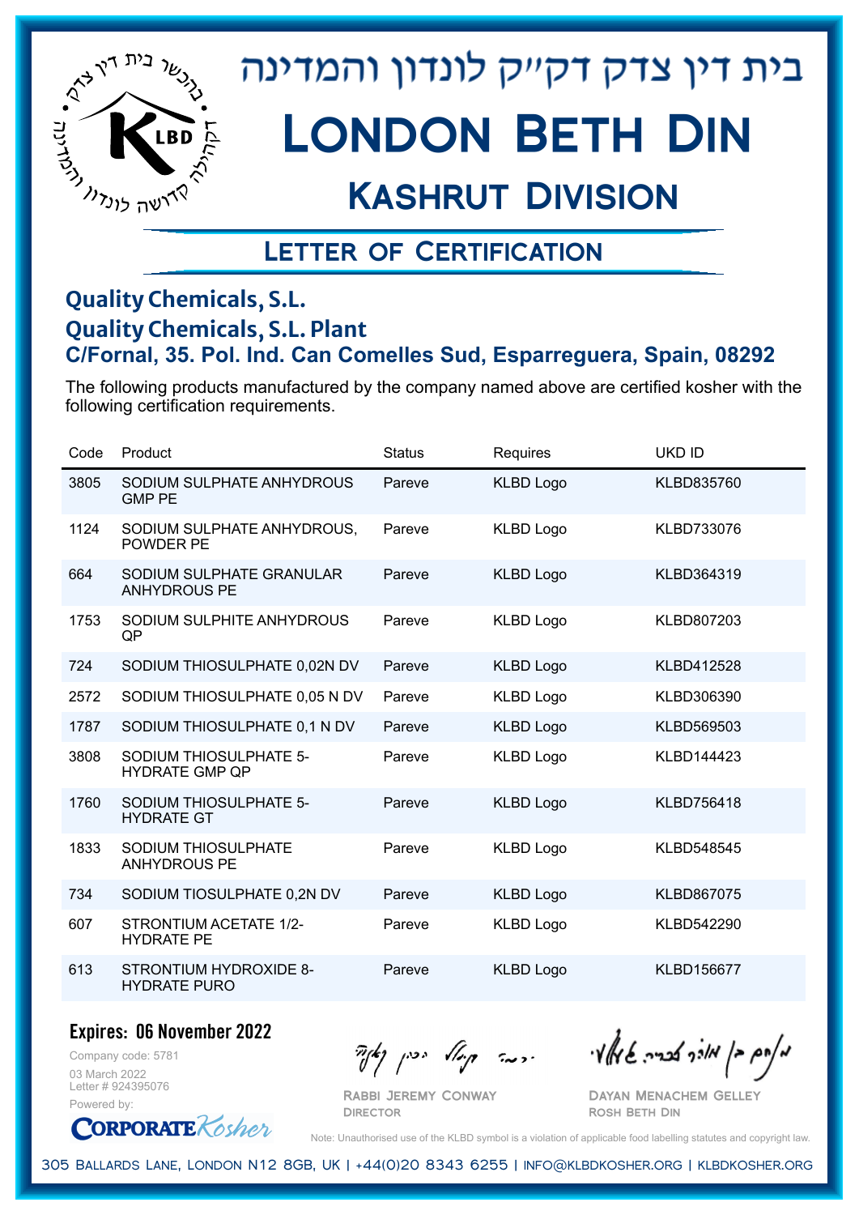# בית דין צדק דקייק לונדון והמדינה

# London Beth Din

## Kashrut Division

### Letter of Certification

**Quality Chemicals, S.L.**
**Quality Chemicals, S.L. Plant**
**C/Fornal, 35. Pol. Ind. Can Comelles Sud, Esparreguera, Spain, 08292**

The following products manufactured by the company named above are certified kosher with the following certification requirements.

| Code | Product | Status | Requires | UKD ID |
|---|---|---|---|---|
| 3805 | SODIUM SULPHATE ANHYDROUS GMP PE | Pareve | KLBD Logo | KLBD835760 |
| 1124 | SODIUM SULPHATE ANHYDROUS, POWDER PE | Pareve | KLBD Logo | KLBD733076 |
| 664 | SODIUM SULPHATE GRANULAR ANHYDROUS PE | Pareve | KLBD Logo | KLBD364319 |
| 1753 | SODIUM SULPHITE ANHYDROUS QP | Pareve | KLBD Logo | KLBD807203 |
| 724 | SODIUM THIOSULPHATE 0,02N DV | Pareve | KLBD Logo | KLBD412528 |
| 2572 | SODIUM THIOSULPHATE 0,05 N DV | Pareve | KLBD Logo | KLBD306390 |
| 1787 | SODIUM THIOSULPHATE 0,1 N DV | Pareve | KLBD Logo | KLBD569503 |
| 3808 | SODIUM THIOSULPHATE 5-HYDRATE GMP QP | Pareve | KLBD Logo | KLBD144423 |
| 1760 | SODIUM THIOSULPHATE 5-HYDRATE GT | Pareve | KLBD Logo | KLBD756418 |
| 1833 | SODIUM THIOSULPHATE ANHYDROUS PE | Pareve | KLBD Logo | KLBD548545 |
| 734 | SODIUM TIOSULPHATE 0,2N DV | Pareve | KLBD Logo | KLBD867075 |
| 607 | STRONTIUM ACETATE 1/2-HYDRATE PE | Pareve | KLBD Logo | KLBD542290 |
| 613 | STRONTIUM HYDROXIDE 8-HYDRATE PURO | Pareve | KLBD Logo | KLBD156677 |

**Expires: 06 November 2022**

Company code: 5781
03 March 2022
Letter # 924395076
Powered by: CorporateKosher

Rabbi Jeremy Conway
Director

Dayan Menachem Gelley
Rosh Beth Din

Note: Unauthorised use of the KLBD symbol is a violation of applicable food labelling statutes and copyright law.

305 Ballards Lane, London N12 8GB, UK | +44(0)20 8343 6255 | info@klbdkosher.org | klbdkosher.org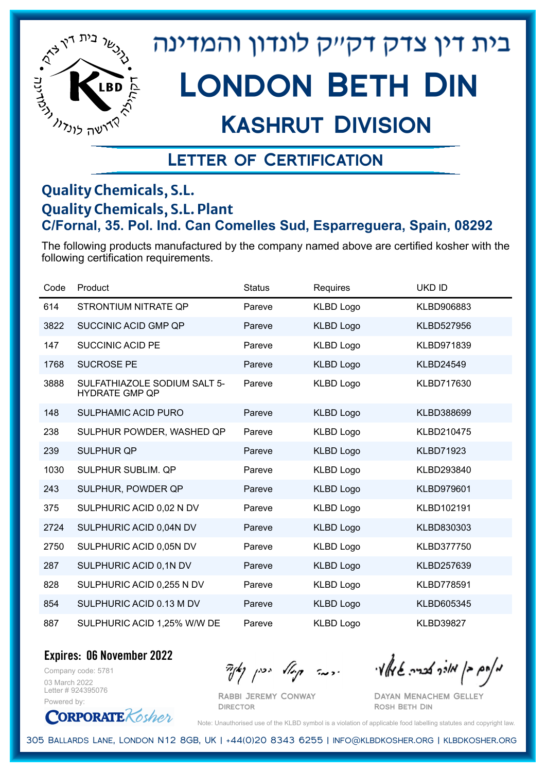# בית דין צדק דקייק לונדון והמדינה

# London Beth Din

## Kashrut Division

### Letter of Certification

**Quality Chemicals, S.L.**
**Quality Chemicals, S.L. Plant**
**C/Fornal, 35. Pol. Ind. Can Comelles Sud, Esparreguera, Spain, 08292**

The following products manufactured by the company named above are certified kosher with the following certification requirements.

| Code | Product | Status | Requires | UKD ID |
|---|---|---|---|---|
| 614 | STRONTIUM NITRATE QP | Pareve | KLBD Logo | KLBD906883 |
| 3822 | SUCCINIC ACID GMP QP | Pareve | KLBD Logo | KLBD527956 |
| 147 | SUCCINIC ACID PE | Pareve | KLBD Logo | KLBD971839 |
| 1768 | SUCROSE PE | Pareve | KLBD Logo | KLBD24549 |
| 3888 | SULFATHIAZOLE SODIUM SALT 5-HYDRATE GMP QP | Pareve | KLBD Logo | KLBD717630 |
| 148 | SULPHAMIC ACID PURO | Pareve | KLBD Logo | KLBD388699 |
| 238 | SULPHUR POWDER, WASHED QP | Pareve | KLBD Logo | KLBD210475 |
| 239 | SULPHUR QP | Pareve | KLBD Logo | KLBD71923 |
| 1030 | SULPHUR SUBLIM. QP | Pareve | KLBD Logo | KLBD293840 |
| 243 | SULPHUR, POWDER QP | Pareve | KLBD Logo | KLBD979601 |
| 375 | SULPHURIC ACID 0,02 N DV | Pareve | KLBD Logo | KLBD102191 |
| 2724 | SULPHURIC ACID 0,04N DV | Pareve | KLBD Logo | KLBD830303 |
| 2750 | SULPHURIC ACID 0,05N DV | Pareve | KLBD Logo | KLBD377750 |
| 287 | SULPHURIC ACID 0,1N DV | Pareve | KLBD Logo | KLBD257639 |
| 828 | SULPHURIC ACID 0,255 N DV | Pareve | KLBD Logo | KLBD778591 |
| 854 | SULPHURIC ACID 0.13 M DV | Pareve | KLBD Logo | KLBD605345 |
| 887 | SULPHURIC ACID 1,25% W/W DE | Pareve | KLBD Logo | KLBD39827 |

**Expires: 06 November 2022**

Company code: 5781
03 March 2022
Letter # 924395076
Powered by: CorporateKosher

Rabbi Jeremy Conway
Director

Dayan Menachem Gelley
Rosh Beth Din

Note: Unauthorised use of the KLBD symbol is a violation of applicable food labelling statutes and copyright law.

305 Ballards Lane, London N12 8GB, UK | +44(0)20 8343 6255 | info@klbdkosher.org | klbdkosher.org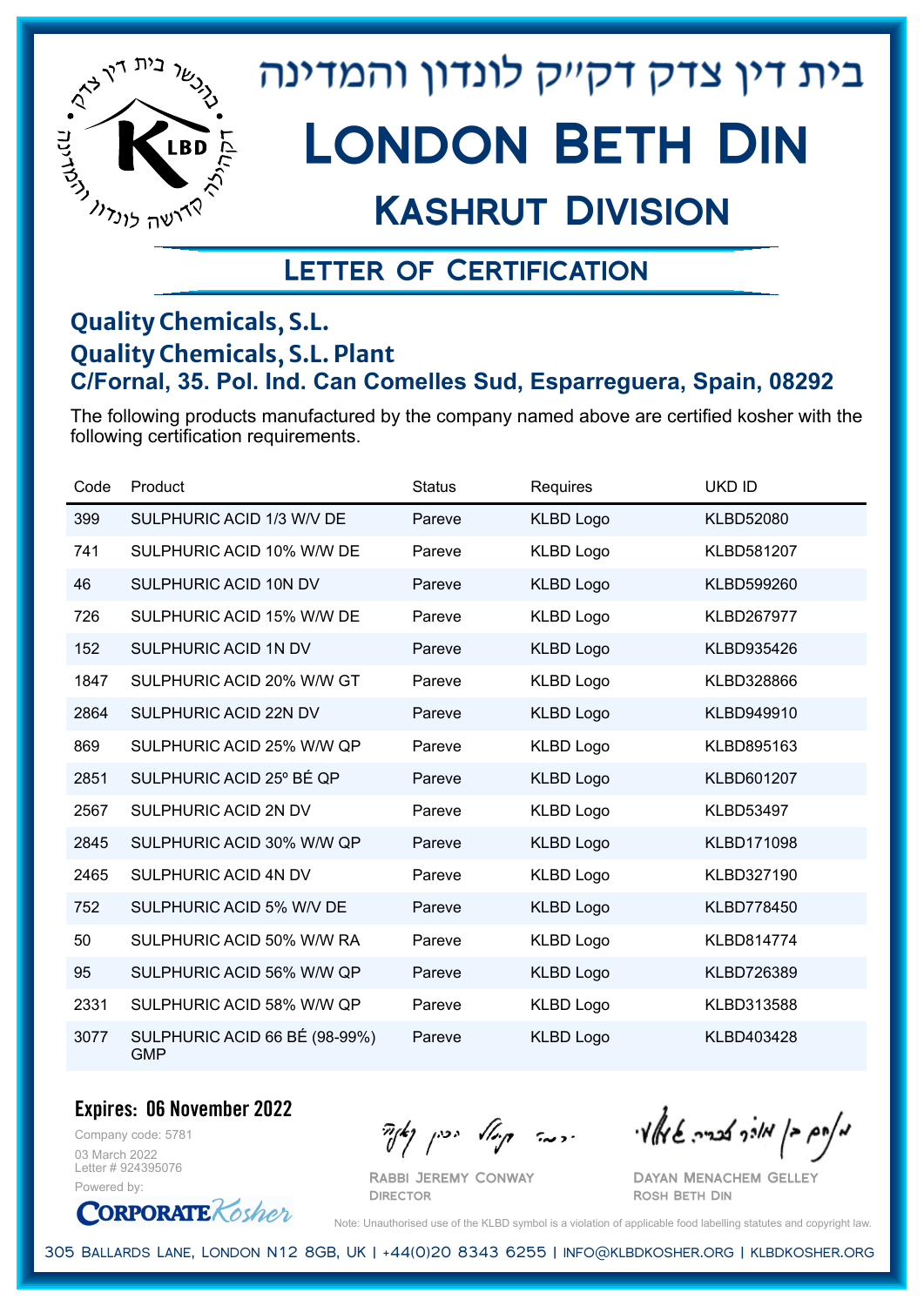# בית דין צדק דקײק לונדון והמדינה

# London Beth Din

## Kashrut Division

### Letter of Certification

**Quality Chemicals, S.L.**
**Quality Chemicals, S.L. Plant**
**C/Fornal, 35. Pol. Ind. Can Comelles Sud, Esparreguera, Spain, 08292**

The following products manufactured by the company named above are certified kosher with the following certification requirements.

| Code | Product | Status | Requires | UKD ID |
|---|---|---|---|---|
| 399 | SULPHURIC ACID 1/3 W/V DE | Pareve | KLBD Logo | KLBD52080 |
| 741 | SULPHURIC ACID 10% W/W DE | Pareve | KLBD Logo | KLBD581207 |
| 46 | SULPHURIC ACID 10N DV | Pareve | KLBD Logo | KLBD599260 |
| 726 | SULPHURIC ACID 15% W/W DE | Pareve | KLBD Logo | KLBD267977 |
| 152 | SULPHURIC ACID 1N DV | Pareve | KLBD Logo | KLBD935426 |
| 1847 | SULPHURIC ACID 20% W/W GT | Pareve | KLBD Logo | KLBD328866 |
| 2864 | SULPHURIC ACID 22N DV | Pareve | KLBD Logo | KLBD949910 |
| 869 | SULPHURIC ACID 25% W/W QP | Pareve | KLBD Logo | KLBD895163 |
| 2851 | SULPHURIC ACID 25º BÉ QP | Pareve | KLBD Logo | KLBD601207 |
| 2567 | SULPHURIC ACID 2N DV | Pareve | KLBD Logo | KLBD53497 |
| 2845 | SULPHURIC ACID 30% W/W QP | Pareve | KLBD Logo | KLBD171098 |
| 2465 | SULPHURIC ACID 4N DV | Pareve | KLBD Logo | KLBD327190 |
| 752 | SULPHURIC ACID 5% W/V DE | Pareve | KLBD Logo | KLBD778450 |
| 50 | SULPHURIC ACID 50% W/W RA | Pareve | KLBD Logo | KLBD814774 |
| 95 | SULPHURIC ACID 56% W/W QP | Pareve | KLBD Logo | KLBD726389 |
| 2331 | SULPHURIC ACID 58% W/W QP | Pareve | KLBD Logo | KLBD313588 |
| 3077 | SULPHURIC ACID 66 BÉ (98-99%) GMP | Pareve | KLBD Logo | KLBD403428 |

**Expires: 06 November 2022**

Company code: 5781
03 March 2022
Letter # 924395076
Powered by: CorporateKosher

Rabbi Jeremy Conway
Director

Dayan Menachem Gelley
Rosh Beth Din

Note: Unauthorised use of the KLBD symbol is a violation of applicable food labelling statutes and copyright law.

305 Ballards Lane, London N12 8GB, UK | +44(0)20 8343 6255 | info@klbdkosher.org | klbdkosher.org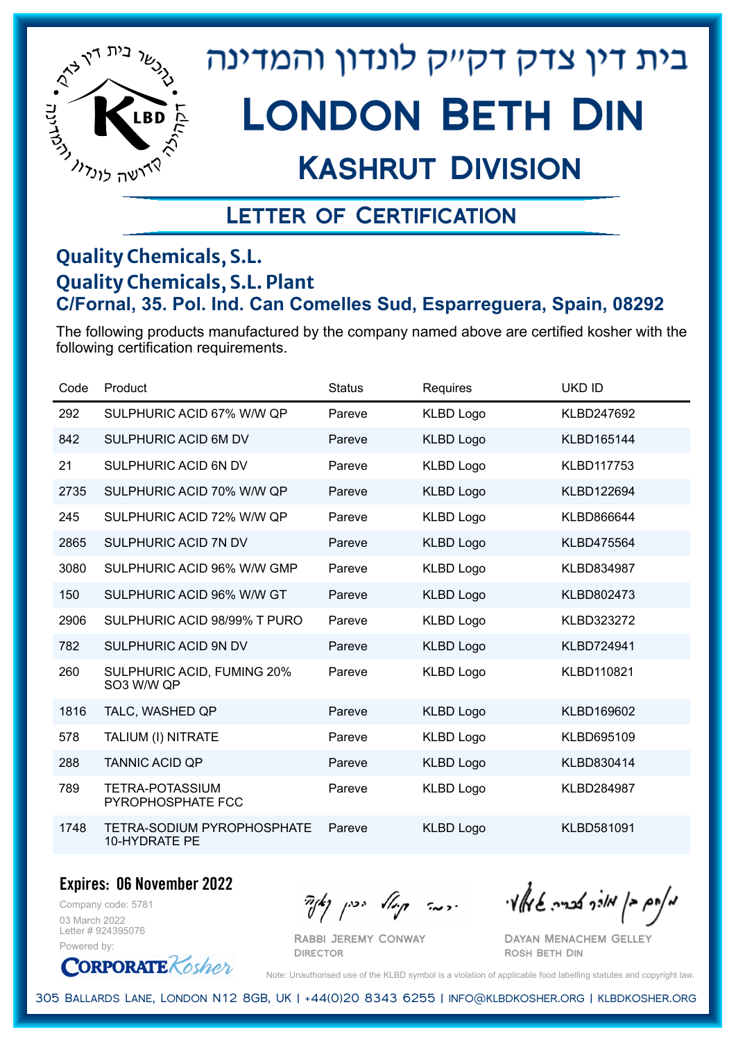# בית דין צדק דקי"ק לונדון והמדינה

# London Beth Din

## Kashrut Division

### Letter of Certification

**Quality Chemicals, S.L.**
**Quality Chemicals, S.L. Plant**
**C/Fornal, 35. Pol. Ind. Can Comelles Sud, Esparreguera, Spain, 08292**

The following products manufactured by the company named above are certified kosher with the following certification requirements.

| Code | Product | Status | Requires | UKD ID |
|---|---|---|---|---|
| 292 | SULPHURIC ACID 67% W/W QP | Pareve | KLBD Logo | KLBD247692 |
| 842 | SULPHURIC ACID 6M DV | Pareve | KLBD Logo | KLBD165144 |
| 21 | SULPHURIC ACID 6N DV | Pareve | KLBD Logo | KLBD117753 |
| 2735 | SULPHURIC ACID 70% W/W QP | Pareve | KLBD Logo | KLBD122694 |
| 245 | SULPHURIC ACID 72% W/W QP | Pareve | KLBD Logo | KLBD866644 |
| 2865 | SULPHURIC ACID 7N DV | Pareve | KLBD Logo | KLBD475564 |
| 3080 | SULPHURIC ACID 96% W/W GMP | Pareve | KLBD Logo | KLBD834987 |
| 150 | SULPHURIC ACID 96% W/W GT | Pareve | KLBD Logo | KLBD802473 |
| 2906 | SULPHURIC ACID 98/99% T PURO | Pareve | KLBD Logo | KLBD323272 |
| 782 | SULPHURIC ACID 9N DV | Pareve | KLBD Logo | KLBD724941 |
| 260 | SULPHURIC ACID, FUMING 20% SO3 W/W QP | Pareve | KLBD Logo | KLBD110821 |
| 1816 | TALC, WASHED QP | Pareve | KLBD Logo | KLBD169602 |
| 578 | TALIUM (I) NITRATE | Pareve | KLBD Logo | KLBD695109 |
| 288 | TANNIC ACID QP | Pareve | KLBD Logo | KLBD830414 |
| 789 | TETRA-POTASSIUM PYROPHOSPHATE FCC | Pareve | KLBD Logo | KLBD284987 |
| 1748 | TETRA-SODIUM PYROPHOSPHATE 10-HYDRATE PE | Pareve | KLBD Logo | KLBD581091 |

**Expires: 06 November 2022**

Company code: 5781
03 March 2022
Letter # 924395076
Powered by: CorporateKosher

Rabbi Jeremy Conway
Director

Dayan Menachem Gelley
Rosh Beth Din

Note: Unauthorised use of the KLBD symbol is a violation of applicable food labelling statutes and copyright law.

305 Ballards Lane, London N12 8GB, UK | +44(0)20 8343 6255 | info@klbdkosher.org | klbdkosher.org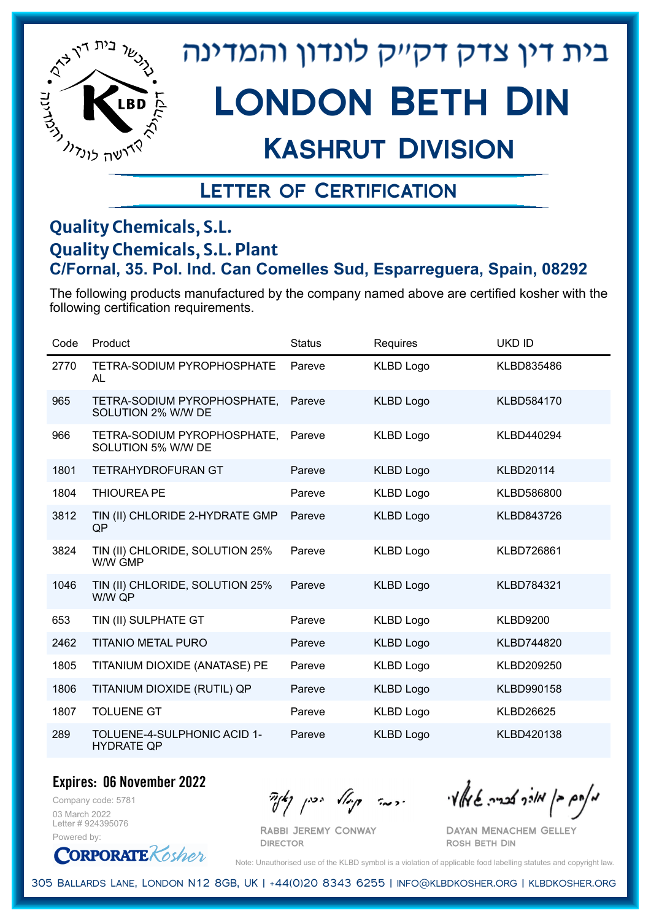# בית דין צדק דק"ק לונדון והמדינה

# London Beth Din

## Kashrut Division

### Letter of Certification

**Quality Chemicals, S.L.**
**Quality Chemicals, S.L. Plant**
**C/Fornal, 35. Pol. Ind. Can Comelles Sud, Esparreguera, Spain, 08292**

The following products manufactured by the company named above are certified kosher with the following certification requirements.

| Code | Product | Status | Requires | UKD ID |
|---|---|---|---|---|
| 2770 | TETRA-SODIUM PYROPHOSPHATE AL | Pareve | KLBD Logo | KLBD835486 |
| 965 | TETRA-SODIUM PYROPHOSPHATE, SOLUTION 2% W/W DE | Pareve | KLBD Logo | KLBD584170 |
| 966 | TETRA-SODIUM PYROPHOSPHATE, SOLUTION 5% W/W DE | Pareve | KLBD Logo | KLBD440294 |
| 1801 | TETRAHYDROFURAN GT | Pareve | KLBD Logo | KLBD20114 |
| 1804 | THIOUREA PE | Pareve | KLBD Logo | KLBD586800 |
| 3812 | TIN (II) CHLORIDE 2-HYDRATE GMP QP | Pareve | KLBD Logo | KLBD843726 |
| 3824 | TIN (II) CHLORIDE, SOLUTION 25% W/W GMP | Pareve | KLBD Logo | KLBD726861 |
| 1046 | TIN (II) CHLORIDE, SOLUTION 25% W/W QP | Pareve | KLBD Logo | KLBD784321 |
| 653 | TIN (II) SULPHATE GT | Pareve | KLBD Logo | KLBD9200 |
| 2462 | TITANIO METAL PURO | Pareve | KLBD Logo | KLBD744820 |
| 1805 | TITANIUM DIOXIDE (ANATASE) PE | Pareve | KLBD Logo | KLBD209250 |
| 1806 | TITANIUM DIOXIDE (RUTIL) QP | Pareve | KLBD Logo | KLBD990158 |
| 1807 | TOLUENE GT | Pareve | KLBD Logo | KLBD26625 |
| 289 | TOLUENE-4-SULPHONIC ACID 1-HYDRATE QP | Pareve | KLBD Logo | KLBD420138 |

**Expires: 06 November 2022**

Company code: 5781
03 March 2022
Letter # 924395076
Powered by: CorporateKosher

Rabbi Jeremy Conway
Director

Dayan Menachem Gelley
Rosh Beth Din

Note: Unauthorised use of the KLBD symbol is a violation of applicable food labelling statutes and copyright law.

305 Ballards Lane, London N12 8GB, UK | +44(0)20 8343 6255 | info@klbdkosher.org | klbdkosher.org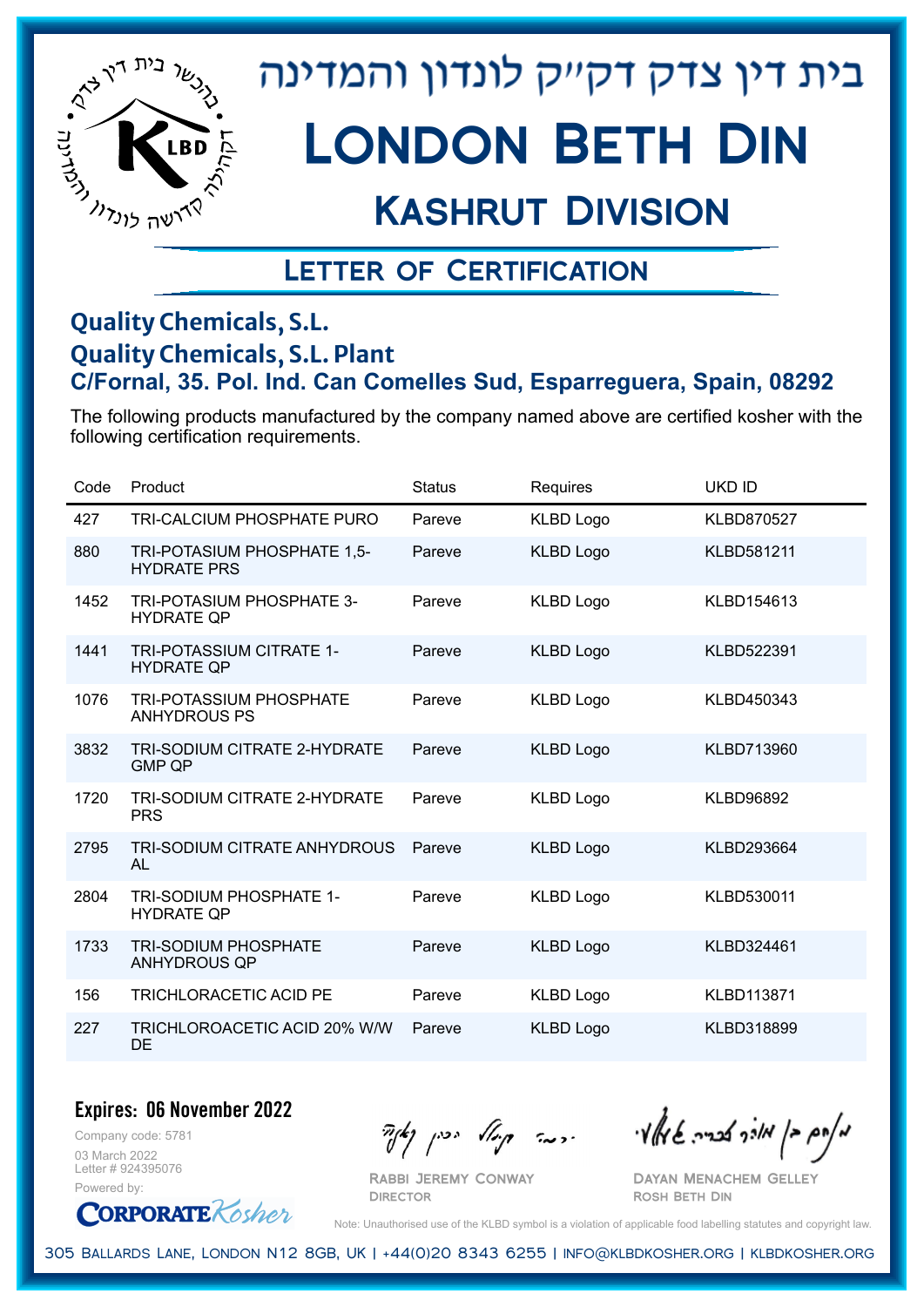בית דין צדק דק״ק לונדון והמדינה

# London Beth Din

## Kashrut Division

### Letter of Certification

**Quality Chemicals, S.L.**
**Quality Chemicals, S.L. Plant**
**C/Fornal, 35. Pol. Ind. Can Comelles Sud, Esparreguera, Spain, 08292**

The following products manufactured by the company named above are certified kosher with the following certification requirements.

| Code | Product | Status | Requires | UKD ID |
|---|---|---|---|---|
| 427 | TRI-CALCIUM PHOSPHATE PURO | Pareve | KLBD Logo | KLBD870527 |
| 880 | TRI-POTASIUM PHOSPHATE 1,5-HYDRATE PRS | Pareve | KLBD Logo | KLBD581211 |
| 1452 | TRI-POTASIUM PHOSPHATE 3-HYDRATE QP | Pareve | KLBD Logo | KLBD154613 |
| 1441 | TRI-POTASSIUM CITRATE 1-HYDRATE QP | Pareve | KLBD Logo | KLBD522391 |
| 1076 | TRI-POTASSIUM PHOSPHATE ANHYDROUS PS | Pareve | KLBD Logo | KLBD450343 |
| 3832 | TRI-SODIUM CITRATE 2-HYDRATE GMP QP | Pareve | KLBD Logo | KLBD713960 |
| 1720 | TRI-SODIUM CITRATE 2-HYDRATE PRS | Pareve | KLBD Logo | KLBD96892 |
| 2795 | TRI-SODIUM CITRATE ANHYDROUS AL | Pareve | KLBD Logo | KLBD293664 |
| 2804 | TRI-SODIUM PHOSPHATE 1-HYDRATE QP | Pareve | KLBD Logo | KLBD530011 |
| 1733 | TRI-SODIUM PHOSPHATE ANHYDROUS QP | Pareve | KLBD Logo | KLBD324461 |
| 156 | TRICHLORACETIC ACID PE | Pareve | KLBD Logo | KLBD113871 |
| 227 | TRICHLOROACETIC ACID 20% W/W DE | Pareve | KLBD Logo | KLBD318899 |

**Expires: 06 November 2022**

Company code: 5781
03 March 2022
Letter # 924395076
Powered by: CorporateKosher

Rabbi Jeremy Conway
Director

Dayan Menachem Gelley
Rosh Beth Din

Note: Unauthorised use of the KLBD symbol is a violation of applicable food labelling statutes and copyright law.

305 Ballards Lane, London N12 8GB, UK | +44(0)20 8343 6255 | info@klbdkosher.org | klbdkosher.org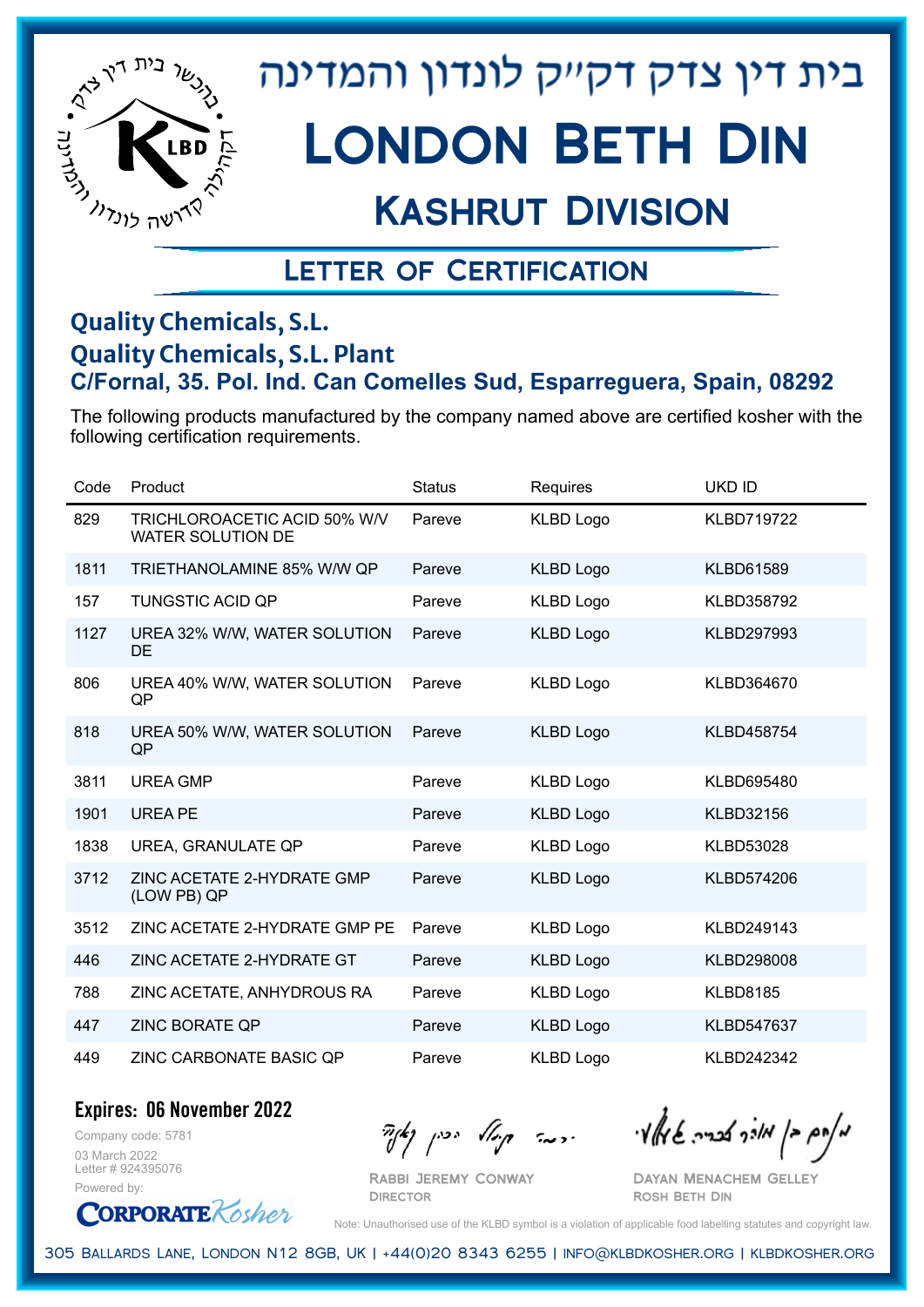# בית דין צדק דק"ק לונדון והמדינה

# London Beth Din

## Kashrut Division

### Letter of Certification

**Quality Chemicals, S.L.**
**Quality Chemicals, S.L. Plant**
**C/Fornal, 35. Pol. Ind. Can Comelles Sud, Esparreguera, Spain, 08292**

The following products manufactured by the company named above are certified kosher with the following certification requirements.

| Code | Product | Status | Requires | UKD ID |
|---|---|---|---|---|
| 829 | TRICHLOROACETIC ACID 50% W/V WATER SOLUTION DE | Pareve | KLBD Logo | KLBD719722 |
| 1811 | TRIETHANOLAMINE 85% W/W QP | Pareve | KLBD Logo | KLBD61589 |
| 157 | TUNGSTIC ACID QP | Pareve | KLBD Logo | KLBD358792 |
| 1127 | UREA 32% W/W, WATER SOLUTION DE | Pareve | KLBD Logo | KLBD297993 |
| 806 | UREA 40% W/W, WATER SOLUTION QP | Pareve | KLBD Logo | KLBD364670 |
| 818 | UREA 50% W/W, WATER SOLUTION QP | Pareve | KLBD Logo | KLBD458754 |
| 3811 | UREA GMP | Pareve | KLBD Logo | KLBD695480 |
| 1901 | UREA PE | Pareve | KLBD Logo | KLBD32156 |
| 1838 | UREA, GRANULATE QP | Pareve | KLBD Logo | KLBD53028 |
| 3712 | ZINC ACETATE 2-HYDRATE GMP (LOW PB) QP | Pareve | KLBD Logo | KLBD574206 |
| 3512 | ZINC ACETATE 2-HYDRATE GMP PE | Pareve | KLBD Logo | KLBD249143 |
| 446 | ZINC ACETATE 2-HYDRATE GT | Pareve | KLBD Logo | KLBD298008 |
| 788 | ZINC ACETATE, ANHYDROUS RA | Pareve | KLBD Logo | KLBD8185 |
| 447 | ZINC BORATE QP | Pareve | KLBD Logo | KLBD547637 |
| 449 | ZINC CARBONATE BASIC QP | Pareve | KLBD Logo | KLBD242342 |

**Expires: 06 November 2022**

Company code: 5781
03 March 2022
Letter # 924395076
Powered by: CorporateKosher

Rabbi Jeremy Conway
Director

Dayan Menachem Gelley
Rosh Beth Din

Note: Unauthorised use of the KLBD symbol is a violation of applicable food labelling statutes and copyright law.

305 Ballards Lane, London N12 8GB, UK | +44(0)20 8343 6255 | info@klbdkosher.org | klbdkosher.org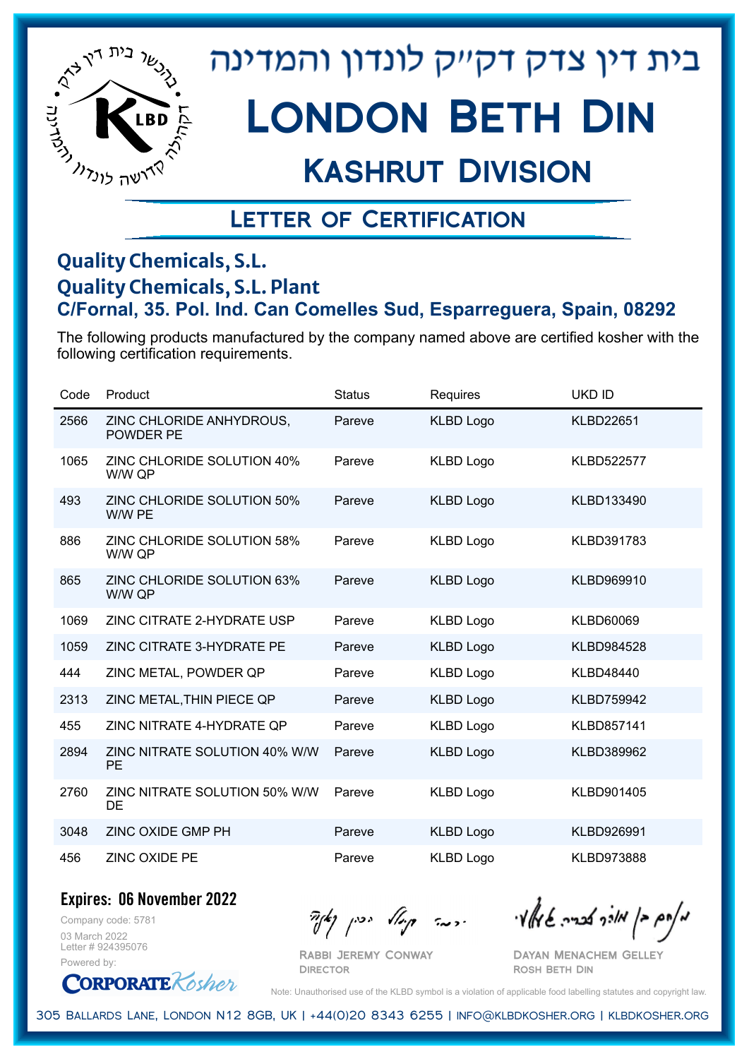# בית דין צדק דק״ק לונדון והמדינה

# London Beth Din

## Kashrut Division

### Letter of Certification

**Quality Chemicals, S.L.**
**Quality Chemicals, S.L. Plant**
**C/Fornal, 35. Pol. Ind. Can Comelles Sud, Esparreguera, Spain, 08292**

The following products manufactured by the company named above are certified kosher with the following certification requirements.

| Code | Product | Status | Requires | UKD ID |
|---|---|---|---|---|
| 2566 | ZINC CHLORIDE ANHYDROUS, POWDER PE | Pareve | KLBD Logo | KLBD22651 |
| 1065 | ZINC CHLORIDE SOLUTION 40% W/W QP | Pareve | KLBD Logo | KLBD522577 |
| 493 | ZINC CHLORIDE SOLUTION 50% W/W PE | Pareve | KLBD Logo | KLBD133490 |
| 886 | ZINC CHLORIDE SOLUTION 58% W/W QP | Pareve | KLBD Logo | KLBD391783 |
| 865 | ZINC CHLORIDE SOLUTION 63% W/W QP | Pareve | KLBD Logo | KLBD969910 |
| 1069 | ZINC CITRATE 2-HYDRATE USP | Pareve | KLBD Logo | KLBD60069 |
| 1059 | ZINC CITRATE 3-HYDRATE PE | Pareve | KLBD Logo | KLBD984528 |
| 444 | ZINC METAL, POWDER QP | Pareve | KLBD Logo | KLBD48440 |
| 2313 | ZINC METAL,THIN PIECE QP | Pareve | KLBD Logo | KLBD759942 |
| 455 | ZINC NITRATE 4-HYDRATE QP | Pareve | KLBD Logo | KLBD857141 |
| 2894 | ZINC NITRATE SOLUTION 40% W/W PE | Pareve | KLBD Logo | KLBD389962 |
| 2760 | ZINC NITRATE SOLUTION 50% W/W DE | Pareve | KLBD Logo | KLBD901405 |
| 3048 | ZINC OXIDE GMP PH | Pareve | KLBD Logo | KLBD926991 |
| 456 | ZINC OXIDE PE | Pareve | KLBD Logo | KLBD973888 |

**Expires: 06 November 2022**

Company code: 5781
03 March 2022
Letter # 924395076
Powered by: CorporateKosher

Rabbi Jeremy Conway
Director

Dayan Menachem Gelley
Rosh Beth Din

Note: Unauthorised use of the KLBD symbol is a violation of applicable food labelling statutes and copyright law.

305 Ballards Lane, London N12 8GB, UK | +44(0)20 8343 6255 | info@klbdkosher.org | klbdkosher.org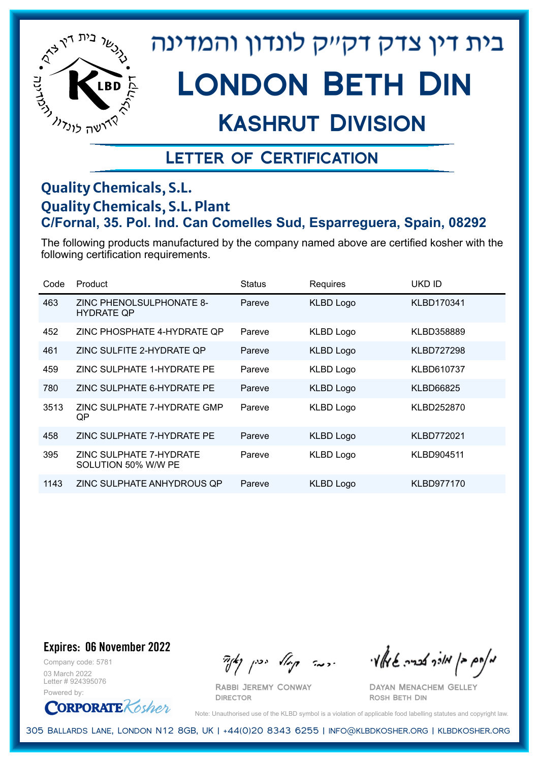בית דין צדק דק"ק לונדון והמדינה

# London Beth Din

## Kashrut Division

### Letter of Certification

**Quality Chemicals, S.L.**
**Quality Chemicals, S.L. Plant**
**C/Fornal, 35. Pol. Ind. Can Comelles Sud, Esparreguera, Spain, 08292**

The following products manufactured by the company named above are certified kosher with the following certification requirements.

| Code | Product | Status | Requires | UKD ID |
|---|---|---|---|---|
| 463 | ZINC PHENOLSULPHONATE 8-HYDRATE QP | Pareve | KLBD Logo | KLBD170341 |
| 452 | ZINC PHOSPHATE 4-HYDRATE QP | Pareve | KLBD Logo | KLBD358889 |
| 461 | ZINC SULFITE 2-HYDRATE QP | Pareve | KLBD Logo | KLBD727298 |
| 459 | ZINC SULPHATE 1-HYDRATE PE | Pareve | KLBD Logo | KLBD610737 |
| 780 | ZINC SULPHATE 6-HYDRATE PE | Pareve | KLBD Logo | KLBD66825 |
| 3513 | ZINC SULPHATE 7-HYDRATE GMP QP | Pareve | KLBD Logo | KLBD252870 |
| 458 | ZINC SULPHATE 7-HYDRATE PE | Pareve | KLBD Logo | KLBD772021 |
| 395 | ZINC SULPHATE 7-HYDRATE SOLUTION 50% W/W PE | Pareve | KLBD Logo | KLBD904511 |
| 1143 | ZINC SULPHATE ANHYDROUS QP | Pareve | KLBD Logo | KLBD977170 |

**Expires: 06 November 2022**

Company code: 5781
03 March 2022
Letter # 924395076
Powered by: CorporateKosher

Rabbi Jeremy Conway
Director

Dayan Menachem Gelley
Rosh Beth Din

Note: Unauthorised use of the KLBD symbol is a violation of applicable food labelling statutes and copyright law.

305 Ballards Lane, London N12 8GB, UK | +44(0)20 8343 6255 | info@klbdkosher.org | klbdkosher.org